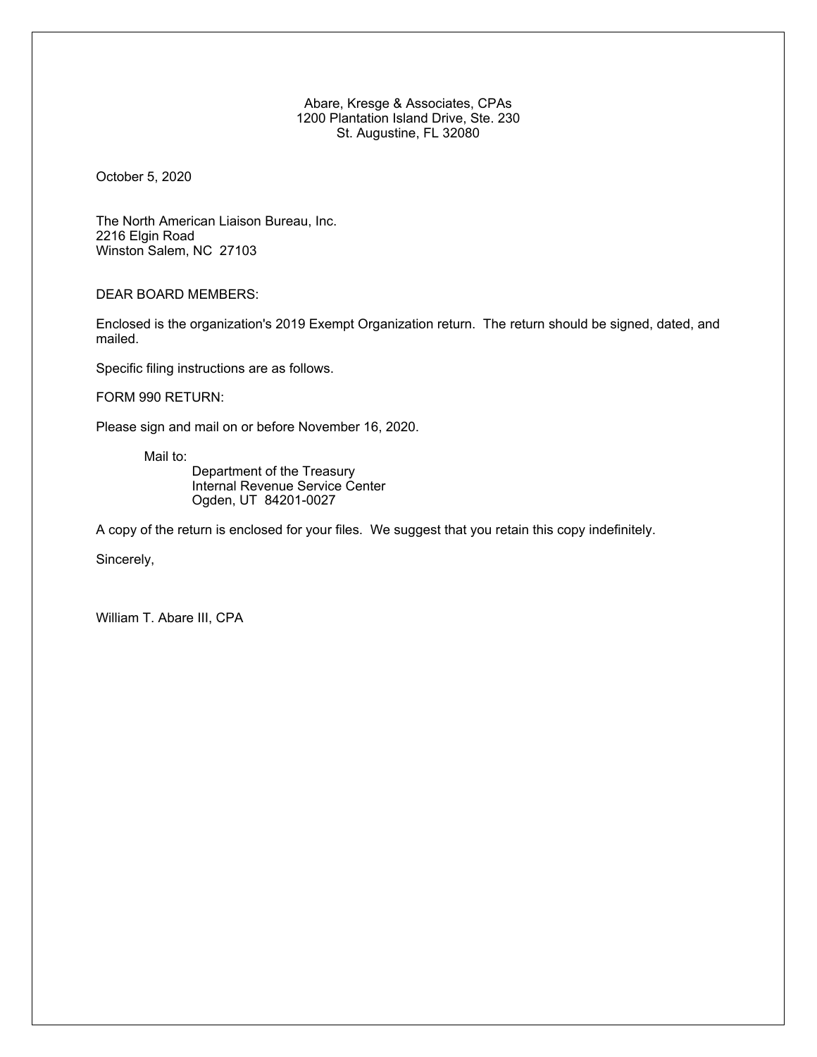Abare, Kresge & Associates, CPAs
1200 Plantation Island Drive, Ste. 230
St. Augustine, FL 32080

October 5, 2020

The North American Liaison Bureau, Inc.
2216 Elgin Road
Winston Salem, NC 27103

DEAR BOARD MEMBERS:

Enclosed is the organization's 2019 Exempt Organization return. The return should be signed, dated, and mailed.

Specific filing instructions are as follows.

FORM 990 RETURN:

Please sign and mail on or before November 16, 2020.

Mail to:
Department of the Treasury
Internal Revenue Service Center
Ogden, UT 84201-0027

A copy of the return is enclosed for your files. We suggest that you retain this copy indefinitely.

Sincerely,

William T. Abare III, CPA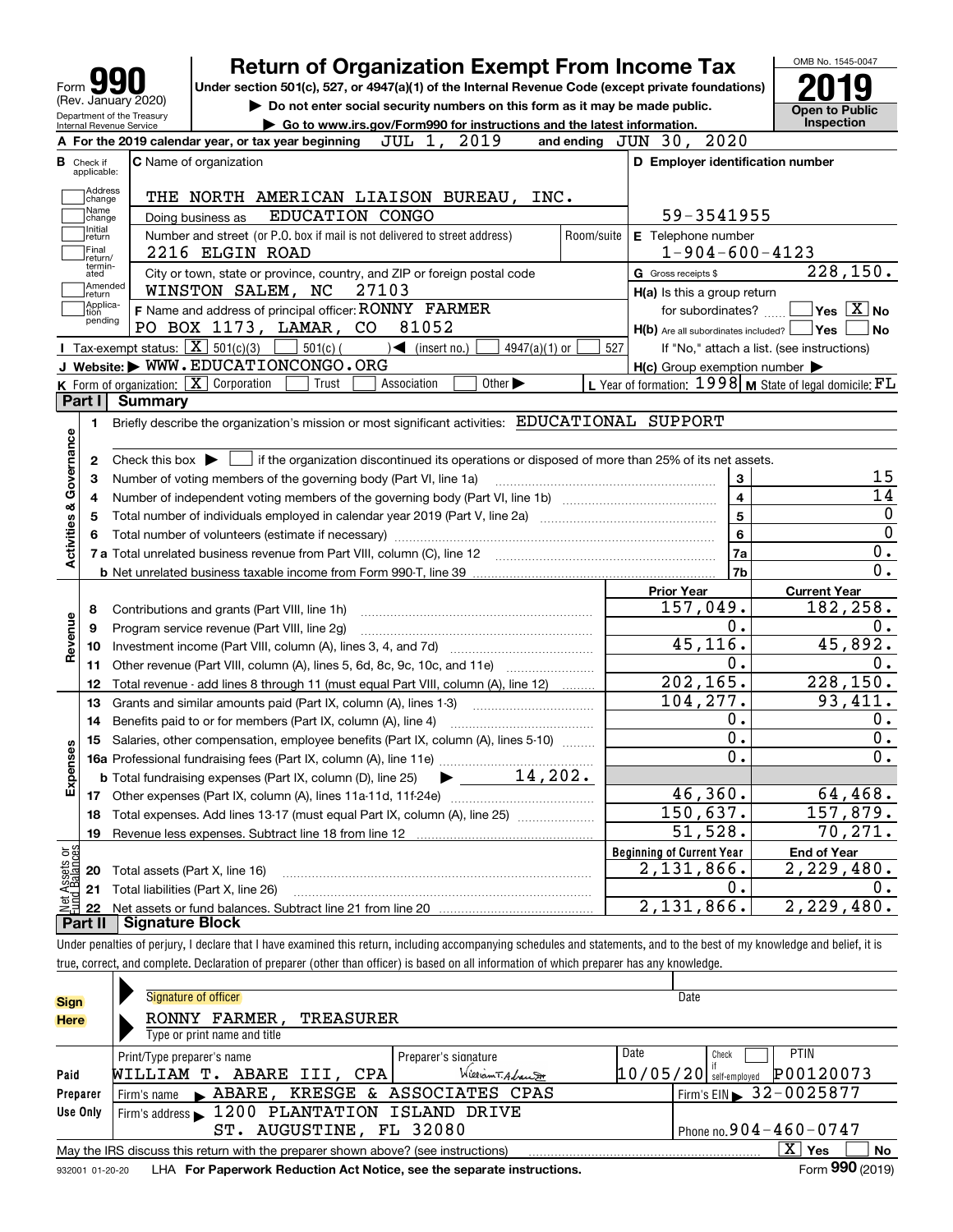Form **990** (Rev. January 2020)

Department of the Treasury Internal Revenue Service

# Return of Organization Exempt From Income Tax

**Under section 501(c), 527, or 4947(a)(1) of the Internal Revenue Code (except private foundations)**

▶ **Do not enter social security numbers on this form as it may be made public.**

▶ **Go to www.irs.gov/Form990 for instructions and the latest information.**

OMB No. 1545-0047

**2019**

**Open to Public Inspection**

**A** For the 2019 calendar year, or tax year beginning JUL 1, 2019 and ending JUN 30, 2020

**B** Check if applicable: Address change, Name change, Initial return, Final return/terminated, Amended return, Application pending

**C** Name of organization: THE NORTH AMERICAN LIAISON BUREAU, INC.

Doing business as: EDUCATION CONGO

Number and street (or P.O. box if mail is not delivered to street address): 2216 ELGIN ROAD

Room/suite:

City or town, state or province, country, and ZIP or foreign postal code: WINSTON SALEM, NC 27103

**F** Name and address of principal officer: RONNY FARMER, PO BOX 1173, LAMAR, CO 81052

**D** Employer identification number: 59-3541955

**E** Telephone number: 1-904-600-4123

**G** Gross receipts $ 228,150.

**H(a)** Is this a group return for subordinates? ☐ Yes ☒ No

**H(b)** Are all subordinates included? ☐ Yes ☐ No — If "No," attach a list. (see instructions)

**H(c)** Group exemption number ▶

**I** Tax-exempt status: ☒ 501(c)(3) ☐ 501(c) ( ) ◀ (insert no.) ☐ 4947(a)(1) or ☐ 527

**J** Website: ▶ WWW.EDUCATIONCONGO.ORG

**K** Form of organization: ☒ Corporation ☐ Trust ☐ Association ☐ Other ▶

**L** Year of formation: 1998 **M** State of legal domicile: FL

## Part I Summary

**Activities & Governance**

1 Briefly describe the organization's mission or most significant activities: EDUCATIONAL SUPPORT

2 Check this box ▶ ☐ if the organization discontinued its operations or disposed of more than 25% of its net assets.

| | | | |
|---|---|---|---|
| 3 | Number of voting members of the governing body (Part VI, line 1a) | 3 | 15 |
| 4 | Number of independent voting members of the governing body (Part VI, line 1b) | 4 | 14 |
| 5 | Total number of individuals employed in calendar year 2019 (Part V, line 2a) | 5 | 0 |
| 6 | Total number of volunteers (estimate if necessary) | 6 | 0 |
| 7a | Total unrelated business revenue from Part VIII, column (C), line 12 | 7a | 0. |
| b | Net unrelated business taxable income from Form 990-T, line 39 | 7b | 0. |

| | | | Prior Year | Current Year |
|---|---|---|---|---|
| **Revenue** | 8 | Contributions and grants (Part VIII, line 1h) | 157,049. | 182,258. |
| | 9 | Program service revenue (Part VIII, line 2g) | 0. | 0. |
| | 10 | Investment income (Part VIII, column (A), lines 3, 4, and 7d) | 45,116. | 45,892. |
| | 11 | Other revenue (Part VIII, column (A), lines 5, 6d, 8c, 9c, 10c, and 11e) | 0. | 0. |
| | 12 | Total revenue - add lines 8 through 11 (must equal Part VIII, column (A), line 12) | 202,165. | 228,150. |
| **Expenses** | 13 | Grants and similar amounts paid (Part IX, column (A), lines 1-3) | 104,277. | 93,411. |
| | 14 | Benefits paid to or for members (Part IX, column (A), line 4) | 0. | 0. |
| | 15 | Salaries, other compensation, employee benefits (Part IX, column (A), lines 5-10) | 0. | 0. |
| | 16a | Professional fundraising fees (Part IX, column (A), line 11e) | 0. | 0. |
| | b | Total fundraising expenses (Part IX, column (D), line 25) ▶ 14,202. | | |
| | 17 | Other expenses (Part IX, column (A), lines 11a-11d, 11f-24e) | 46,360. | 64,468. |
| | 18 | Total expenses. Add lines 13-17 (must equal Part IX, column (A), line 25) | 150,637. | 157,879. |
| | 19 | Revenue less expenses. Subtract line 18 from line 12 | 51,528. | 70,271. |

| | | | Beginning of Current Year | End of Year |
|---|---|---|---|---|
| **Net Assets or Fund Balances** | 20 | Total assets (Part X, line 16) | 2,131,866. | 2,229,480. |
| | 21 | Total liabilities (Part X, line 26) | 0. | 0. |
| | 22 | Net assets or fund balances. Subtract line 21 from line 20 | 2,131,866. | 2,229,480. |

## Part II Signature Block

Under penalties of perjury, I declare that I have examined this return, including accompanying schedules and statements, and to the best of my knowledge and belief, it is true, correct, and complete. Declaration of preparer (other than officer) is based on all information of which preparer has any knowledge.

**Sign Here**

Signature of officer — Date

RONNY FARMER, TREASURER

Type or print name and title

| **Paid Preparer Use Only** | | | | |
|---|---|---|---|---|
| Print/Type preparer's name | Preparer's signature | Date | Check ☐ if self-employed | PTIN |
| WILLIAM T. ABARE III, CPA | William T. Abare III | 10/05/20 | | P00120073 |
| Firm's name ▶ ABARE, KRESGE & ASSOCIATES CPAS | | | Firm's EIN ▶ 32-0025877 | |
| Firm's address ▶ 1200 PLANTATION ISLAND DRIVE, ST. AUGUSTINE, FL 32080 | | | Phone no. 904-460-0747 | |

May the IRS discuss this return with the preparer shown above? (see instructions) ☒ Yes ☐ No

932001 01-20-20 LHA **For Paperwork Reduction Act Notice, see the separate instructions.** Form **990** (2019)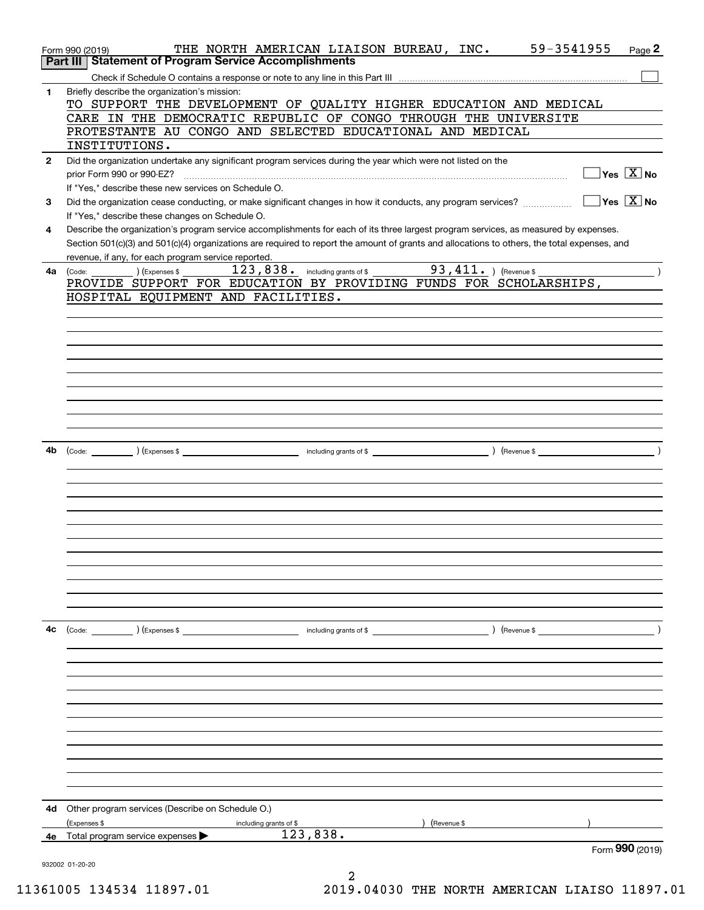Form 990 (2019) THE NORTH AMERICAN LIAISON BUREAU, INC. 59-3541955

## Part III Statement of Program Service Accomplishments

Check if Schedule O contains a response or note to any line in this Part III ☐

**1** Briefly describe the organization's mission:

TO SUPPORT THE DEVELOPMENT OF QUALITY HIGHER EDUCATION AND MEDICAL CARE IN THE DEMOCRATIC REPUBLIC OF CONGO THROUGH THE UNIVERSITE PROTESTANTE AU CONGO AND SELECTED EDUCATIONAL AND MEDICAL INSTITUTIONS.

**2** Did the organization undertake any significant program services during the year which were not listed on the prior Form 990 or 990-EZ? ☐ Yes ☒ No

If "Yes," describe these new services on Schedule O.

**3** Did the organization cease conducting, or make significant changes in how it conducts, any program services? ☐ Yes ☒ No

If "Yes," describe these changes on Schedule O.

**4** Describe the organization's program service accomplishments for each of its three largest program services, as measured by expenses. Section 501(c)(3) and 501(c)(4) organizations are required to report the amount of grants and allocations to others, the total expenses, and revenue, if any, for each program service reported.

**4a** (Code: ) (Expenses $ 123,838. including grants of $ 93,411. ) (Revenue $ )

PROVIDE SUPPORT FOR EDUCATION BY PROVIDING FUNDS FOR SCHOLARSHIPS, HOSPITAL EQUIPMENT AND FACILITIES.

**4b** (Code: ) (Expenses $ including grants of $ ) (Revenue $ )

**4c** (Code: ) (Expenses $ including grants of $ ) (Revenue $ )

**4d** Other program services (Describe on Schedule O.)

(Expenses $ including grants of $ ) (Revenue $ )

**4e** Total program service expenses ▶ 123,838.

Form **990** (2019)

932002 01-20-20

11361005 134534 11897.01 2019.04030 THE NORTH AMERICAN LIAISO 11897.01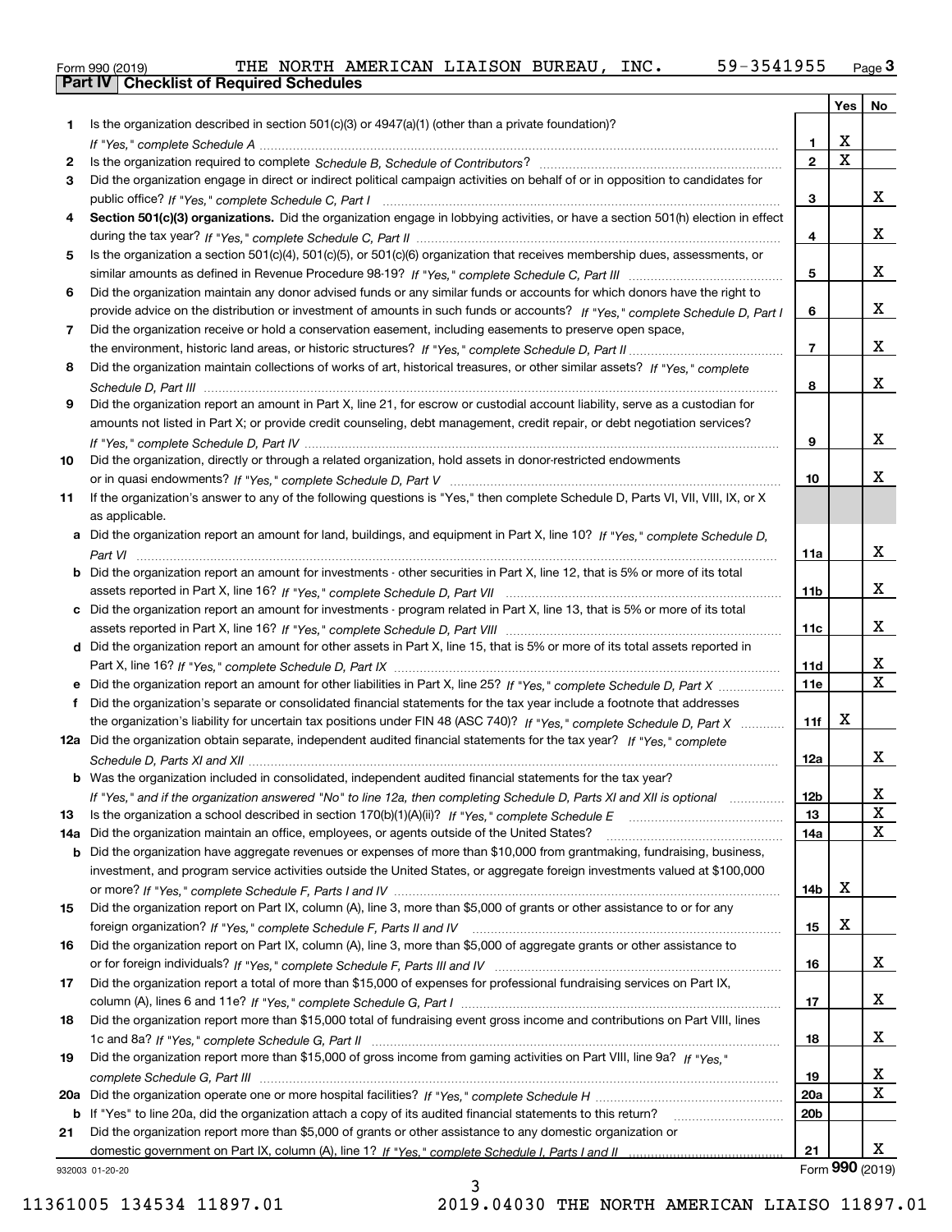Form 990 (2019) THE NORTH AMERICAN LIAISON BUREAU, INC. 59-3541955

## Part IV Checklist of Required Schedules

| | | | Yes | No |
|---|---|---|---|---|
| 1 | Is the organization described in section 501(c)(3) or 4947(a)(1) (other than a private foundation)? *If "Yes," complete Schedule A* | 1 | X | |
| 2 | Is the organization required to complete *Schedule B, Schedule of Contributors*? | 2 | X | |
| 3 | Did the organization engage in direct or indirect political campaign activities on behalf of or in opposition to candidates for public office? *If "Yes," complete Schedule C, Part I* | 3 | | X |
| 4 | **Section 501(c)(3) organizations.** Did the organization engage in lobbying activities, or have a section 501(h) election in effect during the tax year? *If "Yes," complete Schedule C, Part II* | 4 | | X |
| 5 | Is the organization a section 501(c)(4), 501(c)(5), or 501(c)(6) organization that receives membership dues, assessments, or similar amounts as defined in Revenue Procedure 98-19? *If "Yes," complete Schedule C, Part III* | 5 | | X |
| 6 | Did the organization maintain any donor advised funds or any similar funds or accounts for which donors have the right to provide advice on the distribution or investment of amounts in such funds or accounts? *If "Yes," complete Schedule D, Part I* | 6 | | X |
| 7 | Did the organization receive or hold a conservation easement, including easements to preserve open space, the environment, historic land areas, or historic structures? *If "Yes," complete Schedule D, Part II* | 7 | | X |
| 8 | Did the organization maintain collections of works of art, historical treasures, or other similar assets? *If "Yes," complete Schedule D, Part III* | 8 | | X |
| 9 | Did the organization report an amount in Part X, line 21, for escrow or custodial account liability, serve as a custodian for amounts not listed in Part X; or provide credit counseling, debt management, credit repair, or debt negotiation services? *If "Yes," complete Schedule D, Part IV* | 9 | | X |
| 10 | Did the organization, directly or through a related organization, hold assets in donor-restricted endowments or in quasi endowments? *If "Yes," complete Schedule D, Part V* | 10 | | X |
| 11 | If the organization's answer to any of the following questions is "Yes," then complete Schedule D, Parts VI, VII, VIII, IX, or X as applicable. | | | |
| a | Did the organization report an amount for land, buildings, and equipment in Part X, line 10? *If "Yes," complete Schedule D, Part VI* | 11a | | X |
| b | Did the organization report an amount for investments - other securities in Part X, line 12, that is 5% or more of its total assets reported in Part X, line 16? *If "Yes," complete Schedule D, Part VII* | 11b | | X |
| c | Did the organization report an amount for investments - program related in Part X, line 13, that is 5% or more of its total assets reported in Part X, line 16? *If "Yes," complete Schedule D, Part VIII* | 11c | | X |
| d | Did the organization report an amount for other assets in Part X, line 15, that is 5% or more of its total assets reported in Part X, line 16? *If "Yes," complete Schedule D, Part IX* | 11d | | X |
| e | Did the organization report an amount for other liabilities in Part X, line 25? *If "Yes," complete Schedule D, Part X* | 11e | | X |
| f | Did the organization's separate or consolidated financial statements for the tax year include a footnote that addresses the organization's liability for uncertain tax positions under FIN 48 (ASC 740)? *If "Yes," complete Schedule D, Part X* | 11f | X | |
| 12a | Did the organization obtain separate, independent audited financial statements for the tax year? *If "Yes," complete Schedule D, Parts XI and XII* | 12a | | X |
| b | Was the organization included in consolidated, independent audited financial statements for the tax year? *If "Yes," and if the organization answered "No" to line 12a, then completing Schedule D, Parts XI and XII is optional* | 12b | | X |
| 13 | Is the organization a school described in section 170(b)(1)(A)(ii)? *If "Yes," complete Schedule E* | 13 | | X |
| 14a | Did the organization maintain an office, employees, or agents outside of the United States? | 14a | | X |
| b | Did the organization have aggregate revenues or expenses of more than $10,000 from grantmaking, fundraising, business, investment, and program service activities outside the United States, or aggregate foreign investments valued at $100,000 or more? *If "Yes," complete Schedule F, Parts I and IV* | 14b | X | |
| 15 | Did the organization report on Part IX, column (A), line 3, more than $5,000 of grants or other assistance to or for any foreign organization? *If "Yes," complete Schedule F, Parts II and IV* | 15 | X | |
| 16 | Did the organization report on Part IX, column (A), line 3, more than $5,000 of aggregate grants or other assistance to or for foreign individuals? *If "Yes," complete Schedule F, Parts III and IV* | 16 | | X |
| 17 | Did the organization report a total of more than $15,000 of expenses for professional fundraising services on Part IX, column (A), lines 6 and 11e? *If "Yes," complete Schedule G, Part I* | 17 | | X |
| 18 | Did the organization report more than $15,000 total of fundraising event gross income and contributions on Part VIII, lines 1c and 8a? *If "Yes," complete Schedule G, Part II* | 18 | | X |
| 19 | Did the organization report more than $15,000 of gross income from gaming activities on Part VIII, line 9a? *If "Yes," complete Schedule G, Part III* | 19 | | X |
| 20a | Did the organization operate one or more hospital facilities? *If "Yes," complete Schedule H* | 20a | | X |
| b | If "Yes" to line 20a, did the organization attach a copy of its audited financial statements to this return? | 20b | | |
| 21 | Did the organization report more than $5,000 of grants or other assistance to any domestic organization or domestic government on Part IX, column (A), line 1? *If "Yes," complete Schedule I, Parts I and II* | 21 | | X |

932003 01-20-20 Form **990** (2019)

11361005 134534 11897.01 2019.04030 THE NORTH AMERICAN LIAISO 11897.01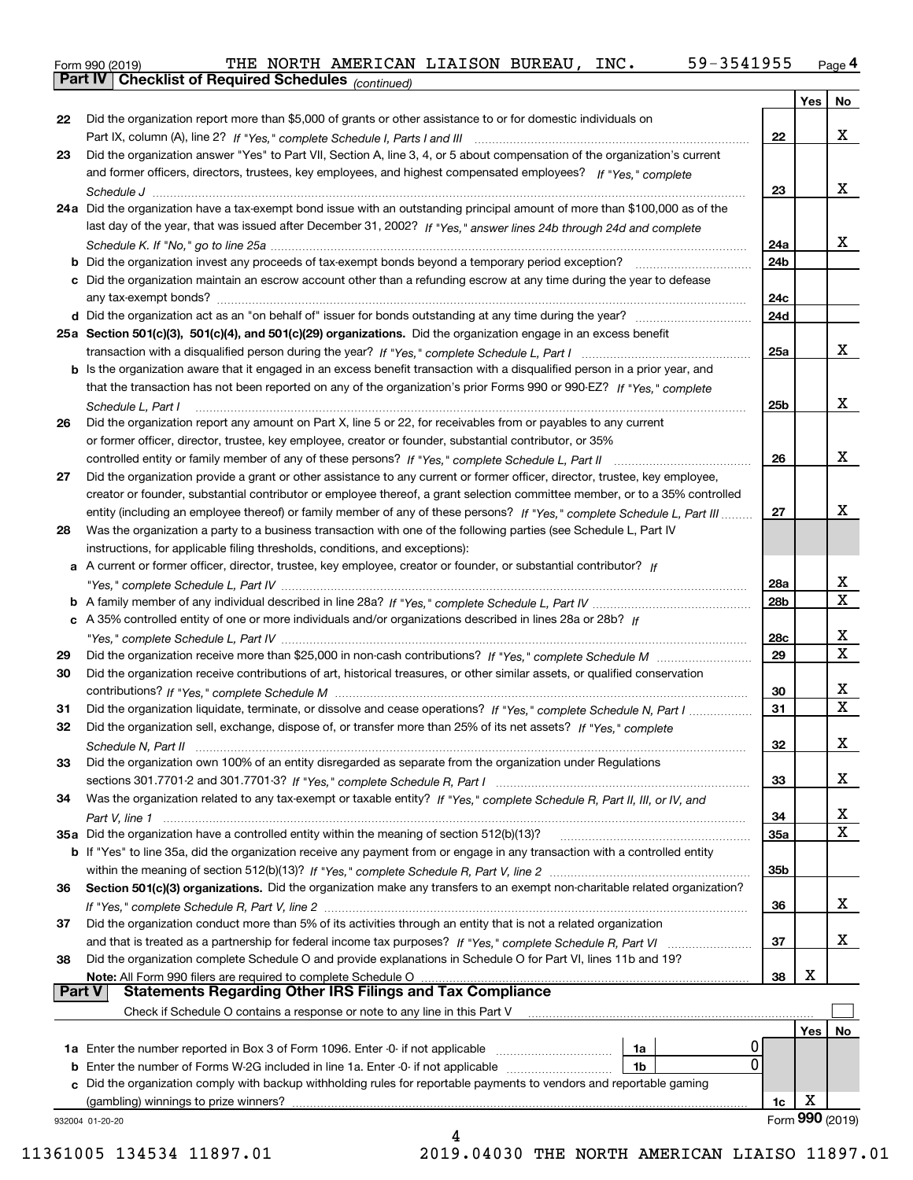Form 990 (2019) THE NORTH AMERICAN LIAISON BUREAU, INC. 59-3541955 Page 4

## Part IV Checklist of Required Schedules *(continued)*

| | | | Yes | No |
|---|---|---|---|---|
| 22 | Did the organization report more than $5,000 of grants or other assistance to or for domestic individuals on Part IX, column (A), line 2? *If "Yes," complete Schedule I, Parts I and III* | 22 | | X |
| 23 | Did the organization answer "Yes" to Part VII, Section A, line 3, 4, or 5 about compensation of the organization's current and former officers, directors, trustees, key employees, and highest compensated employees? *If "Yes," complete Schedule J* | 23 | | X |
| 24a | Did the organization have a tax-exempt bond issue with an outstanding principal amount of more than $100,000 as of the last day of the year, that was issued after December 31, 2002? *If "Yes," answer lines 24b through 24d and complete Schedule K. If "No," go to line 25a* | 24a | | X |
| b | Did the organization invest any proceeds of tax-exempt bonds beyond a temporary period exception? | 24b | | |
| c | Did the organization maintain an escrow account other than a refunding escrow at any time during the year to defease any tax-exempt bonds? | 24c | | |
| d | Did the organization act as an "on behalf of" issuer for bonds outstanding at any time during the year? | 24d | | |
| 25a | **Section 501(c)(3), 501(c)(4), and 501(c)(29) organizations.** Did the organization engage in an excess benefit transaction with a disqualified person during the year? *If "Yes," complete Schedule L, Part I* | 25a | | X |
| b | Is the organization aware that it engaged in an excess benefit transaction with a disqualified person in a prior year, and that the transaction has not been reported on any of the organization's prior Forms 990 or 990-EZ? *If "Yes," complete Schedule L, Part I* | 25b | | X |
| 26 | Did the organization report any amount on Part X, line 5 or 22, for receivables from or payables to any current or former officer, director, trustee, key employee, creator or founder, substantial contributor, or 35% controlled entity or family member of any of these persons? *If "Yes," complete Schedule L, Part II* | 26 | | X |
| 27 | Did the organization provide a grant or other assistance to any current or former officer, director, trustee, key employee, creator or founder, substantial contributor or employee thereof, a grant selection committee member, or to a 35% controlled entity (including an employee thereof) or family member of any of these persons? *If "Yes," complete Schedule L, Part III* | 27 | | X |
| 28 | Was the organization a party to a business transaction with one of the following parties (see Schedule L, Part IV instructions, for applicable filing thresholds, conditions, and exceptions): | | | |
| a | A current or former officer, director, trustee, key employee, creator or founder, or substantial contributor? *If "Yes," complete Schedule L, Part IV* | 28a | | X |
| b | A family member of any individual described in line 28a? *If "Yes," complete Schedule L, Part IV* | 28b | | X |
| c | A 35% controlled entity of one or more individuals and/or organizations described in lines 28a or 28b? *If "Yes," complete Schedule L, Part IV* | 28c | | X |
| 29 | Did the organization receive more than $25,000 in non-cash contributions? *If "Yes," complete Schedule M* | 29 | | X |
| 30 | Did the organization receive contributions of art, historical treasures, or other similar assets, or qualified conservation contributions? *If "Yes," complete Schedule M* | 30 | | X |
| 31 | Did the organization liquidate, terminate, or dissolve and cease operations? *If "Yes," complete Schedule N, Part I* | 31 | | X |
| 32 | Did the organization sell, exchange, dispose of, or transfer more than 25% of its net assets? *If "Yes," complete Schedule N, Part II* | 32 | | X |
| 33 | Did the organization own 100% of an entity disregarded as separate from the organization under Regulations sections 301.7701-2 and 301.7701-3? *If "Yes," complete Schedule R, Part I* | 33 | | X |
| 34 | Was the organization related to any tax-exempt or taxable entity? *If "Yes," complete Schedule R, Part II, III, or IV, and Part V, line 1* | 34 | | X |
| 35a | Did the organization have a controlled entity within the meaning of section 512(b)(13)? | 35a | | X |
| b | If "Yes" to line 35a, did the organization receive any payment from or engage in any transaction with a controlled entity within the meaning of section 512(b)(13)? *If "Yes," complete Schedule R, Part V, line 2* | 35b | | |
| 36 | **Section 501(c)(3) organizations.** Did the organization make any transfers to an exempt non-charitable related organization? *If "Yes," complete Schedule R, Part V, line 2* | 36 | | X |
| 37 | Did the organization conduct more than 5% of its activities through an entity that is not a related organization and that is treated as a partnership for federal income tax purposes? *If "Yes," complete Schedule R, Part VI* | 37 | | X |
| 38 | Did the organization complete Schedule O and provide explanations in Schedule O for Part VI, lines 11b and 19? **Note:** All Form 990 filers are required to complete Schedule O | 38 | X | |

## Part V Statements Regarding Other IRS Filings and Tax Compliance

Check if Schedule O contains a response or note to any line in this Part V ☐

| | | | | | Yes | No |
|---|---|---|---|---|---|---|
| 1a | Enter the number reported in Box 3 of Form 1096. Enter -0- if not applicable | 1a | 0 | | | |
| b | Enter the number of Forms W-2G included in line 1a. Enter -0- if not applicable | 1b | 0 | | | |
| c | Did the organization comply with backup withholding rules for reportable payments to vendors and reportable gaming (gambling) winnings to prize winners? | | | 1c | X | |

932004 01-20-20 Form **990** (2019)

11361005 134534 11897.01 2019.04030 THE NORTH AMERICAN LIAISO 11897.01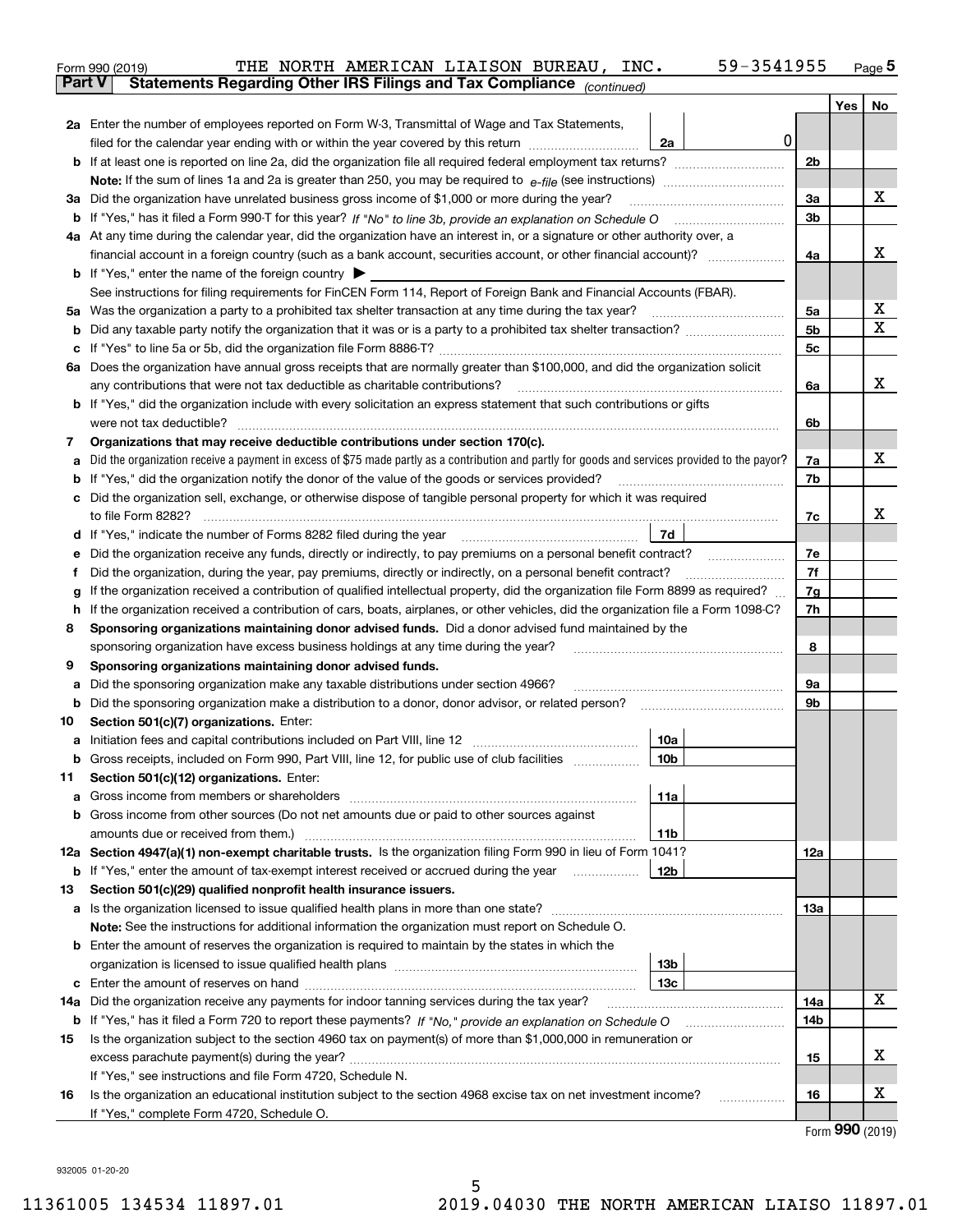Form 990 (2019) THE NORTH AMERICAN LIAISON BUREAU, INC. 59-3541955 Page 5

**Part V Statements Regarding Other IRS Filings and Tax Compliance** *(continued)*

| | | | | Yes | No |
|---|---|---|---|---|---|
| **2a** | Enter the number of employees reported on Form W-3, Transmittal of Wage and Tax Statements, filed for the calendar year ending with or within the year covered by this return | 2a | 0 | | |
| **b** | If at least one is reported on line 2a, did the organization file all required federal employment tax returns? | | 2b | | |
| | **Note:** If the sum of lines 1a and 2a is greater than 250, you may be required to *e-file* (see instructions) | | | | |
| **3a** | Did the organization have unrelated business gross income of $1,000 or more during the year? | | 3a | | X |
| **b** | If "Yes," has it filed a Form 990-T for this year? *If "No" to line 3b, provide an explanation on Schedule O* | | 3b | | |
| **4a** | At any time during the calendar year, did the organization have an interest in, or a signature or other authority over, a financial account in a foreign country (such as a bank account, securities account, or other financial account)? | | 4a | | X |
| **b** | If "Yes," enter the name of the foreign country ▶ | | | | |
| | See instructions for filing requirements for FinCEN Form 114, Report of Foreign Bank and Financial Accounts (FBAR). | | | | |
| **5a** | Was the organization a party to a prohibited tax shelter transaction at any time during the tax year? | | 5a | | X |
| **b** | Did any taxable party notify the organization that it was or is a party to a prohibited tax shelter transaction? | | 5b | | X |
| **c** | If "Yes" to line 5a or 5b, did the organization file Form 8886-T? | | 5c | | |
| **6a** | Does the organization have annual gross receipts that are normally greater than $100,000, and did the organization solicit any contributions that were not tax deductible as charitable contributions? | | 6a | | X |
| **b** | If "Yes," did the organization include with every solicitation an express statement that such contributions or gifts were not tax deductible? | | 6b | | |
| **7** | **Organizations that may receive deductible contributions under section 170(c).** | | | | |
| **a** | Did the organization receive a payment in excess of $75 made partly as a contribution and partly for goods and services provided to the payor? | | 7a | | X |
| **b** | If "Yes," did the organization notify the donor of the value of the goods or services provided? | | 7b | | |
| **c** | Did the organization sell, exchange, or otherwise dispose of tangible personal property for which it was required to file Form 8282? | | 7c | | X |
| **d** | If "Yes," indicate the number of Forms 8282 filed during the year | 7d | | | |
| **e** | Did the organization receive any funds, directly or indirectly, to pay premiums on a personal benefit contract? | | 7e | | |
| **f** | Did the organization, during the year, pay premiums, directly or indirectly, on a personal benefit contract? | | 7f | | |
| **g** | If the organization received a contribution of qualified intellectual property, did the organization file Form 8899 as required? | | 7g | | |
| **h** | If the organization received a contribution of cars, boats, airplanes, or other vehicles, did the organization file a Form 1098-C? | | 7h | | |
| **8** | **Sponsoring organizations maintaining donor advised funds.** Did a donor advised fund maintained by the sponsoring organization have excess business holdings at any time during the year? | | 8 | | |
| **9** | **Sponsoring organizations maintaining donor advised funds.** | | | | |
| **a** | Did the sponsoring organization make any taxable distributions under section 4966? | | 9a | | |
| **b** | Did the sponsoring organization make a distribution to a donor, donor advisor, or related person? | | 9b | | |
| **10** | **Section 501(c)(7) organizations.** Enter: | | | | |
| **a** | Initiation fees and capital contributions included on Part VIII, line 12 | 10a | | | |
| **b** | Gross receipts, included on Form 990, Part VIII, line 12, for public use of club facilities | 10b | | | |
| **11** | **Section 501(c)(12) organizations.** Enter: | | | | |
| **a** | Gross income from members or shareholders | 11a | | | |
| **b** | Gross income from other sources (Do not net amounts due or paid to other sources against amounts due or received from them.) | 11b | | | |
| **12a** | **Section 4947(a)(1) non-exempt charitable trusts.** Is the organization filing Form 990 in lieu of Form 1041? | | 12a | | |
| **b** | If "Yes," enter the amount of tax-exempt interest received or accrued during the year | 12b | | | |
| **13** | **Section 501(c)(29) qualified nonprofit health insurance issuers.** | | | | |
| **a** | Is the organization licensed to issue qualified health plans in more than one state? | | 13a | | |
| | **Note:** See the instructions for additional information the organization must report on Schedule O. | | | | |
| **b** | Enter the amount of reserves the organization is required to maintain by the states in which the organization is licensed to issue qualified health plans | 13b | | | |
| **c** | Enter the amount of reserves on hand | 13c | | | |
| **14a** | Did the organization receive any payments for indoor tanning services during the tax year? | | 14a | | X |
| **b** | If "Yes," has it filed a Form 720 to report these payments? *If "No," provide an explanation on Schedule O* | | 14b | | |
| **15** | Is the organization subject to the section 4960 tax on payment(s) of more than $1,000,000 in remuneration or excess parachute payment(s) during the year? | | 15 | | X |
| | If "Yes," see instructions and file Form 4720, Schedule N. | | | | |
| **16** | Is the organization an educational institution subject to the section 4968 excise tax on net investment income? | | 16 | | X |
| | If "Yes," complete Form 4720, Schedule O. | | | | |

Form **990** (2019)

932005 01-20-20

11361005 134534 11897.01 2019.04030 THE NORTH AMERICAN LIAISO 11897.01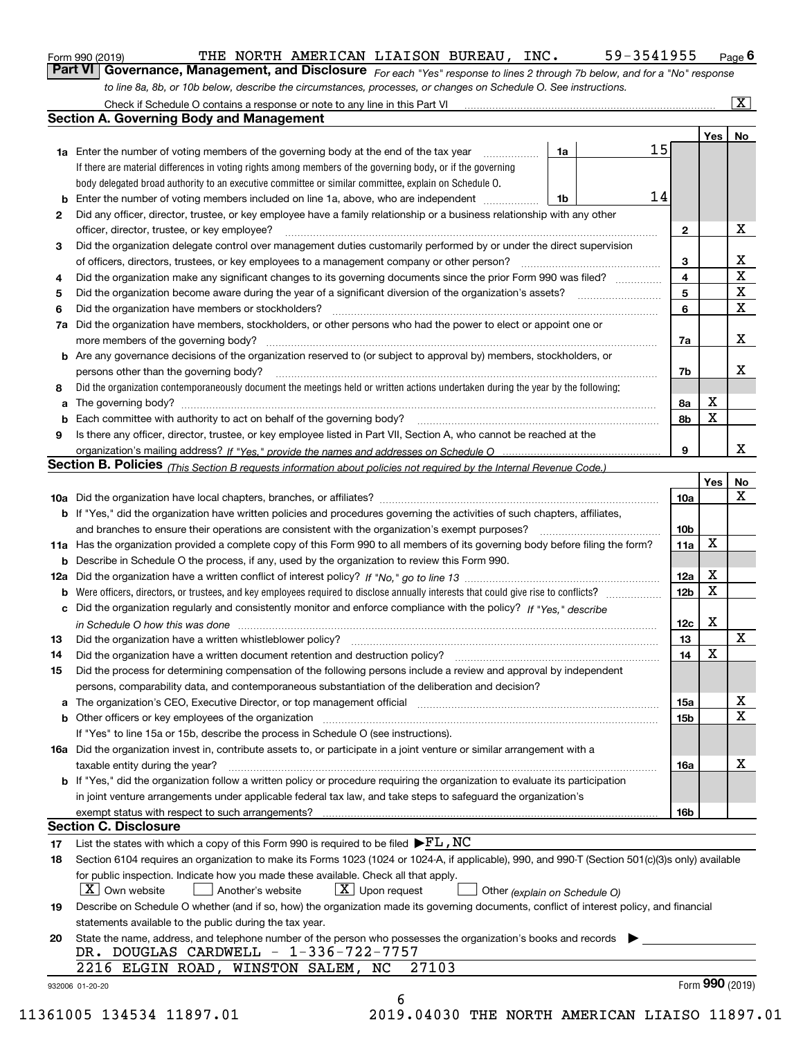Form 990 (2019) THE NORTH AMERICAN LIAISON BUREAU, INC. 59-3541955 Page 6

## Part VI Governance, Management, and Disclosure

*For each "Yes" response to lines 2 through 7b below, and for a "No" response to line 8a, 8b, or 10b below, describe the circumstances, processes, or changes on Schedule O. See instructions.*

Check if Schedule O contains a response or note to any line in this Part VI .......... [X]

### Section A. Governing Body and Management

| | | | | Yes | No |
|---|---|---|---|---|---|
| 1a | Enter the number of voting members of the governing body at the end of the tax year. If there are material differences in voting rights among members of the governing body, or if the governing body delegated broad authority to an executive committee or similar committee, explain on Schedule O. | 1a | 15 | | |
| b | Enter the number of voting members included on line 1a, above, who are independent | 1b | 14 | | |
| 2 | Did any officer, director, trustee, or key employee have a family relationship or a business relationship with any other officer, director, trustee, or key employee? | | 2 | | X |
| 3 | Did the organization delegate control over management duties customarily performed by or under the direct supervision of officers, directors, trustees, or key employees to a management company or other person? | | 3 | | X |
| 4 | Did the organization make any significant changes to its governing documents since the prior Form 990 was filed? | | 4 | | X |
| 5 | Did the organization become aware during the year of a significant diversion of the organization's assets? | | 5 | | X |
| 6 | Did the organization have members or stockholders? | | 6 | | X |
| 7a | Did the organization have members, stockholders, or other persons who had the power to elect or appoint one or more members of the governing body? | | 7a | | X |
| b | Are any governance decisions of the organization reserved to (or subject to approval by) members, stockholders, or persons other than the governing body? | | 7b | | X |
| 8 | Did the organization contemporaneously document the meetings held or written actions undertaken during the year by the following: | | | | |
| a | The governing body? | | 8a | X | |
| b | Each committee with authority to act on behalf of the governing body? | | 8b | X | |
| 9 | Is there any officer, director, trustee, or key employee listed in Part VII, Section A, who cannot be reached at the organization's mailing address? *If "Yes," provide the names and addresses on Schedule O* | | 9 | | X |

### Section B. Policies *(This Section B requests information about policies not required by the Internal Revenue Code.)*

| | | | Yes | No |
|---|---|---|---|---|
| 10a | Did the organization have local chapters, branches, or affiliates? | 10a | | X |
| b | If "Yes," did the organization have written policies and procedures governing the activities of such chapters, affiliates, and branches to ensure their operations are consistent with the organization's exempt purposes? | 10b | | |
| 11a | Has the organization provided a complete copy of this Form 990 to all members of its governing body before filing the form? | 11a | X | |
| b | Describe in Schedule O the process, if any, used by the organization to review this Form 990. | | | |
| 12a | Did the organization have a written conflict of interest policy? *If "No," go to line 13* | 12a | X | |
| b | Were officers, directors, or trustees, and key employees required to disclose annually interests that could give rise to conflicts? | 12b | X | |
| c | Did the organization regularly and consistently monitor and enforce compliance with the policy? *If "Yes," describe in Schedule O how this was done* | 12c | X | |
| 13 | Did the organization have a written whistleblower policy? | 13 | | X |
| 14 | Did the organization have a written document retention and destruction policy? | 14 | X | |
| 15 | Did the process for determining compensation of the following persons include a review and approval by independent persons, comparability data, and contemporaneous substantiation of the deliberation and decision? | | | |
| a | The organization's CEO, Executive Director, or top management official | 15a | | X |
| b | Other officers or key employees of the organization | 15b | | X |
| | If "Yes" to line 15a or 15b, describe the process in Schedule O (see instructions). | | | |
| 16a | Did the organization invest in, contribute assets to, or participate in a joint venture or similar arrangement with a taxable entity during the year? | 16a | | X |
| b | If "Yes," did the organization follow a written policy or procedure requiring the organization to evaluate its participation in joint venture arrangements under applicable federal tax law, and take steps to safeguard the organization's exempt status with respect to such arrangements? | 16b | | |

### Section C. Disclosure

17 List the states with which a copy of this Form 990 is required to be filed ▶ FL,NC

18 Section 6104 requires an organization to make its Forms 1023 (1024 or 1024-A, if applicable), 990, and 990-T (Section 501(c)(3)s only) available for public inspection. Indicate how you made these available. Check all that apply.

[X] Own website [ ] Another's website [X] Upon request [ ] Other *(explain on Schedule O)*

19 Describe on Schedule O whether (and if so, how) the organization made its governing documents, conflict of interest policy, and financial statements available to the public during the tax year.

20 State the name, address, and telephone number of the person who possesses the organization's books and records ▶

DR. DOUGLAS CARDWELL - 1-336-722-7757
2216 ELGIN ROAD, WINSTON SALEM, NC 27103

932006 01-20-20 Form 990 (2019)

11361005 134534 11897.01 2019.04030 THE NORTH AMERICAN LIAISO 11897.01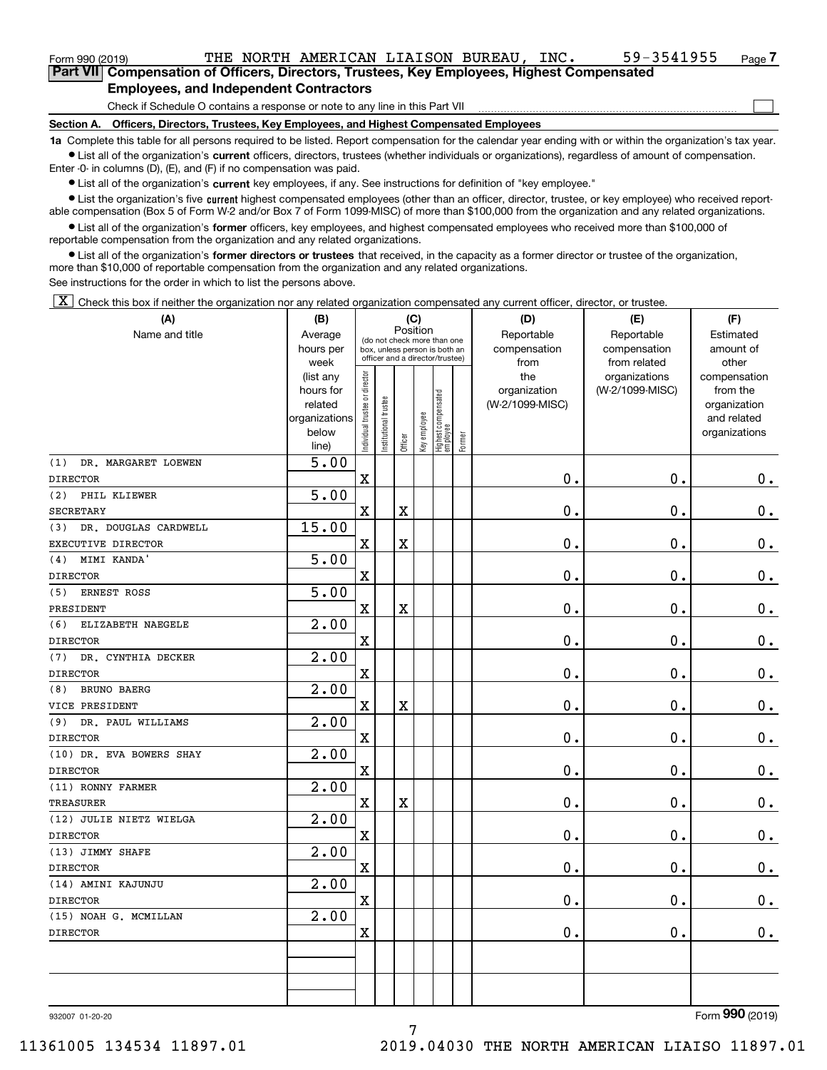Form 990 (2019) THE NORTH AMERICAN LIAISON BUREAU, INC. 59-3541955 Page 7

## Part VII Compensation of Officers, Directors, Trustees, Key Employees, Highest Compensated Employees, and Independent Contractors

Check if Schedule O contains a response or note to any line in this Part VII ☐

### Section A. Officers, Directors, Trustees, Key Employees, and Highest Compensated Employees

**1a** Complete this table for all persons required to be listed. Report compensation for the calendar year ending with or within the organization's tax year.

- List all of the organization's **current** officers, directors, trustees (whether individuals or organizations), regardless of amount of compensation. Enter -0- in columns (D), (E), and (F) if no compensation was paid.
- List all of the organization's **current** key employees, if any. See instructions for definition of "key employee."
- List the organization's five **current** highest compensated employees (other than an officer, director, trustee, or key employee) who received reportable compensation (Box 5 of Form W-2 and/or Box 7 of Form 1099-MISC) of more than $100,000 from the organization and any related organizations.
- List all of the organization's **former** officers, key employees, and highest compensated employees who received more than $100,000 of reportable compensation from the organization and any related organizations.
- List all of the organization's **former directors or trustees** that received, in the capacity as a former director or trustee of the organization, more than $10,000 of reportable compensation from the organization and any related organizations.

See instructions for the order in which to list the persons above.

☒ Check this box if neither the organization nor any related organization compensated any current officer, director, or trustee.

| (A) Name and title | (B) Average hours per week (list any hours for related organizations below line) | (C) Position: Individual trustee or director | Institutional trustee | Officer | Key employee | Highest compensated employee | Former | (D) Reportable compensation from the organization (W-2/1099-MISC) | (E) Reportable compensation from related organizations (W-2/1099-MISC) | (F) Estimated amount of other compensation from the organization and related organizations |
|---|---|---|---|---|---|---|---|---|---|---|
| (1) DR. MARGARET LOEWEN<br>DIRECTOR | 5.00 | X | | | | | | 0. | 0. | 0. |
| (2) PHIL KLIEWER<br>SECRETARY | 5.00 | X | | X | | | | 0. | 0. | 0. |
| (3) DR. DOUGLAS CARDWELL<br>EXECUTIVE DIRECTOR | 15.00 | X | | X | | | | 0. | 0. | 0. |
| (4) MIMI KANDA'<br>DIRECTOR | 5.00 | X | | | | | | 0. | 0. | 0. |
| (5) ERNEST ROSS<br>PRESIDENT | 5.00 | X | | X | | | | 0. | 0. | 0. |
| (6) ELIZABETH NAEGELE<br>DIRECTOR | 2.00 | X | | | | | | 0. | 0. | 0. |
| (7) DR. CYNTHIA DECKER<br>DIRECTOR | 2.00 | X | | | | | | 0. | 0. | 0. |
| (8) BRUNO BAERG<br>VICE PRESIDENT | 2.00 | X | | X | | | | 0. | 0. | 0. |
| (9) DR. PAUL WILLIAMS<br>DIRECTOR | 2.00 | X | | | | | | 0. | 0. | 0. |
| (10) DR. EVA BOWERS SHAY<br>DIRECTOR | 2.00 | X | | | | | | 0. | 0. | 0. |
| (11) RONNY FARMER<br>TREASURER | 2.00 | X | | X | | | | 0. | 0. | 0. |
| (12) JULIE NIETZ WIELGA<br>DIRECTOR | 2.00 | X | | | | | | 0. | 0. | 0. |
| (13) JIMMY SHAFE<br>DIRECTOR | 2.00 | X | | | | | | 0. | 0. | 0. |
| (14) AMINI KAJUNJU<br>DIRECTOR | 2.00 | X | | | | | | 0. | 0. | 0. |
| (15) NOAH G. MCMILLAN<br>DIRECTOR | 2.00 | X | | | | | | 0. | 0. | 0. |

Form 990 (2019)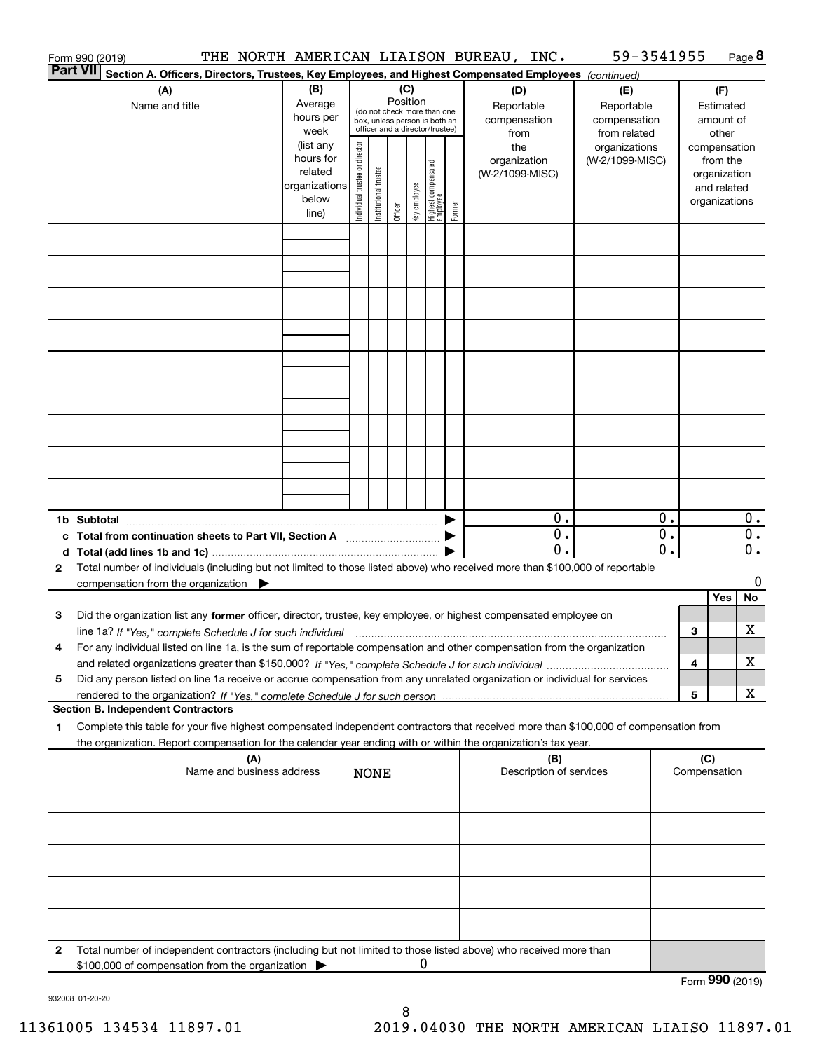Form 990 (2019) THE NORTH AMERICAN LIAISON BUREAU, INC. 59-3541955 Page **8**

**Part VII** **Section A. Officers, Directors, Trustees, Key Employees, and Highest Compensated Employees** *(continued)*

| (A) Name and title | (B) Average hours per week (list any hours for related organizations below line) | (C) Position (do not check more than one box, unless person is both an officer and a director/trustee): Individual trustee or director | Institutional trustee | Officer | Key employee | Highest compensated employee | Former | (D) Reportable compensation from the organization (W-2/1099-MISC) | (E) Reportable compensation from related organizations (W-2/1099-MISC) | (F) Estimated amount of other compensation from the organization and related organizations |
|---|---|---|---|---|---|---|---|---|---|---|
| | | | | | | | | | | |
| | | | | | | | | | | |
| | | | | | | | | | | |
| | | | | | | | | | | |
| | | | | | | | | | | |
| | | | | | | | | | | |
| | | | | | | | | | | |
| | | | | | | | | | | |
| | | | | | | | | | | |
| **1b Subtotal** | | | | | | | ▶ | 0. | 0. | 0. |
| **c Total from continuation sheets to Part VII, Section A** | | | | | | | ▶ | 0. | 0. | 0. |
| **d Total (add lines 1b and 1c)** | | | | | | | ▶ | 0. | 0. | 0. |

**2** Total number of individuals (including but not limited to those listed above) who received more than $100,000 of reportable compensation from the organization ▶ 0

| | | Yes | No |
|---|---|---|---|
| **3** Did the organization list any **former** officer, director, trustee, key employee, or highest compensated employee on line 1a? *If "Yes," complete Schedule J for such individual* | 3 | | X |
| **4** For any individual listed on line 1a, is the sum of reportable compensation and other compensation from the organization and related organizations greater than $150,000? *If "Yes," complete Schedule J for such individual* | 4 | | X |
| **5** Did any person listed on line 1a receive or accrue compensation from any unrelated organization or individual for services rendered to the organization? *If "Yes," complete Schedule J for such person* | 5 | | X |

**Section B. Independent Contractors**

**1** Complete this table for your five highest compensated independent contractors that received more than $100,000 of compensation from the organization. Report compensation for the calendar year ending with or within the organization's tax year.

| (A) Name and business address NONE | (B) Description of services | (C) Compensation |
|---|---|---|
| | | |
| | | |
| | | |
| | | |
| | | |

**2** Total number of independent contractors (including but not limited to those listed above) who received more than $100,000 of compensation from the organization ▶ 0

Form **990** (2019)

932008 01-20-20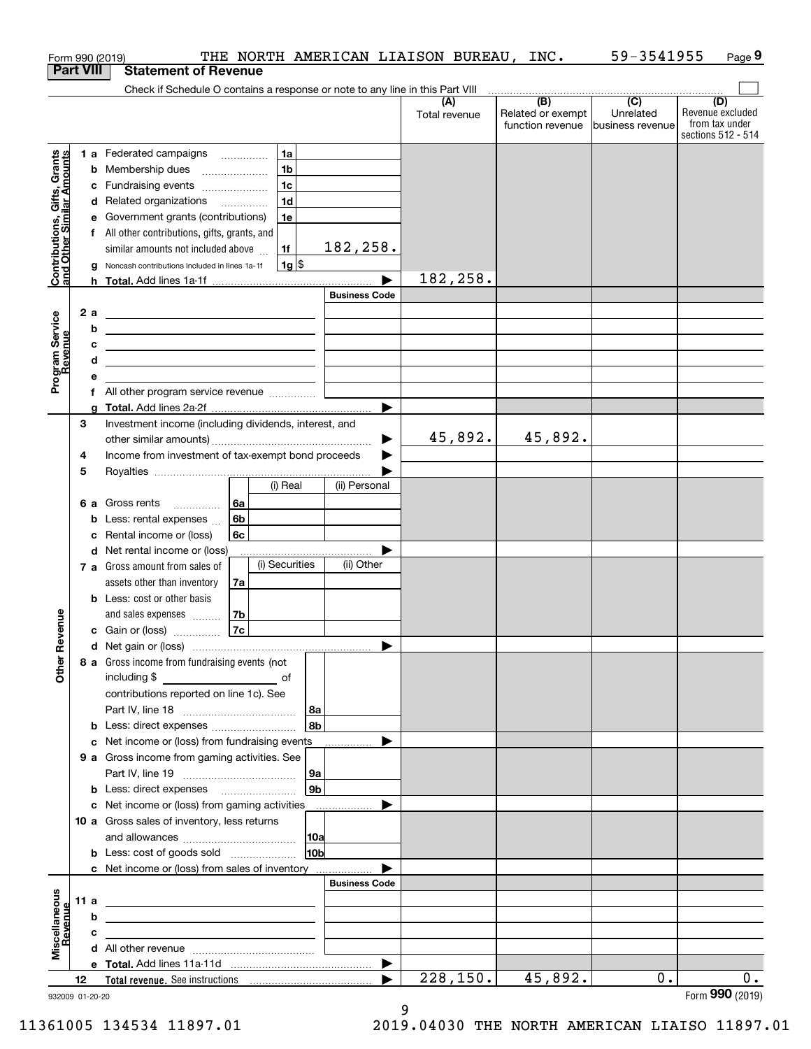Form 990 (2019) THE NORTH AMERICAN LIAISON BUREAU, INC. 59-3541955 Page 9

## Part VIII Statement of Revenue

Check if Schedule O contains a response or note to any line in this Part VIII

| | | | | (A) Total revenue | (B) Related or exempt function revenue | (C) Unrelated business revenue | (D) Revenue excluded from tax under sections 512 - 514 |
|---|---|---|---|---|---|---|---|
| **Contributions, Gifts, Grants and Other Similar Amounts** | 1 a Federated campaigns | 1a | | | | | |
| | b Membership dues | 1b | | | | | |
| | c Fundraising events | 1c | | | | | |
| | d Related organizations | 1d | | | | | |
| | e Government grants (contributions) | 1e | | | | | |
| | f All other contributions, gifts, grants, and similar amounts not included above | 1f | 182,258. | | | | |
| | g Noncash contributions included in lines 1a-1f | 1g | $ | | | | |
| | h **Total.** Add lines 1a-1f | | | 182,258. | | | |
| **Program Service Revenue** | | | Business Code | | | | |
| | 2 a | | | | | | |
| | b | | | | | | |
| | c | | | | | | |
| | d | | | | | | |
| | e | | | | | | |
| | f All other program service revenue | | | | | | |
| | g **Total.** Add lines 2a-2f | | | | | | |
| **Other Revenue** | 3 Investment income (including dividends, interest, and other similar amounts) | | | 45,892. | 45,892. | | |
| | 4 Income from investment of tax-exempt bond proceeds | | | | | | |
| | 5 Royalties | | | | | | |
| | | (i) Real | (ii) Personal | | | | |
| | 6 a Gross rents (6a) | | | | | | |
| | b Less: rental expenses (6b) | | | | | | |
| | c Rental income or (loss) (6c) | | | | | | |
| | d Net rental income or (loss) | | | | | | |
| | | (i) Securities | (ii) Other | | | | |
| | 7 a Gross amount from sales of assets other than inventory (7a) | | | | | | |
| | b Less: cost or other basis and sales expenses (7b) | | | | | | |
| | c Gain or (loss) (7c) | | | | | | |
| | d Net gain or (loss) | | | | | | |
| | 8 a Gross income from fundraising events (not including $ of contributions reported on line 1c). See Part IV, line 18 | 8a | | | | | |
| | b Less: direct expenses | 8b | | | | | |
| | c Net income or (loss) from fundraising events | | | | | | |
| | 9 a Gross income from gaming activities. See Part IV, line 19 | 9a | | | | | |
| | b Less: direct expenses | 9b | | | | | |
| | c Net income or (loss) from gaming activities | | | | | | |
| | 10 a Gross sales of inventory, less returns and allowances | 10a | | | | | |
| | b Less: cost of goods sold | 10b | | | | | |
| | c Net income or (loss) from sales of inventory | | | | | | |
| **Miscellaneous Revenue** | | | Business Code | | | | |
| | 11 a | | | | | | |
| | b | | | | | | |
| | c | | | | | | |
| | d All other revenue | | | | | | |
| | e **Total.** Add lines 11a-11d | | | | | | |
| | 12 **Total revenue.** See instructions | | | 228,150. | 45,892. | 0. | 0. |

932009 01-20-20

Form **990** (2019)

11361005 134534 11897.01 2019.04030 THE NORTH AMERICAN LIAISO 11897.01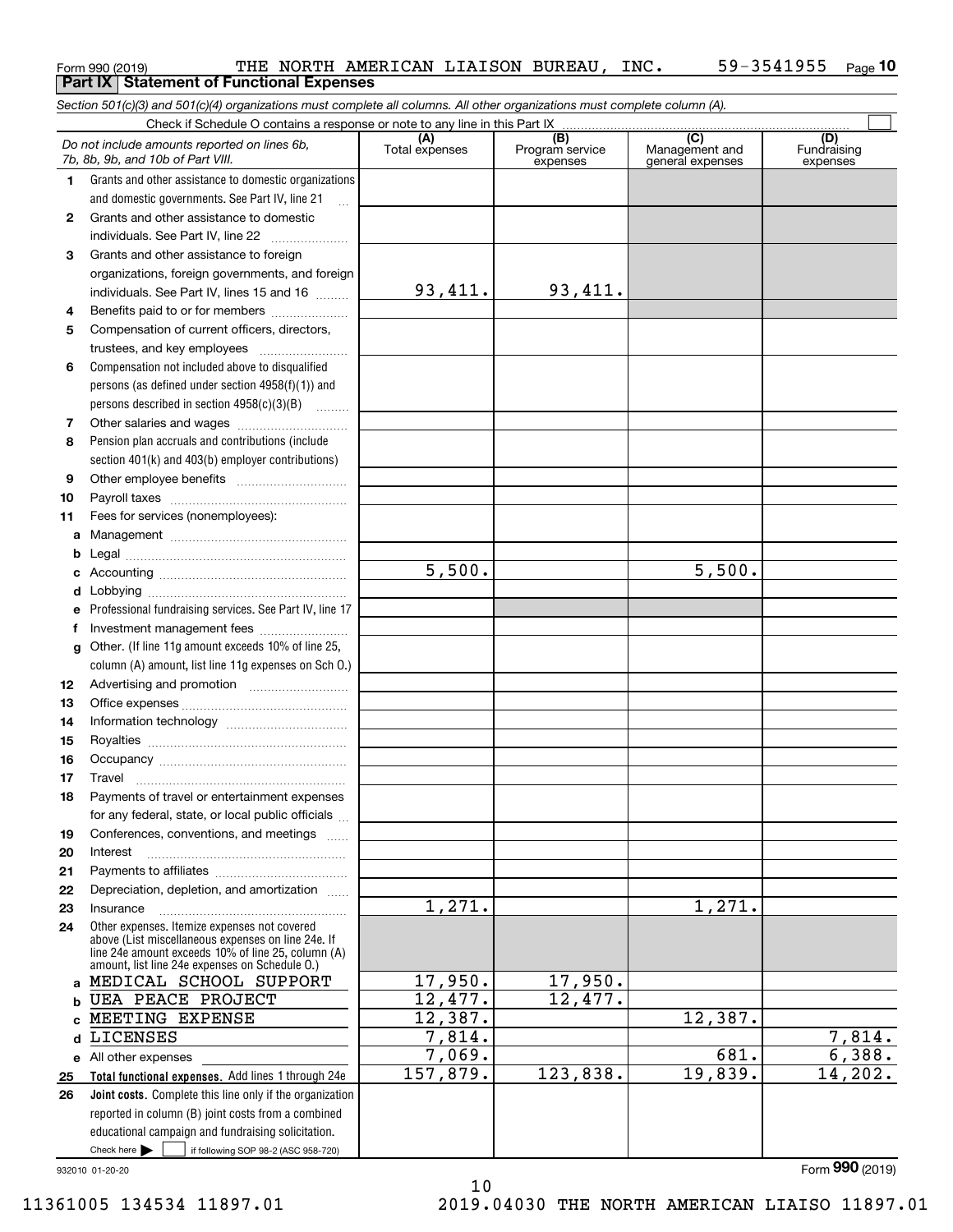Form 990 (2019) THE NORTH AMERICAN LIAISON BUREAU, INC. 59-3541955

## Part IX Statement of Functional Expenses

*Section 501(c)(3) and 501(c)(4) organizations must complete all columns. All other organizations must complete column (A).*

Check if Schedule O contains a response or note to any line in this Part IX ☐

| | *Do not include amounts reported on lines 6b, 7b, 8b, 9b, and 10b of Part VIII.* | (A) Total expenses | (B) Program service expenses | (C) Management and general expenses | (D) Fundraising expenses |
|---|---|---|---|---|---|
| 1 | Grants and other assistance to domestic organizations and domestic governments. See Part IV, line 21 | | | | |
| 2 | Grants and other assistance to domestic individuals. See Part IV, line 22 | | | | |
| 3 | Grants and other assistance to foreign organizations, foreign governments, and foreign individuals. See Part IV, lines 15 and 16 | 93,411. | 93,411. | | |
| 4 | Benefits paid to or for members | | | | |
| 5 | Compensation of current officers, directors, trustees, and key employees | | | | |
| 6 | Compensation not included above to disqualified persons (as defined under section 4958(f)(1)) and persons described in section 4958(c)(3)(B) | | | | |
| 7 | Other salaries and wages | | | | |
| 8 | Pension plan accruals and contributions (include section 401(k) and 403(b) employer contributions) | | | | |
| 9 | Other employee benefits | | | | |
| 10 | Payroll taxes | | | | |
| 11 | Fees for services (nonemployees): | | | | |
| a | Management | | | | |
| b | Legal | | | | |
| c | Accounting | 5,500. | | 5,500. | |
| d | Lobbying | | | | |
| e | Professional fundraising services. See Part IV, line 17 | | | | |
| f | Investment management fees | | | | |
| g | Other. (If line 11g amount exceeds 10% of line 25, column (A) amount, list line 11g expenses on Sch O.) | | | | |
| 12 | Advertising and promotion | | | | |
| 13 | Office expenses | | | | |
| 14 | Information technology | | | | |
| 15 | Royalties | | | | |
| 16 | Occupancy | | | | |
| 17 | Travel | | | | |
| 18 | Payments of travel or entertainment expenses for any federal, state, or local public officials | | | | |
| 19 | Conferences, conventions, and meetings | | | | |
| 20 | Interest | | | | |
| 21 | Payments to affiliates | | | | |
| 22 | Depreciation, depletion, and amortization | | | | |
| 23 | Insurance | 1,271. | | 1,271. | |
| 24 | Other expenses. Itemize expenses not covered above (List miscellaneous expenses on line 24e. If line 24e amount exceeds 10% of line 25, column (A) amount, list line 24e expenses on Schedule O.) | | | | |
| a | MEDICAL SCHOOL SUPPORT | 17,950. | 17,950. | | |
| b | UEA PEACE PROJECT | 12,477. | 12,477. | | |
| c | MEETING EXPENSE | 12,387. | | 12,387. | |
| d | LICENSES | 7,814. | | | 7,814. |
| e | All other expenses | 7,069. | | 681. | 6,388. |
| 25 | **Total functional expenses.** Add lines 1 through 24e | 157,879. | 123,838. | 19,839. | 14,202. |
| 26 | **Joint costs.** Complete this line only if the organization reported in column (B) joint costs from a combined educational campaign and fundraising solicitation. Check here ▶ ☐ if following SOP 98-2 (ASC 958-720) | | | | |

932010 01-20-20

Form **990** (2019)

11361005 134534 11897.01 2019.04030 THE NORTH AMERICAN LIAISO 11897.01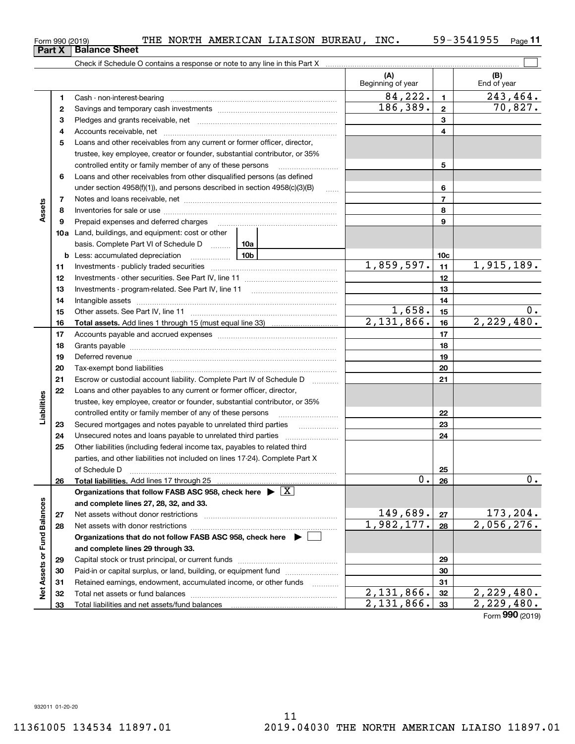Form 990 (2019) THE NORTH AMERICAN LIAISON BUREAU, INC. 59-3541955

## Part X Balance Sheet

Check if Schedule O contains a response or note to any line in this Part X ☐

| | | | (A) Beginning of year | | (B) End of year |
|---|---|---|---|---|---|
| Assets | 1 | Cash - non-interest-bearing | 84,222. | 1 | 243,464. |
| | 2 | Savings and temporary cash investments | 186,389. | 2 | 70,827. |
| | 3 | Pledges and grants receivable, net | | 3 | |
| | 4 | Accounts receivable, net | | 4 | |
| | 5 | Loans and other receivables from any current or former officer, director, trustee, key employee, creator or founder, substantial contributor, or 35% controlled entity or family member of any of these persons | | 5 | |
| | 6 | Loans and other receivables from other disqualified persons (as defined under section 4958(f)(1)), and persons described in section 4958(c)(3)(B) | | 6 | |
| | 7 | Notes and loans receivable, net | | 7 | |
| | 8 | Inventories for sale or use | | 8 | |
| | 9 | Prepaid expenses and deferred charges | | 9 | |
| | 10a | Land, buildings, and equipment: cost or other basis. Complete Part VI of Schedule D 10a | | | |
| | b | Less: accumulated depreciation 10b | | 10c | |
| | 11 | Investments - publicly traded securities | 1,859,597. | 11 | 1,915,189. |
| | 12 | Investments - other securities. See Part IV, line 11 | | 12 | |
| | 13 | Investments - program-related. See Part IV, line 11 | | 13 | |
| | 14 | Intangible assets | | 14 | |
| | 15 | Other assets. See Part IV, line 11 | 1,658. | 15 | 0. |
| | 16 | **Total assets.** Add lines 1 through 15 (must equal line 33) | 2,131,866. | 16 | 2,229,480. |
| Liabilities | 17 | Accounts payable and accrued expenses | | 17 | |
| | 18 | Grants payable | | 18 | |
| | 19 | Deferred revenue | | 19 | |
| | 20 | Tax-exempt bond liabilities | | 20 | |
| | 21 | Escrow or custodial account liability. Complete Part IV of Schedule D | | 21 | |
| | 22 | Loans and other payables to any current or former officer, director, trustee, key employee, creator or founder, substantial contributor, or 35% controlled entity or family member of any of these persons | | 22 | |
| | 23 | Secured mortgages and notes payable to unrelated third parties | | 23 | |
| | 24 | Unsecured notes and loans payable to unrelated third parties | | 24 | |
| | 25 | Other liabilities (including federal income tax, payables to related third parties, and other liabilities not included on lines 17-24). Complete Part X of Schedule D | | 25 | |
| | 26 | **Total liabilities.** Add lines 17 through 25 | 0. | 26 | 0. |
| Net Assets or Fund Balances | | **Organizations that follow FASB ASC 958, check here ▶ [X] and complete lines 27, 28, 32, and 33.** | | | |
| | 27 | Net assets without donor restrictions | 149,689. | 27 | 173,204. |
| | 28 | Net assets with donor restrictions | 1,982,177. | 28 | 2,056,276. |
| | | **Organizations that do not follow FASB ASC 958, check here ▶ [ ] and complete lines 29 through 33.** | | | |
| | 29 | Capital stock or trust principal, or current funds | | 29 | |
| | 30 | Paid-in or capital surplus, or land, building, or equipment fund | | 30 | |
| | 31 | Retained earnings, endowment, accumulated income, or other funds | | 31 | |
| | 32 | Total net assets or fund balances | 2,131,866. | 32 | 2,229,480. |
| | 33 | Total liabilities and net assets/fund balances | 2,131,866. | 33 | 2,229,480. |

Form **990** (2019)

932011 01-20-20

11361005 134534 11897.01 2019.04030 THE NORTH AMERICAN LIAISO 11897.01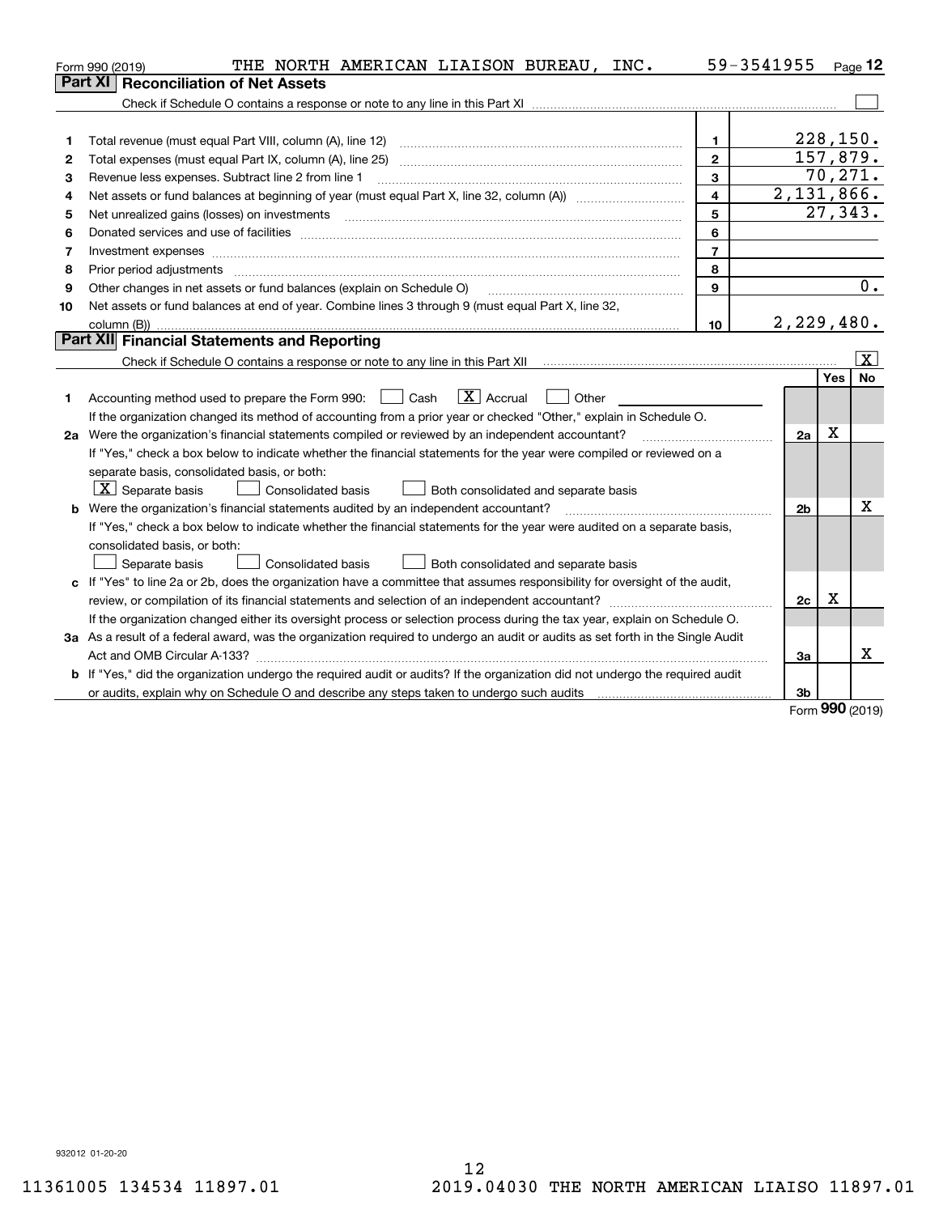Form 990 (2019) THE NORTH AMERICAN LIAISON BUREAU, INC. 59-3541955 Page 12

## Part XI Reconciliation of Net Assets

Check if Schedule O contains a response or note to any line in this Part XI [ ]

| | | | |
|---|---|---|---|
| 1 | Total revenue (must equal Part VIII, column (A), line 12) | 1 | 228,150. |
| 2 | Total expenses (must equal Part IX, column (A), line 25) | 2 | 157,879. |
| 3 | Revenue less expenses. Subtract line 2 from line 1 | 3 | 70,271. |
| 4 | Net assets or fund balances at beginning of year (must equal Part X, line 32, column (A)) | 4 | 2,131,866. |
| 5 | Net unrealized gains (losses) on investments | 5 | 27,343. |
| 6 | Donated services and use of facilities | 6 | |
| 7 | Investment expenses | 7 | |
| 8 | Prior period adjustments | 8 | |
| 9 | Other changes in net assets or fund balances (explain on Schedule O) | 9 | 0. |
| 10 | Net assets or fund balances at end of year. Combine lines 3 through 9 (must equal Part X, line 32, column (B)) | 10 | 2,229,480. |

## Part XII Financial Statements and Reporting

Check if Schedule O contains a response or note to any line in this Part XII [X]

| | | | Yes | No |
|---|---|---|---|---|
| 1 | Accounting method used to prepare the Form 990: [ ] Cash [X] Accrual [ ] Other | | | |
| | If the organization changed its method of accounting from a prior year or checked "Other," explain in Schedule O. | | | |
| 2a | Were the organization's financial statements compiled or reviewed by an independent accountant? | 2a | X | |
| | If "Yes," check a box below to indicate whether the financial statements for the year were compiled or reviewed on a separate basis, consolidated basis, or both: [X] Separate basis [ ] Consolidated basis [ ] Both consolidated and separate basis | | | |
| b | Were the organization's financial statements audited by an independent accountant? | 2b | | X |
| | If "Yes," check a box below to indicate whether the financial statements for the year were audited on a separate basis, consolidated basis, or both: [ ] Separate basis [ ] Consolidated basis [ ] Both consolidated and separate basis | | | |
| c | If "Yes" to line 2a or 2b, does the organization have a committee that assumes responsibility for oversight of the audit, review, or compilation of its financial statements and selection of an independent accountant? | 2c | X | |
| | If the organization changed either its oversight process or selection process during the tax year, explain on Schedule O. | | | |
| 3a | As a result of a federal award, was the organization required to undergo an audit or audits as set forth in the Single Audit Act and OMB Circular A-133? | 3a | | X |
| b | If "Yes," did the organization undergo the required audit or audits? If the organization did not undergo the required audit or audits, explain why on Schedule O and describe any steps taken to undergo such audits | 3b | | |

Form 990 (2019)

932012 01-20-20

11361005 134534 11897.01 2019.04030 THE NORTH AMERICAN LIAISO 11897.01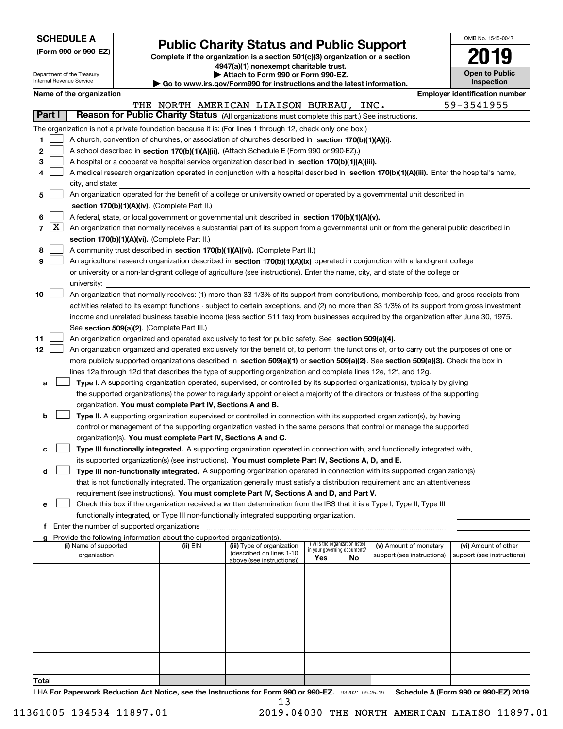**SCHEDULE A**
**(Form 990 or 990-EZ)**

Department of the Treasury
Internal Revenue Service

# Public Charity Status and Public Support

**Complete if the organization is a section 501(c)(3) organization or a section 4947(a)(1) nonexempt charitable trust.**
**▶ Attach to Form 990 or Form 990-EZ.**
**▶ Go to www.irs.gov/Form990 for instructions and the latest information.**

OMB No. 1545-0047

**2019**

**Open to Public Inspection**

**Name of the organization**: THE NORTH AMERICAN LIAISON BUREAU, INC.
**Employer identification number**: 59-3541955

## Part I — Reason for Public Charity Status (All organizations must complete this part.) See instructions.

The organization is not a private foundation because it is: (For lines 1 through 12, check only one box.)

1. [ ] A church, convention of churches, or association of churches described in **section 170(b)(1)(A)(i).**
2. [ ] A school described in **section 170(b)(1)(A)(ii).** (Attach Schedule E (Form 990 or 990-EZ).)
3. [ ] A hospital or a cooperative hospital service organization described in **section 170(b)(1)(A)(iii).**
4. [ ] A medical research organization operated in conjunction with a hospital described in **section 170(b)(1)(A)(iii).** Enter the hospital's name, city, and state: ______
5. [ ] An organization operated for the benefit of a college or university owned or operated by a governmental unit described in **section 170(b)(1)(A)(iv).** (Complete Part II.)
6. [ ] A federal, state, or local government or governmental unit described in **section 170(b)(1)(A)(v).**
7. [X] An organization that normally receives a substantial part of its support from a governmental unit or from the general public described in **section 170(b)(1)(A)(vi).** (Complete Part II.)
8. [ ] A community trust described in **section 170(b)(1)(A)(vi).** (Complete Part II.)
9. [ ] An agricultural research organization described in **section 170(b)(1)(A)(ix)** operated in conjunction with a land-grant college or university or a non-land-grant college of agriculture (see instructions). Enter the name, city, and state of the college or university: ______
10. [ ] An organization that normally receives: (1) more than 33 1/3% of its support from contributions, membership fees, and gross receipts from activities related to its exempt functions - subject to certain exceptions, and (2) no more than 33 1/3% of its support from gross investment income and unrelated business taxable income (less section 511 tax) from businesses acquired by the organization after June 30, 1975. See **section 509(a)(2).** (Complete Part III.)
11. [ ] An organization organized and operated exclusively to test for public safety. See **section 509(a)(4).**
12. [ ] An organization organized and operated exclusively for the benefit of, to perform the functions of, or to carry out the purposes of one or more publicly supported organizations described in **section 509(a)(1)** or **section 509(a)(2)**. See **section 509(a)(3).** Check the box in lines 12a through 12d that describes the type of supporting organization and complete lines 12e, 12f, and 12g.
   - **a** [ ] **Type I.** A supporting organization operated, supervised, or controlled by its supported organization(s), typically by giving the supported organization(s) the power to regularly appoint or elect a majority of the directors or trustees of the supporting organization. **You must complete Part IV, Sections A and B.**
   - **b** [ ] **Type II.** A supporting organization supervised or controlled in connection with its supported organization(s), by having control or management of the supporting organization vested in the same persons that control or manage the supported organization(s). **You must complete Part IV, Sections A and C.**
   - **c** [ ] **Type III functionally integrated.** A supporting organization operated in connection with, and functionally integrated with, its supported organization(s) (see instructions). **You must complete Part IV, Sections A, D, and E.**
   - **d** [ ] **Type III non-functionally integrated.** A supporting organization operated in connection with its supported organization(s) that is not functionally integrated. The organization generally must satisfy a distribution requirement and an attentiveness requirement (see instructions). **You must complete Part IV, Sections A and D, and Part V.**
   - **e** [ ] Check this box if the organization received a written determination from the IRS that it is a Type I, Type II, Type III functionally integrated, or Type III non-functionally integrated supporting organization.
   - **f** Enter the number of supported organizations ______
   - **g** Provide the following information about the supported organization(s).

| (i) Name of supported organization | (ii) EIN | (iii) Type of organization (described on lines 1-10 above (see instructions)) | (iv) Is the organization listed in your governing document? Yes | No | (v) Amount of monetary support (see instructions) | (vi) Amount of other support (see instructions) |
|---|---|---|---|---|---|---|
| | | | | | | |
| | | | | | | |
| | | | | | | |
| | | | | | | |
| | | | | | | |
| **Total** | | | | | | |

LHA **For Paperwork Reduction Act Notice, see the Instructions for Form 990 or 990-EZ.** 932021 09-25-19 **Schedule A (Form 990 or 990-EZ) 2019**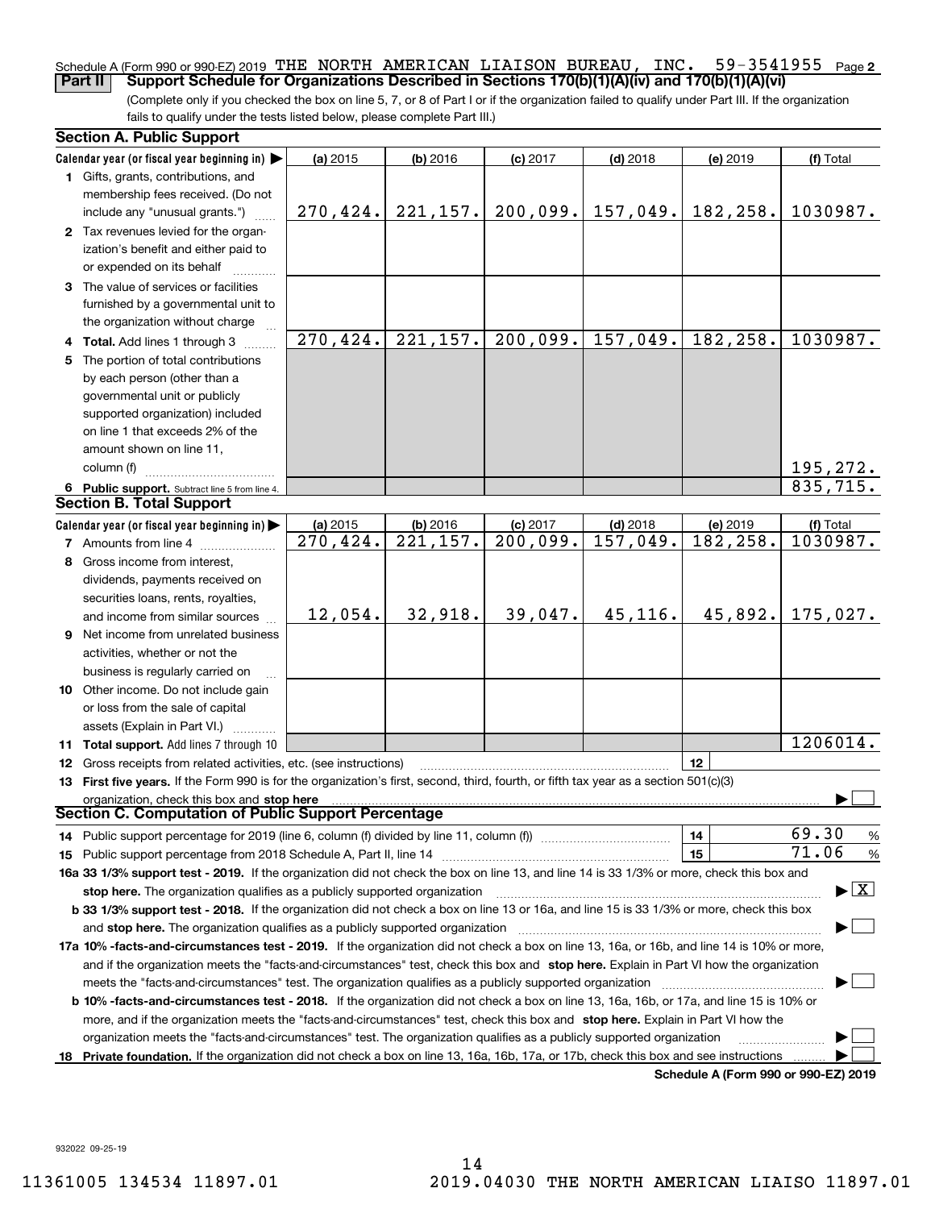Schedule A (Form 990 or 990-EZ) 2019 THE NORTH AMERICAN LIAISON BUREAU, INC. 59-3541955 Page 2

**Part II Support Schedule for Organizations Described in Sections 170(b)(1)(A)(iv) and 170(b)(1)(A)(vi)**

(Complete only if you checked the box on line 5, 7, or 8 of Part I or if the organization failed to qualify under Part III. If the organization fails to qualify under the tests listed below, please complete Part III.)

## Section A. Public Support

| Calendar year (or fiscal year beginning in) ▶ | (a) 2015 | (b) 2016 | (c) 2017 | (d) 2018 | (e) 2019 | (f) Total |
|---|---|---|---|---|---|---|
| **1** Gifts, grants, contributions, and membership fees received. (Do not include any "unusual grants.") | 270,424. | 221,157. | 200,099. | 157,049. | 182,258. | 1030987. |
| **2** Tax revenues levied for the organization's benefit and either paid to or expended on its behalf | | | | | | |
| **3** The value of services or facilities furnished by a governmental unit to the organization without charge | | | | | | |
| **4 Total.** Add lines 1 through 3 | 270,424. | 221,157. | 200,099. | 157,049. | 182,258. | 1030987. |
| **5** The portion of total contributions by each person (other than a governmental unit or publicly supported organization) included on line 1 that exceeds 2% of the amount shown on line 11, column (f) | | | | | | 195,272. |
| **6 Public support.** Subtract line 5 from line 4. | | | | | | 835,715. |

## Section B. Total Support

| Calendar year (or fiscal year beginning in) ▶ | (a) 2015 | (b) 2016 | (c) 2017 | (d) 2018 | (e) 2019 | (f) Total |
|---|---|---|---|---|---|---|
| **7** Amounts from line 4 | 270,424. | 221,157. | 200,099. | 157,049. | 182,258. | 1030987. |
| **8** Gross income from interest, dividends, payments received on securities loans, rents, royalties, and income from similar sources | 12,054. | 32,918. | 39,047. | 45,116. | 45,892. | 175,027. |
| **9** Net income from unrelated business activities, whether or not the business is regularly carried on | | | | | | |
| **10** Other income. Do not include gain or loss from the sale of capital assets (Explain in Part VI.) | | | | | | |
| **11 Total support.** Add lines 7 through 10 | | | | | | 1206014. |

**12** Gross receipts from related activities, etc. (see instructions) | **12** |

**13 First five years.** If the Form 990 is for the organization's first, second, third, fourth, or fifth tax year as a section 501(c)(3) organization, check this box and **stop here** ▶ ☐

## Section C. Computation of Public Support Percentage

**14** Public support percentage for 2019 (line 6, column (f) divided by line 11, column (f)) | **14** | 69.30 %

**15** Public support percentage from 2018 Schedule A, Part II, line 14 | **15** | 71.06 %

**16a 33 1/3% support test - 2019.** If the organization did not check the box on line 13, and line 14 is 33 1/3% or more, check this box and **stop here.** The organization qualifies as a publicly supported organization ▶ ☒

**b 33 1/3% support test - 2018.** If the organization did not check a box on line 13 or 16a, and line 15 is 33 1/3% or more, check this box and **stop here.** The organization qualifies as a publicly supported organization ▶ ☐

**17a 10% -facts-and-circumstances test - 2019.** If the organization did not check a box on line 13, 16a, or 16b, and line 14 is 10% or more, and if the organization meets the "facts-and-circumstances" test, check this box and **stop here.** Explain in Part VI how the organization meets the "facts-and-circumstances" test. The organization qualifies as a publicly supported organization ▶ ☐

**b 10% -facts-and-circumstances test - 2018.** If the organization did not check a box on line 13, 16a, 16b, or 17a, and line 15 is 10% or more, and if the organization meets the "facts-and-circumstances" test, check this box and **stop here.** Explain in Part VI how the organization meets the "facts-and-circumstances" test. The organization qualifies as a publicly supported organization ▶ ☐

**18 Private foundation.** If the organization did not check a box on line 13, 16a, 16b, 17a, or 17b, check this box and see instructions ▶ ☐

**Schedule A (Form 990 or 990-EZ) 2019**

932022 09-25-19

11361005 134534 11897.01 2019.04030 THE NORTH AMERICAN LIAISO 11897.01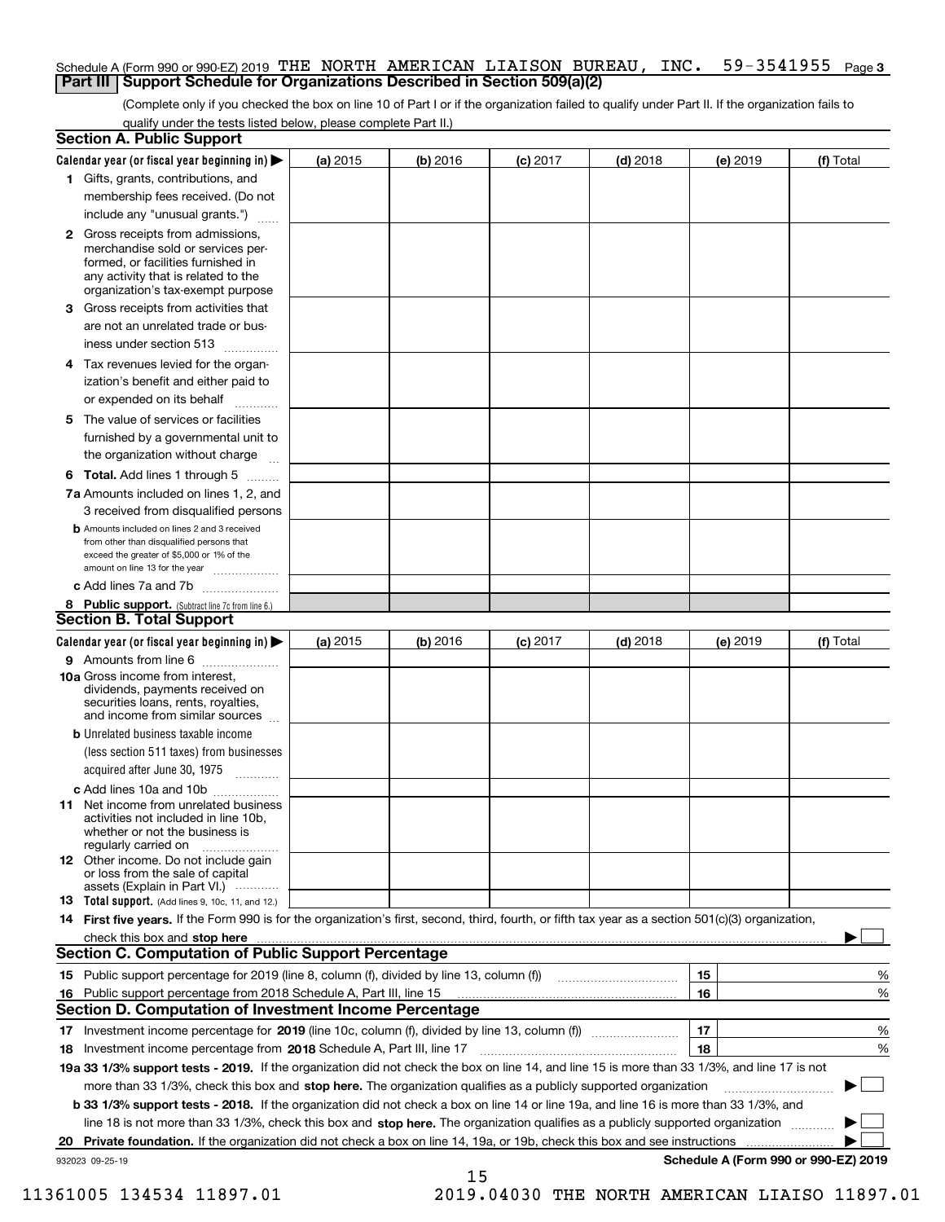Schedule A (Form 990 or 990-EZ) 2019 THE NORTH AMERICAN LIAISON BUREAU, INC. 59-3541955 Page 3

## Part III Support Schedule for Organizations Described in Section 509(a)(2)

(Complete only if you checked the box on line 10 of Part I or if the organization failed to qualify under Part II. If the organization fails to qualify under the tests listed below, please complete Part II.)

### Section A. Public Support

| Calendar year (or fiscal year beginning in) ▶ | (a) 2015 | (b) 2016 | (c) 2017 | (d) 2018 | (e) 2019 | (f) Total |
|---|---|---|---|---|---|---|
| 1 Gifts, grants, contributions, and membership fees received. (Do not include any "unusual grants.") | | | | | | |
| 2 Gross receipts from admissions, merchandise sold or services performed, or facilities furnished in any activity that is related to the organization's tax-exempt purpose | | | | | | |
| 3 Gross receipts from activities that are not an unrelated trade or business under section 513 | | | | | | |
| 4 Tax revenues levied for the organization's benefit and either paid to or expended on its behalf | | | | | | |
| 5 The value of services or facilities furnished by a governmental unit to the organization without charge | | | | | | |
| 6 Total. Add lines 1 through 5 | | | | | | |
| 7a Amounts included on lines 1, 2, and 3 received from disqualified persons | | | | | | |
| b Amounts included on lines 2 and 3 received from other than disqualified persons that exceed the greater of $5,000 or 1% of the amount on line 13 for the year | | | | | | |
| c Add lines 7a and 7b | | | | | | |
| 8 Public support. (Subtract line 7c from line 6.) | | | | | | |

### Section B. Total Support

| Calendar year (or fiscal year beginning in) ▶ | (a) 2015 | (b) 2016 | (c) 2017 | (d) 2018 | (e) 2019 | (f) Total |
|---|---|---|---|---|---|---|
| 9 Amounts from line 6 | | | | | | |
| 10a Gross income from interest, dividends, payments received on securities loans, rents, royalties, and income from similar sources | | | | | | |
| b Unrelated business taxable income (less section 511 taxes) from businesses acquired after June 30, 1975 | | | | | | |
| c Add lines 10a and 10b | | | | | | |
| 11 Net income from unrelated business activities not included in line 10b, whether or not the business is regularly carried on | | | | | | |
| 12 Other income. Do not include gain or loss from the sale of capital assets (Explain in Part VI.) | | | | | | |
| 13 Total support. (Add lines 9, 10c, 11, and 12.) | | | | | | |

14 **First five years.** If the Form 990 is for the organization's first, second, third, fourth, or fifth tax year as a section 501(c)(3) organization, check this box and **stop here** ▶ ☐

### Section C. Computation of Public Support Percentage

| | | | |
|---|---|---|---|
| 15 | Public support percentage for 2019 (line 8, column (f), divided by line 13, column (f)) | 15 | % |
| 16 | Public support percentage from 2018 Schedule A, Part III, line 15 | 16 | % |

### Section D. Computation of Investment Income Percentage

| | | | |
|---|---|---|---|
| 17 | Investment income percentage for **2019** (line 10c, column (f), divided by line 13, column (f)) | 17 | % |
| 18 | Investment income percentage from **2018** Schedule A, Part III, line 17 | 18 | % |

**19a 33 1/3% support tests - 2019.** If the organization did not check the box on line 14, and line 15 is more than 33 1/3%, and line 17 is not more than 33 1/3%, check this box and **stop here.** The organization qualifies as a publicly supported organization ▶ ☐

**b 33 1/3% support tests - 2018.** If the organization did not check a box on line 14 or line 19a, and line 16 is more than 33 1/3%, and line 18 is not more than 33 1/3%, check this box and **stop here.** The organization qualifies as a publicly supported organization ▶ ☐

**20 Private foundation.** If the organization did not check a box on line 14, 19a, or 19b, check this box and see instructions ▶ ☐

932023 09-25-19

**Schedule A (Form 990 or 990-EZ) 2019**

11361005 134534 11897.01 2019.04030 THE NORTH AMERICAN LIAISO 11897.01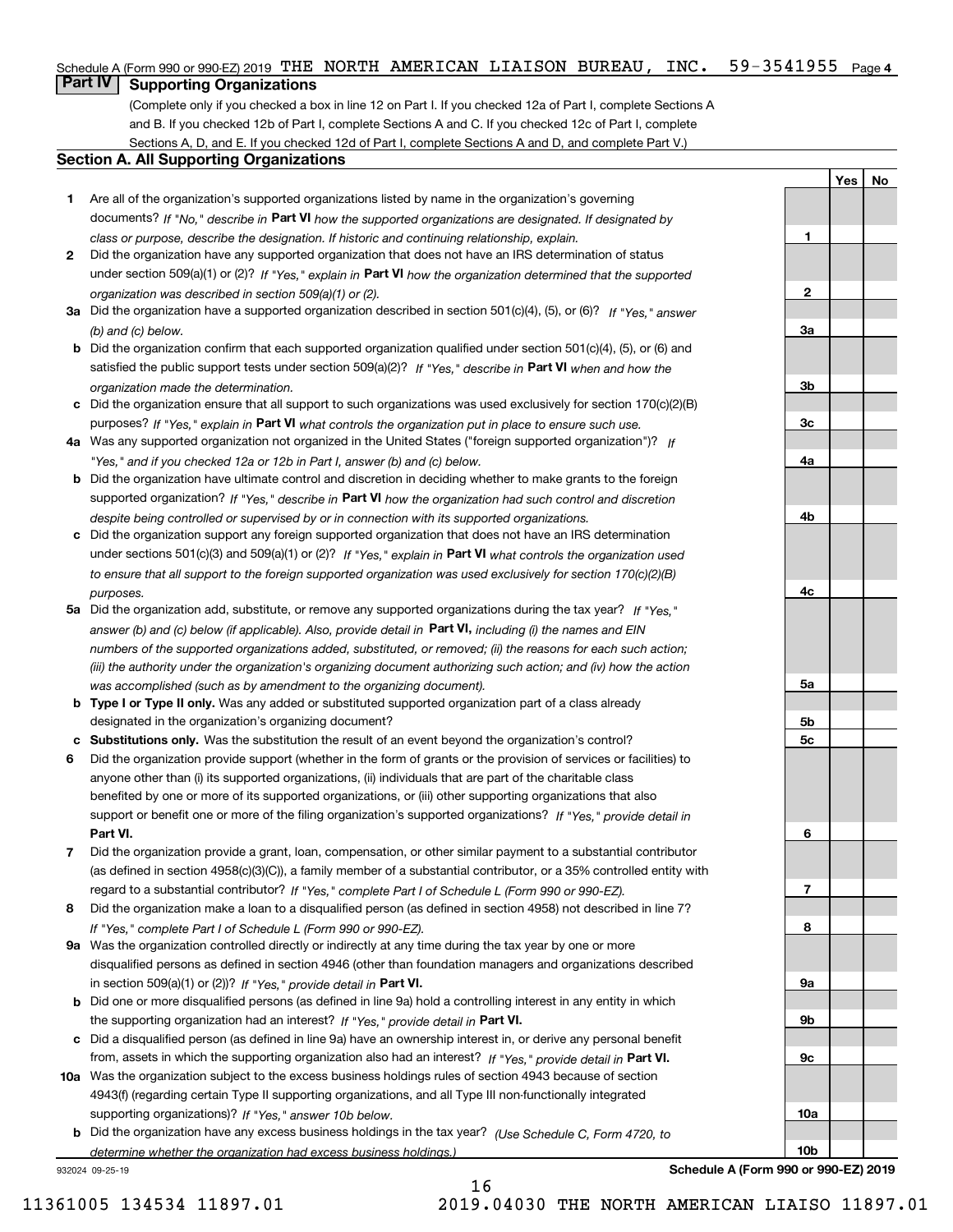Schedule A (Form 990 or 990-EZ) 2019 THE NORTH AMERICAN LIAISON BUREAU, INC. 59-3541955 Page 4

## Part IV Supporting Organizations

(Complete only if you checked a box in line 12 on Part I. If you checked 12a of Part I, complete Sections A and B. If you checked 12b of Part I, complete Sections A and C. If you checked 12c of Part I, complete Sections A, D, and E. If you checked 12d of Part I, complete Sections A and D, and complete Part V.)

### Section A. All Supporting Organizations

| | | | Yes | No |
|---|---|---|---|---|
| **1** | Are all of the organization's supported organizations listed by name in the organization's governing documents? *If "No," describe in* **Part VI** *how the supported organizations are designated. If designated by class or purpose, describe the designation. If historic and continuing relationship, explain.* | **1** | | |
| **2** | Did the organization have any supported organization that does not have an IRS determination of status under section 509(a)(1) or (2)? *If "Yes," explain in* **Part VI** *how the organization determined that the supported organization was described in section 509(a)(1) or (2).* | **2** | | |
| **3a** | Did the organization have a supported organization described in section 501(c)(4), (5), or (6)? *If "Yes," answer (b) and (c) below.* | **3a** | | |
| **b** | Did the organization confirm that each supported organization qualified under section 501(c)(4), (5), or (6) and satisfied the public support tests under section 509(a)(2)? *If "Yes," describe in* **Part VI** *when and how the organization made the determination.* | **3b** | | |
| **c** | Did the organization ensure that all support to such organizations was used exclusively for section 170(c)(2)(B) purposes? *If "Yes," explain in* **Part VI** *what controls the organization put in place to ensure such use.* | **3c** | | |
| **4a** | Was any supported organization not organized in the United States ("foreign supported organization")? *If "Yes," and if you checked 12a or 12b in Part I, answer (b) and (c) below.* | **4a** | | |
| **b** | Did the organization have ultimate control and discretion in deciding whether to make grants to the foreign supported organization? *If "Yes," describe in* **Part VI** *how the organization had such control and discretion despite being controlled or supervised by or in connection with its supported organizations.* | **4b** | | |
| **c** | Did the organization support any foreign supported organization that does not have an IRS determination under sections 501(c)(3) and 509(a)(1) or (2)? *If "Yes," explain in* **Part VI** *what controls the organization used to ensure that all support to the foreign supported organization was used exclusively for section 170(c)(2)(B) purposes.* | **4c** | | |
| **5a** | Did the organization add, substitute, or remove any supported organizations during the tax year? *If "Yes," answer (b) and (c) below (if applicable). Also, provide detail in* **Part VI,** *including (i) the names and EIN numbers of the supported organizations added, substituted, or removed; (ii) the reasons for each such action; (iii) the authority under the organization's organizing document authorizing such action; and (iv) how the action was accomplished (such as by amendment to the organizing document).* | **5a** | | |
| **b** | **Type I or Type II only.** Was any added or substituted supported organization part of a class already designated in the organization's organizing document? | **5b** | | |
| **c** | **Substitutions only.** Was the substitution the result of an event beyond the organization's control? | **5c** | | |
| **6** | Did the organization provide support (whether in the form of grants or the provision of services or facilities) to anyone other than (i) its supported organizations, (ii) individuals that are part of the charitable class benefited by one or more of its supported organizations, or (iii) other supporting organizations that also support or benefit one or more of the filing organization's supported organizations? *If "Yes," provide detail in* **Part VI.** | **6** | | |
| **7** | Did the organization provide a grant, loan, compensation, or other similar payment to a substantial contributor (as defined in section 4958(c)(3)(C)), a family member of a substantial contributor, or a 35% controlled entity with regard to a substantial contributor? *If "Yes," complete Part I of Schedule L (Form 990 or 990-EZ).* | **7** | | |
| **8** | Did the organization make a loan to a disqualified person (as defined in section 4958) not described in line 7? *If "Yes," complete Part I of Schedule L (Form 990 or 990-EZ).* | **8** | | |
| **9a** | Was the organization controlled directly or indirectly at any time during the tax year by one or more disqualified persons as defined in section 4946 (other than foundation managers and organizations described in section 509(a)(1) or (2))? *If "Yes," provide detail in* **Part VI.** | **9a** | | |
| **b** | Did one or more disqualified persons (as defined in line 9a) hold a controlling interest in any entity in which the supporting organization had an interest? *If "Yes," provide detail in* **Part VI.** | **9b** | | |
| **c** | Did a disqualified person (as defined in line 9a) have an ownership interest in, or derive any personal benefit from, assets in which the supporting organization also had an interest? *If "Yes," provide detail in* **Part VI.** | **9c** | | |
| **10a** | Was the organization subject to the excess business holdings rules of section 4943 because of section 4943(f) (regarding certain Type II supporting organizations, and all Type III non-functionally integrated supporting organizations)? *If "Yes," answer 10b below.* | **10a** | | |
| **b** | Did the organization have any excess business holdings in the tax year? *(Use Schedule C, Form 4720, to determine whether the organization had excess business holdings.)* | **10b** | | |

932024 09-25-19

**Schedule A (Form 990 or 990-EZ) 2019**

11361005 134534 11897.01 2019.04030 THE NORTH AMERICAN LIAISO 11897.01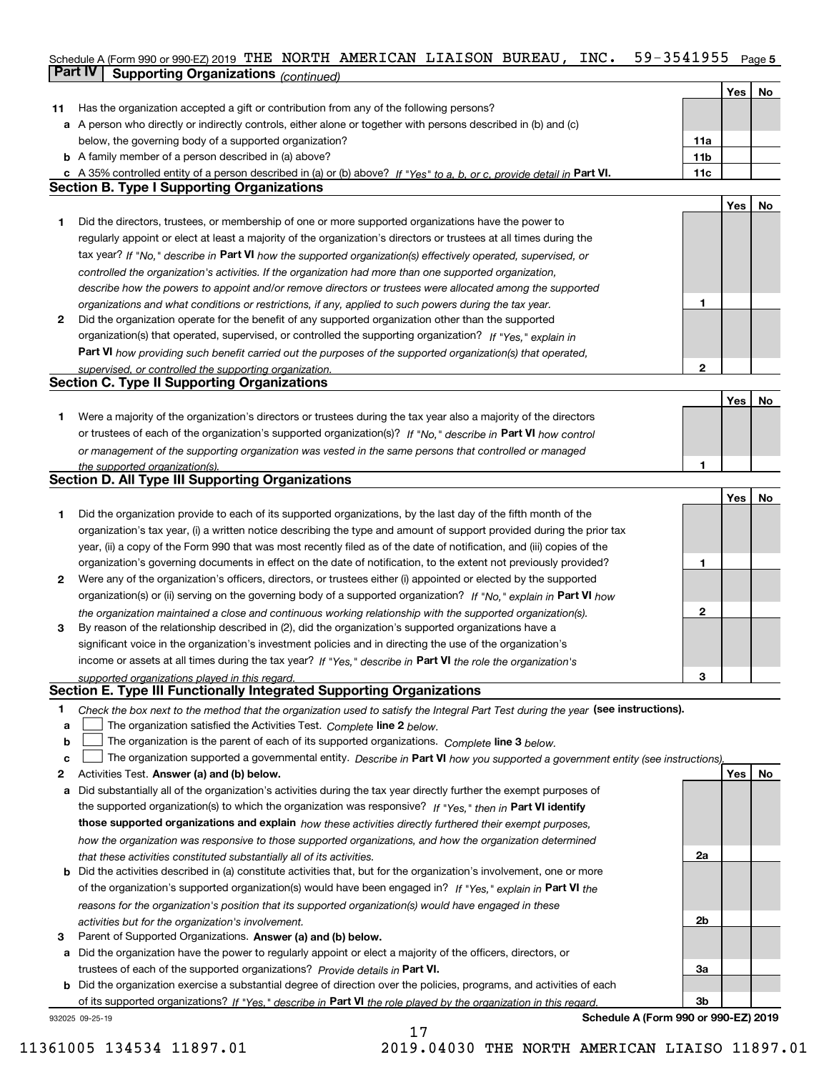Schedule A (Form 990 or 990-EZ) 2019 THE NORTH AMERICAN LIAISON BUREAU, INC. 59-3541955 Page 5

## Part IV Supporting Organizations *(continued)*

| | | | Yes | No |
|---|---|---|---|---|
| **11** | Has the organization accepted a gift or contribution from any of the following persons? | | | |
| **a** | A person who directly or indirectly controls, either alone or together with persons described in (b) and (c) below, the governing body of a supported organization? | 11a | | |
| **b** | A family member of a person described in (a) above? | 11b | | |
| **c** | A 35% controlled entity of a person described in (a) or (b) above? *If "Yes" to a, b, or c, provide detail in* **Part VI.** | 11c | | |

### Section B. Type I Supporting Organizations

| | | | Yes | No |
|---|---|---|---|---|
| **1** | Did the directors, trustees, or membership of one or more supported organizations have the power to regularly appoint or elect at least a majority of the organization's directors or trustees at all times during the tax year? *If "No," describe in* **Part VI** *how the supported organization(s) effectively operated, supervised, or controlled the organization's activities. If the organization had more than one supported organization, describe how the powers to appoint and/or remove directors or trustees were allocated among the supported organizations and what conditions or restrictions, if any, applied to such powers during the tax year.* | 1 | | |
| **2** | Did the organization operate for the benefit of any supported organization other than the supported organization(s) that operated, supervised, or controlled the supporting organization? *If "Yes," explain in* **Part VI** *how providing such benefit carried out the purposes of the supported organization(s) that operated, supervised, or controlled the supporting organization.* | 2 | | |

### Section C. Type II Supporting Organizations

| | | | Yes | No |
|---|---|---|---|---|
| **1** | Were a majority of the organization's directors or trustees during the tax year also a majority of the directors or trustees of each of the organization's supported organization(s)? *If "No," describe in* **Part VI** *how control or management of the supporting organization was vested in the same persons that controlled or managed the supported organization(s).* | 1 | | |

### Section D. All Type III Supporting Organizations

| | | | Yes | No |
|---|---|---|---|---|
| **1** | Did the organization provide to each of its supported organizations, by the last day of the fifth month of the organization's tax year, (i) a written notice describing the type and amount of support provided during the prior tax year, (ii) a copy of the Form 990 that was most recently filed as of the date of notification, and (iii) copies of the organization's governing documents in effect on the date of notification, to the extent not previously provided? | 1 | | |
| **2** | Were any of the organization's officers, directors, or trustees either (i) appointed or elected by the supported organization(s) or (ii) serving on the governing body of a supported organization? *If "No," explain in* **Part VI** *how the organization maintained a close and continuous working relationship with the supported organization(s).* | 2 | | |
| **3** | By reason of the relationship described in (2), did the organization's supported organizations have a significant voice in the organization's investment policies and in directing the use of the organization's income or assets at all times during the tax year? *If "Yes," describe in* **Part VI** *the role the organization's supported organizations played in this regard.* | 3 | | |

### Section E. Type III Functionally Integrated Supporting Organizations

**1** *Check the box next to the method that the organization used to satisfy the Integral Part Test during the year* **(see instructions).**

- **a** ☐ The organization satisfied the Activities Test. *Complete* **line 2** *below.*
- **b** ☐ The organization is the parent of each of its supported organizations. *Complete* **line 3** *below.*
- **c** ☐ The organization supported a governmental entity. *Describe in* **Part VI** *how you supported a government entity (see instructions).*

| | | | Yes | No |
|---|---|---|---|---|
| **2** | Activities Test. **Answer (a) and (b) below.** | | | |
| **a** | Did substantially all of the organization's activities during the tax year directly further the exempt purposes of the supported organization(s) to which the organization was responsive? *If "Yes," then in* **Part VI identify those supported organizations and explain** *how these activities directly furthered their exempt purposes, how the organization was responsive to those supported organizations, and how the organization determined that these activities constituted substantially all of its activities.* | 2a | | |
| **b** | Did the activities described in (a) constitute activities that, but for the organization's involvement, one or more of the organization's supported organization(s) would have been engaged in? *If "Yes," explain in* **Part VI** *the reasons for the organization's position that its supported organization(s) would have engaged in these activities but for the organization's involvement.* | 2b | | |
| **3** | Parent of Supported Organizations. **Answer (a) and (b) below.** | | | |
| **a** | Did the organization have the power to regularly appoint or elect a majority of the officers, directors, or trustees of each of the supported organizations? *Provide details in* **Part VI.** | 3a | | |
| **b** | Did the organization exercise a substantial degree of direction over the policies, programs, and activities of each of its supported organizations? *If "Yes," describe in* **Part VI** *the role played by the organization in this regard.* | 3b | | |

932025 09-25-19 **Schedule A (Form 990 or 990-EZ) 2019**

11361005 134534 11897.01 2019.04030 THE NORTH AMERICAN LIAISO 11897.01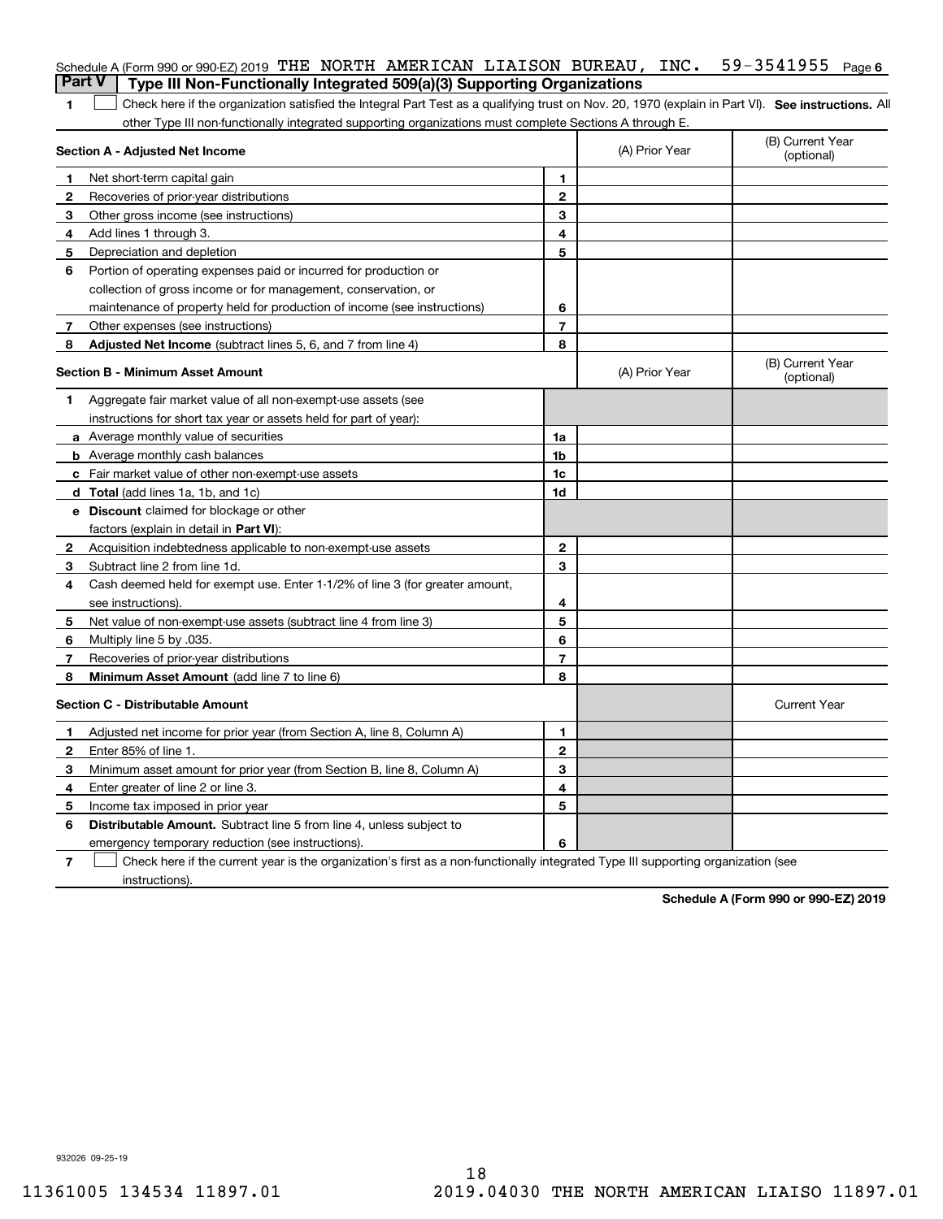Schedule A (Form 990 or 990-EZ) 2019 THE NORTH AMERICAN LIAISON BUREAU, INC. 59-3541955 Page 6

**Part V | Type III Non-Functionally Integrated 509(a)(3) Supporting Organizations**

1 ☐ Check here if the organization satisfied the Integral Part Test as a qualifying trust on Nov. 20, 1970 (explain in Part VI). **See instructions.** All other Type III non-functionally integrated supporting organizations must complete Sections A through E.

| **Section A - Adjusted Net Income** | | | (A) Prior Year | (B) Current Year (optional) |
|---|---|---|---|---|
| 1 | Net short-term capital gain | 1 | | |
| 2 | Recoveries of prior-year distributions | 2 | | |
| 3 | Other gross income (see instructions) | 3 | | |
| 4 | Add lines 1 through 3. | 4 | | |
| 5 | Depreciation and depletion | 5 | | |
| 6 | Portion of operating expenses paid or incurred for production or collection of gross income or for management, conservation, or maintenance of property held for production of income (see instructions) | 6 | | |
| 7 | Other expenses (see instructions) | 7 | | |
| 8 | **Adjusted Net Income** (subtract lines 5, 6, and 7 from line 4) | 8 | | |

| **Section B - Minimum Asset Amount** | | | (A) Prior Year | (B) Current Year (optional) |
|---|---|---|---|---|
| 1 | Aggregate fair market value of all non-exempt-use assets (see instructions for short tax year or assets held for part of year): | | | |
| a | Average monthly value of securities | 1a | | |
| b | Average monthly cash balances | 1b | | |
| c | Fair market value of other non-exempt-use assets | 1c | | |
| d | **Total** (add lines 1a, 1b, and 1c) | 1d | | |
| e | **Discount** claimed for blockage or other factors (explain in detail in **Part VI**): | | | |
| 2 | Acquisition indebtedness applicable to non-exempt-use assets | 2 | | |
| 3 | Subtract line 2 from line 1d. | 3 | | |
| 4 | Cash deemed held for exempt use. Enter 1-1/2% of line 3 (for greater amount, see instructions). | 4 | | |
| 5 | Net value of non-exempt-use assets (subtract line 4 from line 3) | 5 | | |
| 6 | Multiply line 5 by .035. | 6 | | |
| 7 | Recoveries of prior-year distributions | 7 | | |
| 8 | **Minimum Asset Amount** (add line 7 to line 6) | 8 | | |

| **Section C - Distributable Amount** | | | | Current Year |
|---|---|---|---|---|
| 1 | Adjusted net income for prior year (from Section A, line 8, Column A) | 1 | | |
| 2 | Enter 85% of line 1. | 2 | | |
| 3 | Minimum asset amount for prior year (from Section B, line 8, Column A) | 3 | | |
| 4 | Enter greater of line 2 or line 3. | 4 | | |
| 5 | Income tax imposed in prior year | 5 | | |
| 6 | **Distributable Amount.** Subtract line 5 from line 4, unless subject to emergency temporary reduction (see instructions). | 6 | | |

7 ☐ Check here if the current year is the organization's first as a non-functionally integrated Type III supporting organization (see instructions).

**Schedule A (Form 990 or 990-EZ) 2019**

932026 09-25-19

11361005 134534 11897.01 2019.04030 THE NORTH AMERICAN LIAISO 11897.01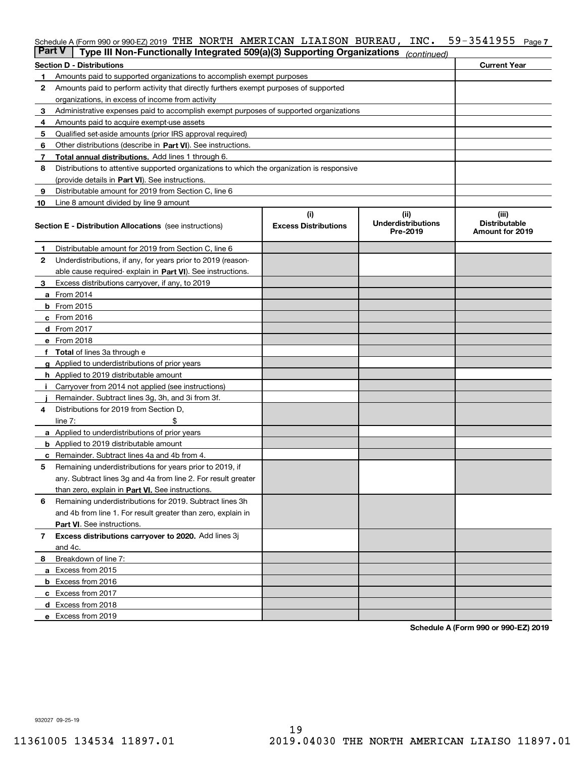Schedule A (Form 990 or 990-EZ) 2019 THE NORTH AMERICAN LIAISON BUREAU, INC. 59-3541955 Page 7

**Part V | Type III Non-Functionally Integrated 509(a)(3) Supporting Organizations** *(continued)*

| Section D - Distributions | | Current Year |
|---|---|---|
| 1 | Amounts paid to supported organizations to accomplish exempt purposes | |
| 2 | Amounts paid to perform activity that directly furthers exempt purposes of supported organizations, in excess of income from activity | |
| 3 | Administrative expenses paid to accomplish exempt purposes of supported organizations | |
| 4 | Amounts paid to acquire exempt-use assets | |
| 5 | Qualified set-aside amounts (prior IRS approval required) | |
| 6 | Other distributions (describe in **Part VI**). See instructions. | |
| 7 | **Total annual distributions.** Add lines 1 through 6. | |
| 8 | Distributions to attentive supported organizations to which the organization is responsive (provide details in **Part VI**). See instructions. | |
| 9 | Distributable amount for 2019 from Section C, line 6 | |
| 10 | Line 8 amount divided by line 9 amount | |

| **Section E - Distribution Allocations** (see instructions) | | (i) Excess Distributions | (ii) Underdistributions Pre-2019 | (iii) Distributable Amount for 2019 |
|---|---|---|---|---|
| 1 | Distributable amount for 2019 from Section C, line 6 | | | |
| 2 | Underdistributions, if any, for years prior to 2019 (reasonable cause required- explain in **Part VI**). See instructions. | | | |
| 3 | Excess distributions carryover, if any, to 2019 | | | |
| a | From 2014 | | | |
| b | From 2015 | | | |
| c | From 2016 | | | |
| d | From 2017 | | | |
| e | From 2018 | | | |
| f | **Total** of lines 3a through e | | | |
| g | Applied to underdistributions of prior years | | | |
| h | Applied to 2019 distributable amount | | | |
| i | Carryover from 2014 not applied (see instructions) | | | |
| j | Remainder. Subtract lines 3g, 3h, and 3i from 3f. | | | |
| 4 | Distributions for 2019 from Section D, line 7: $ | | | |
| a | Applied to underdistributions of prior years | | | |
| b | Applied to 2019 distributable amount | | | |
| c | Remainder. Subtract lines 4a and 4b from 4. | | | |
| 5 | Remaining underdistributions for years prior to 2019, if any. Subtract lines 3g and 4a from line 2. For result greater than zero, explain in **Part VI.** See instructions. | | | |
| 6 | Remaining underdistributions for 2019. Subtract lines 3h and 4b from line 1. For result greater than zero, explain in **Part VI**. See instructions. | | | |
| 7 | **Excess distributions carryover to 2020.** Add lines 3j and 4c. | | | |
| 8 | Breakdown of line 7: | | | |
| a | Excess from 2015 | | | |
| b | Excess from 2016 | | | |
| c | Excess from 2017 | | | |
| d | Excess from 2018 | | | |
| e | Excess from 2019 | | | |

**Schedule A (Form 990 or 990-EZ) 2019**

932027 09-25-19

11361005 134534 11897.01 2019.04030 THE NORTH AMERICAN LIAISO 11897.01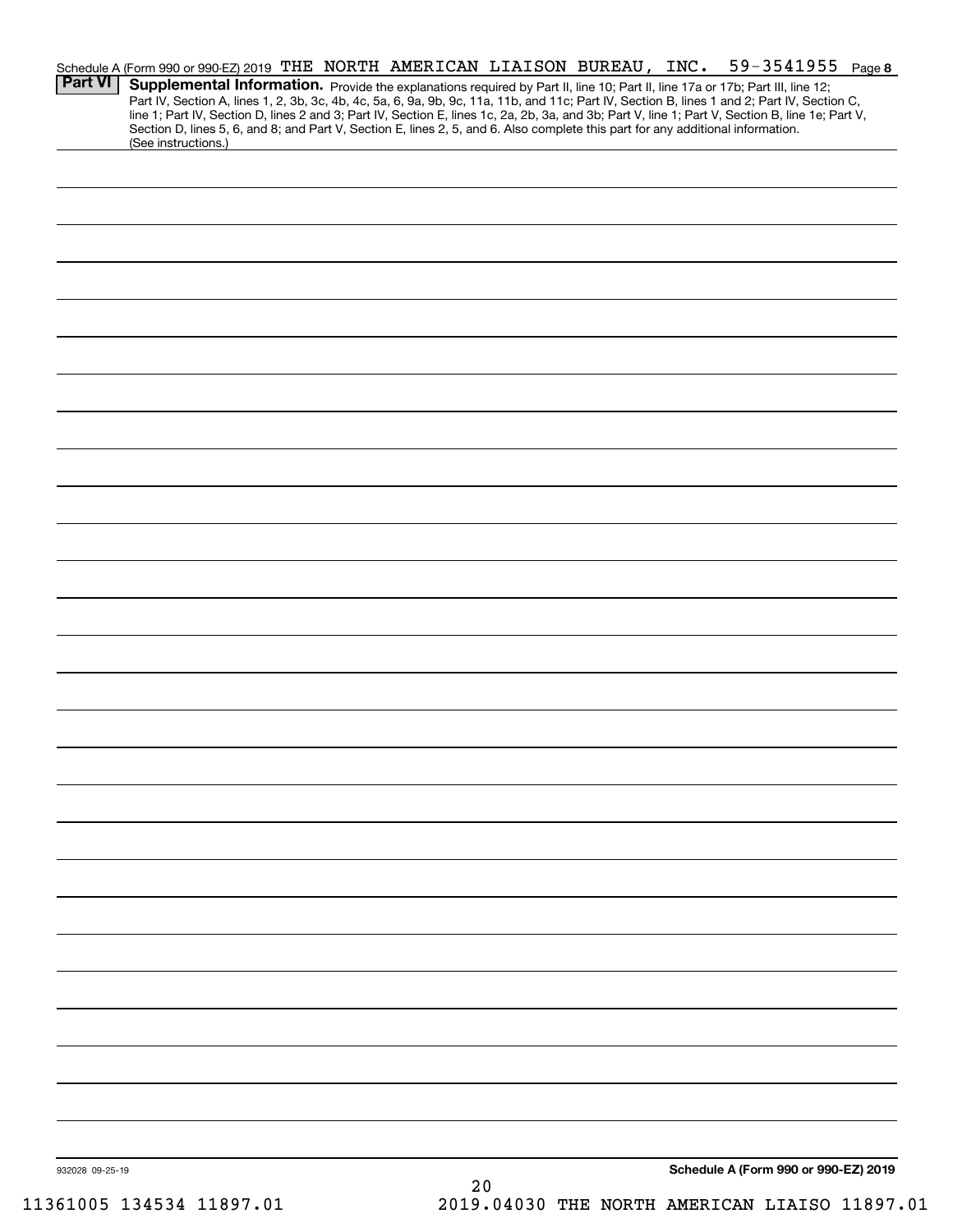Schedule A (Form 990 or 990-EZ) 2019 THE NORTH AMERICAN LIAISON BUREAU, INC. 59-3541955

## Part VI Supplemental Information.

Provide the explanations required by Part II, line 10; Part II, line 17a or 17b; Part III, line 12; Part IV, Section A, lines 1, 2, 3b, 3c, 4b, 4c, 5a, 6, 9a, 9b, 9c, 11a, 11b, and 11c; Part IV, Section B, lines 1 and 2; Part IV, Section C, line 1; Part IV, Section D, lines 2 and 3; Part IV, Section E, lines 1c, 2a, 2b, 3a, and 3b; Part V, line 1; Part V, Section B, line 1e; Part V, Section D, lines 5, 6, and 8; and Part V, Section E, lines 2, 5, and 6. Also complete this part for any additional information. (See instructions.)

932028 09-25-19

Schedule A (Form 990 or 990-EZ) 2019

11361005 134534 11897.01 2019.04030 THE NORTH AMERICAN LIAISO 11897.01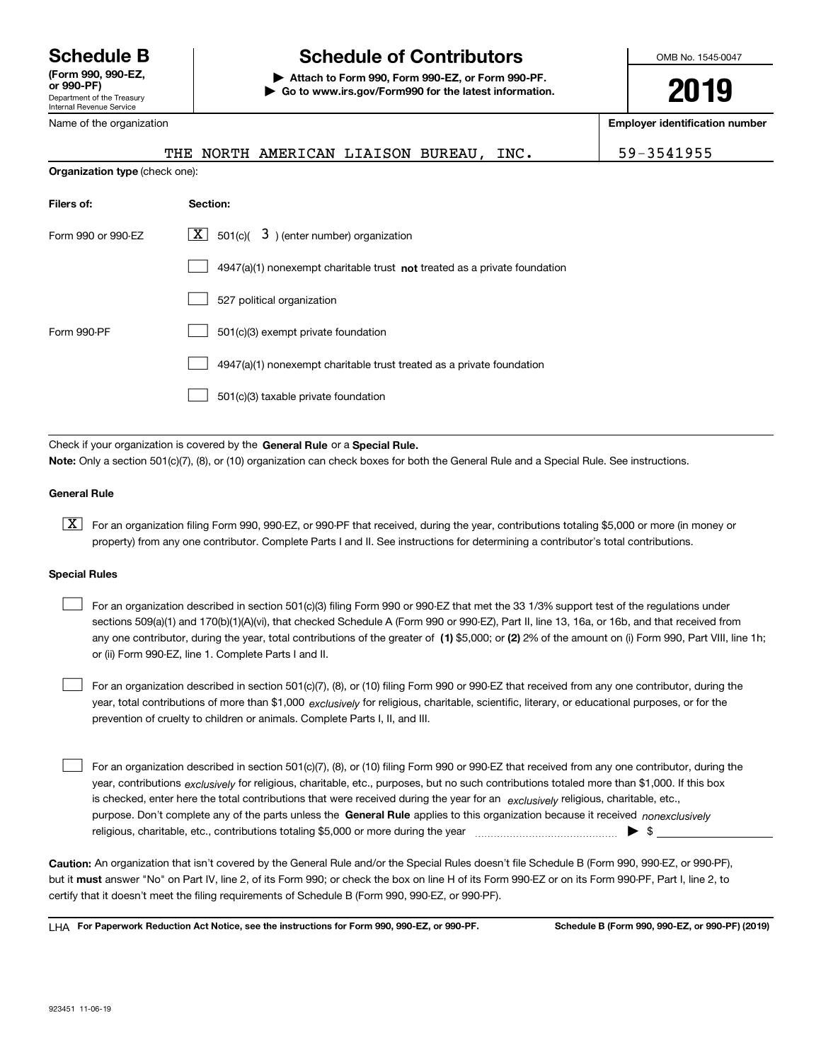# Schedule B

**(Form 990, 990-EZ, or 990-PF)**

Department of the Treasury
Internal Revenue Service

## Schedule of Contributors

▶ **Attach to Form 990, Form 990-EZ, or Form 990-PF.**
▶ **Go to www.irs.gov/Form990 for the latest information.**

OMB No. 1545-0047

**2019**

| Name of the organization | Employer identification number |
|---|---|
| THE NORTH AMERICAN LIAISON BUREAU, INC. | 59-3541955 |

**Organization type** (check one):

| Filers of: | Section: |
|---|---|
| Form 990 or 990-EZ | [X] 501(c)( 3 ) (enter number) organization |
| | [ ] 4947(a)(1) nonexempt charitable trust **not** treated as a private foundation |
| | [ ] 527 political organization |
| Form 990-PF | [ ] 501(c)(3) exempt private foundation |
| | [ ] 4947(a)(1) nonexempt charitable trust treated as a private foundation |
| | [ ] 501(c)(3) taxable private foundation |

Check if your organization is covered by the **General Rule** or a **Special Rule.**

**Note:** Only a section 501(c)(7), (8), or (10) organization can check boxes for both the General Rule and a Special Rule. See instructions.

### General Rule

[X] For an organization filing Form 990, 990-EZ, or 990-PF that received, during the year, contributions totaling $5,000 or more (in money or property) from any one contributor. Complete Parts I and II. See instructions for determining a contributor's total contributions.

### Special Rules

[ ] For an organization described in section 501(c)(3) filing Form 990 or 990-EZ that met the 33 1/3% support test of the regulations under sections 509(a)(1) and 170(b)(1)(A)(vi), that checked Schedule A (Form 990 or 990-EZ), Part II, line 13, 16a, or 16b, and that received from any one contributor, during the year, total contributions of the greater of **(1)** $5,000; or **(2)** 2% of the amount on (i) Form 990, Part VIII, line 1h; or (ii) Form 990-EZ, line 1. Complete Parts I and II.

[ ] For an organization described in section 501(c)(7), (8), or (10) filing Form 990 or 990-EZ that received from any one contributor, during the year, total contributions of more than $1,000 *exclusively* for religious, charitable, scientific, literary, or educational purposes, or for the prevention of cruelty to children or animals. Complete Parts I, II, and III.

[ ] For an organization described in section 501(c)(7), (8), or (10) filing Form 990 or 990-EZ that received from any one contributor, during the year, contributions *exclusively* for religious, charitable, etc., purposes, but no such contributions totaled more than $1,000. If this box is checked, enter here the total contributions that were received during the year for an *exclusively* religious, charitable, etc., purpose. Don't complete any of the parts unless the **General Rule** applies to this organization because it received *nonexclusively* religious, charitable, etc., contributions totaling $5,000 or more during the year ▶ $ \_\_\_\_\_\_\_\_\_\_

**Caution:** An organization that isn't covered by the General Rule and/or the Special Rules doesn't file Schedule B (Form 990, 990-EZ, or 990-PF), but it **must** answer "No" on Part IV, line 2, of its Form 990; or check the box on line H of its Form 990-EZ or on its Form 990-PF, Part I, line 2, to certify that it doesn't meet the filing requirements of Schedule B (Form 990, 990-EZ, or 990-PF).

LHA **For Paperwork Reduction Act Notice, see the instructions for Form 990, 990-EZ, or 990-PF.** **Schedule B (Form 990, 990-EZ, or 990-PF) (2019)**

923451 11-06-19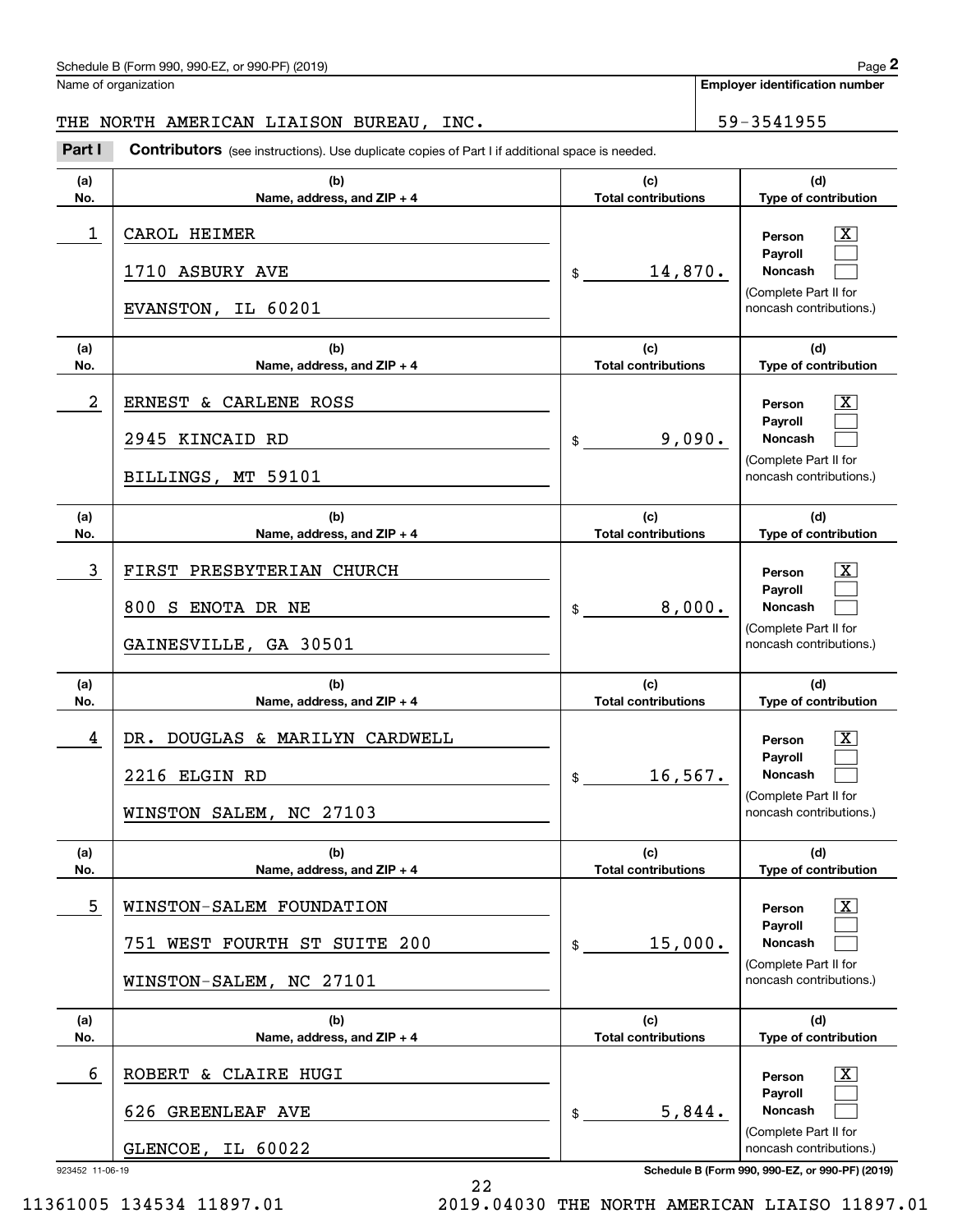Name of organization

THE NORTH AMERICAN LIAISON BUREAU, INC.

Employer identification number

59-3541955

**Part I** **Contributors** (see instructions). Use duplicate copies of Part I if additional space is needed.

| (a) No. | (b) Name, address, and ZIP + 4 | (c) Total contributions | (d) Type of contribution |
|---|---|---|---|
| 1 | CAROL HEIMER<br>1710 ASBURY AVE<br>EVANSTON, IL 60201 | $ 14,870. | Person [X]<br>Payroll [ ]<br>Noncash [ ]<br>(Complete Part II for noncash contributions.) |
| 2 | ERNEST & CARLENE ROSS<br>2945 KINCAID RD<br>BILLINGS, MT 59101 | $ 9,090. | Person [X]<br>Payroll [ ]<br>Noncash [ ]<br>(Complete Part II for noncash contributions.) |
| 3 | FIRST PRESBYTERIAN CHURCH<br>800 S ENOTA DR NE<br>GAINESVILLE, GA 30501 | $ 8,000. | Person [X]<br>Payroll [ ]<br>Noncash [ ]<br>(Complete Part II for noncash contributions.) |
| 4 | DR. DOUGLAS & MARILYN CARDWELL<br>2216 ELGIN RD<br>WINSTON SALEM, NC 27103 | $ 16,567. | Person [X]<br>Payroll [ ]<br>Noncash [ ]<br>(Complete Part II for noncash contributions.) |
| 5 | WINSTON-SALEM FOUNDATION<br>751 WEST FOURTH ST SUITE 200<br>WINSTON-SALEM, NC 27101 | $ 15,000. | Person [X]<br>Payroll [ ]<br>Noncash [ ]<br>(Complete Part II for noncash contributions.) |
| 6 | ROBERT & CLAIRE HUGI<br>626 GREENLEAF AVE<br>GLENCOE, IL 60022 | $ 5,844. | Person [X]<br>Payroll [ ]<br>Noncash [ ]<br>(Complete Part II for noncash contributions.) |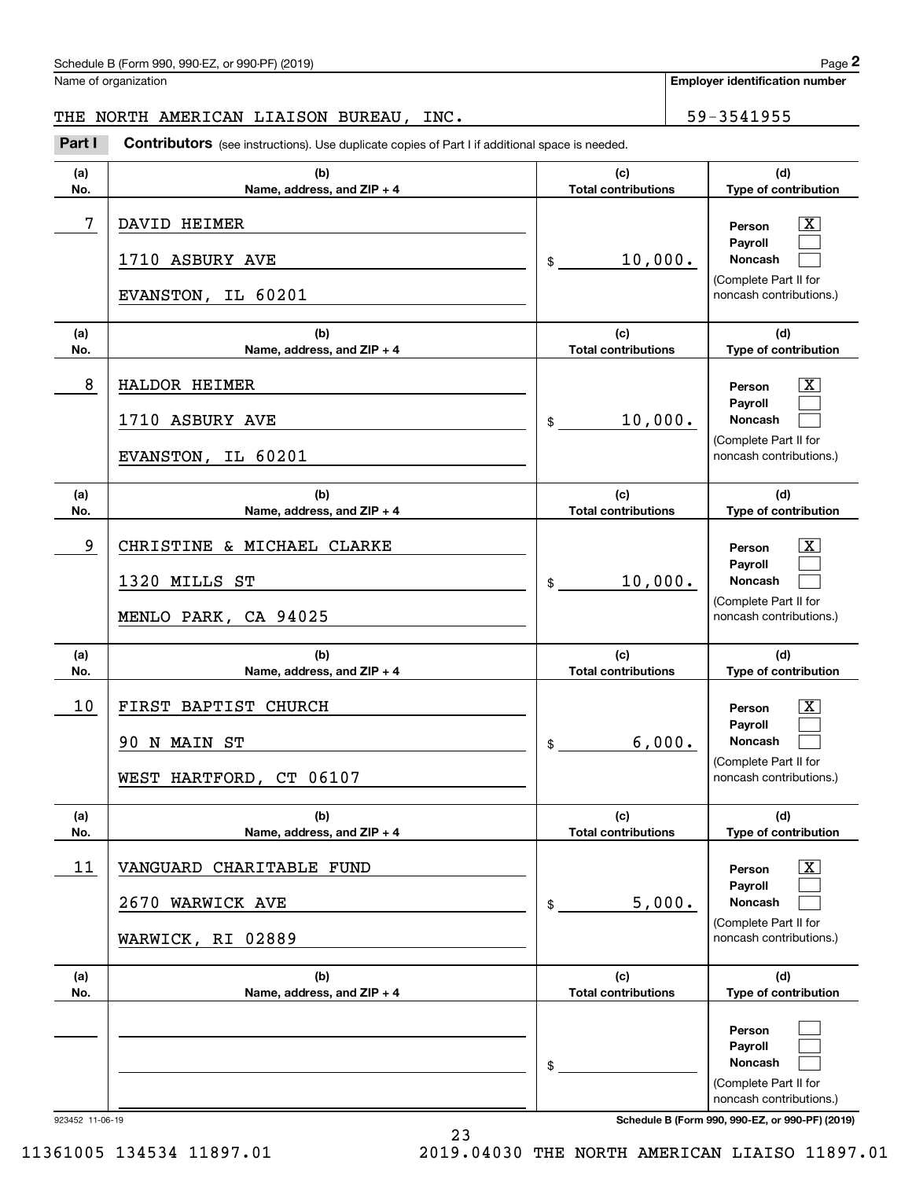Name of organization

THE NORTH AMERICAN LIAISON BUREAU, INC.

**Employer identification number**

59-3541955

**Part I** **Contributors** (see instructions). Use duplicate copies of Part I if additional space is needed.

| (a) No. | (b) Name, address, and ZIP + 4 | (c) Total contributions | (d) Type of contribution |
|---|---|---|---|
| 7 | DAVID HEIMER<br>1710 ASBURY AVE<br>EVANSTON, IL 60201 | $ 10,000. | Person [X]<br>Payroll [ ]<br>Noncash [ ]<br>(Complete Part II for noncash contributions.) |
| 8 | HALDOR HEIMER<br>1710 ASBURY AVE<br>EVANSTON, IL 60201 | $ 10,000. | Person [X]<br>Payroll [ ]<br>Noncash [ ]<br>(Complete Part II for noncash contributions.) |
| 9 | CHRISTINE & MICHAEL CLARKE<br>1320 MILLS ST<br>MENLO PARK, CA 94025 | $ 10,000. | Person [X]<br>Payroll [ ]<br>Noncash [ ]<br>(Complete Part II for noncash contributions.) |
| 10 | FIRST BAPTIST CHURCH<br>90 N MAIN ST<br>WEST HARTFORD, CT 06107 | $ 6,000. | Person [X]<br>Payroll [ ]<br>Noncash [ ]<br>(Complete Part II for noncash contributions.) |
| 11 | VANGUARD CHARITABLE FUND<br>2670 WARWICK AVE<br>WARWICK, RI 02889 | $ 5,000. | Person [X]<br>Payroll [ ]<br>Noncash [ ]<br>(Complete Part II for noncash contributions.) |
| | | $ | Person [ ]<br>Payroll [ ]<br>Noncash [ ]<br>(Complete Part II for noncash contributions.) |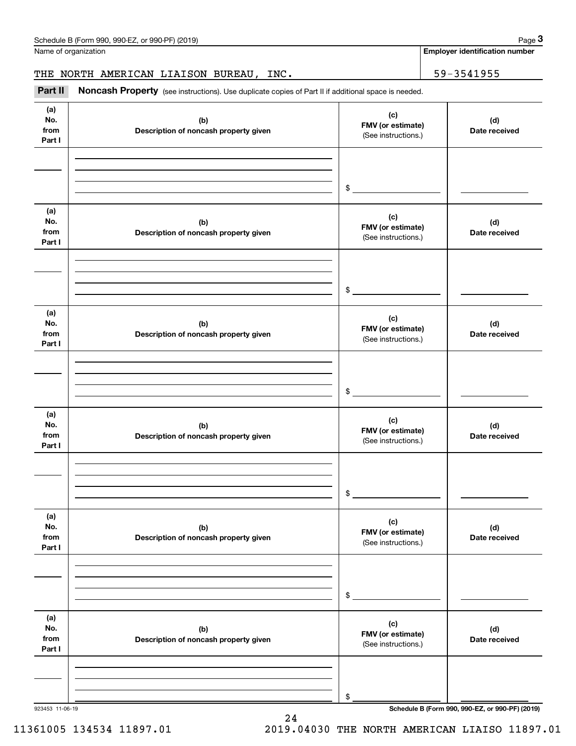Name of organization

THE NORTH AMERICAN LIAISON BUREAU, INC.

**Employer identification number**

59-3541955

**Part II** **Noncash Property** (see instructions). Use duplicate copies of Part II if additional space is needed.

| (a) No. from Part I | (b) Description of noncash property given | (c) FMV (or estimate) (See instructions.) | (d) Date received |
|---|---|---|---|
| | | $ | |

| (a) No. from Part I | (b) Description of noncash property given | (c) FMV (or estimate) (See instructions.) | (d) Date received |
|---|---|---|---|
| | | $ | |

| (a) No. from Part I | (b) Description of noncash property given | (c) FMV (or estimate) (See instructions.) | (d) Date received |
|---|---|---|---|
| | | $ | |

| (a) No. from Part I | (b) Description of noncash property given | (c) FMV (or estimate) (See instructions.) | (d) Date received |
|---|---|---|---|
| | | $ | |

| (a) No. from Part I | (b) Description of noncash property given | (c) FMV (or estimate) (See instructions.) | (d) Date received |
|---|---|---|---|
| | | $ | |

| (a) No. from Part I | (b) Description of noncash property given | (c) FMV (or estimate) (See instructions.) | (d) Date received |
|---|---|---|---|
| | | $ | |

923453 11-06-19

**Schedule B (Form 990, 990-EZ, or 990-PF) (2019)**

11361005 134534 11897.01 2019.04030 THE NORTH AMERICAN LIAISO 11897.01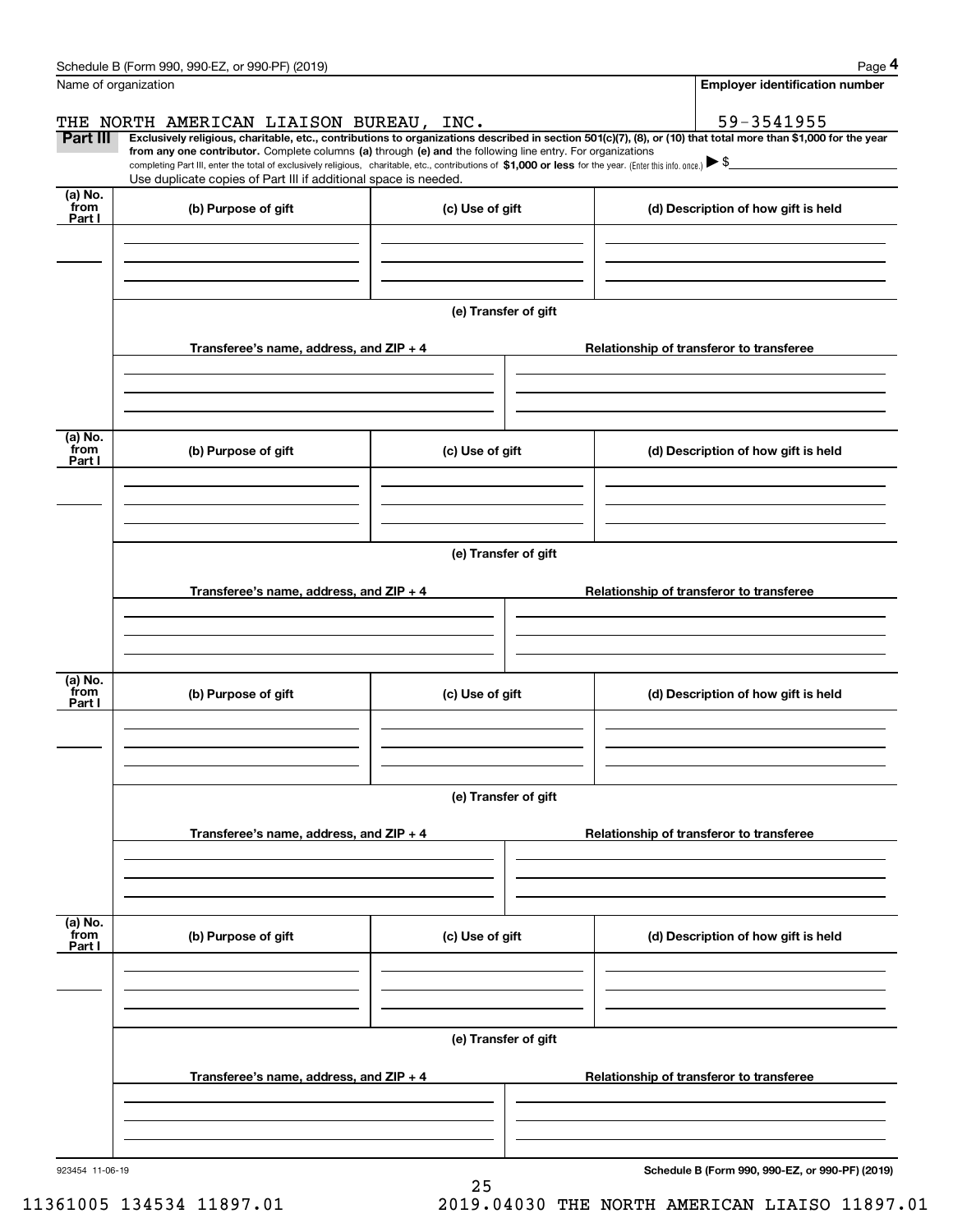Name of organization

THE NORTH AMERICAN LIAISON BUREAU, INC.

**Employer identification number**

59-3541955

**Part III** **Exclusively religious, charitable, etc., contributions to organizations described in section 501(c)(7), (8), or (10) that total more than $1,000 for the year from any one contributor.** Complete columns **(a)** through **(e) and** the following line entry. For organizations completing Part III, enter the total of exclusively religious, charitable, etc., contributions of **$1,000 or less** for the year. (Enter this info. once.) ▶ $

Use duplicate copies of Part III if additional space is needed.

| (a) No. from Part I | (b) Purpose of gift | (c) Use of gift | (d) Description of how gift is held |
|---|---|---|---|
| | | | |

**(e) Transfer of gift**

| Transferee's name, address, and ZIP + 4 | Relationship of transferor to transferee |
|---|---|
| | |

| (a) No. from Part I | (b) Purpose of gift | (c) Use of gift | (d) Description of how gift is held |
|---|---|---|---|
| | | | |

**(e) Transfer of gift**

| Transferee's name, address, and ZIP + 4 | Relationship of transferor to transferee |
|---|---|
| | |

| (a) No. from Part I | (b) Purpose of gift | (c) Use of gift | (d) Description of how gift is held |
|---|---|---|---|
| | | | |

**(e) Transfer of gift**

| Transferee's name, address, and ZIP + 4 | Relationship of transferor to transferee |
|---|---|
| | |

| (a) No. from Part I | (b) Purpose of gift | (c) Use of gift | (d) Description of how gift is held |
|---|---|---|---|
| | | | |

**(e) Transfer of gift**

| Transferee's name, address, and ZIP + 4 | Relationship of transferor to transferee |
|---|---|
| | |

923454 11-06-19

**Schedule B (Form 990, 990-EZ, or 990-PF) (2019)**

11361005 134534 11897.01 2019.04030 THE NORTH AMERICAN LIAISO 11897.01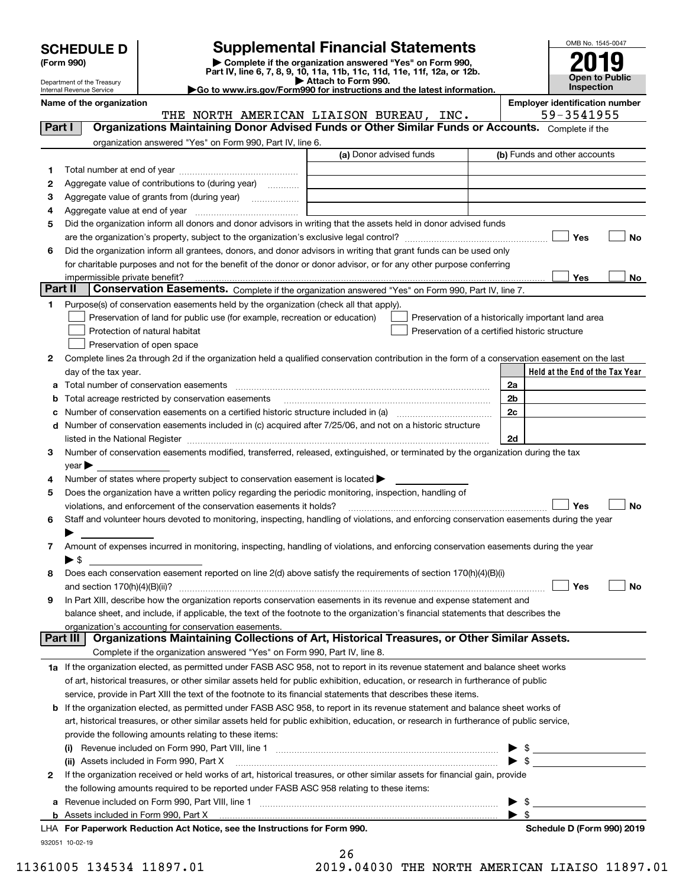# SCHEDULE D (Form 990)

Department of the Treasury
Internal Revenue Service

## Supplemental Financial Statements

▶ Complete if the organization answered "Yes" on Form 990, Part IV, line 6, 7, 8, 9, 10, 11a, 11b, 11c, 11d, 11e, 11f, 12a, or 12b.
▶ Attach to Form 990.
▶Go to www.irs.gov/Form990 for instructions and the latest information.

OMB No. 1545-0047

**2019**

**Open to Public Inspection**

**Name of the organization:** THE NORTH AMERICAN LIAISON BUREAU, INC.

**Employer identification number:** 59-3541955

### Part I — Organizations Maintaining Donor Advised Funds or Other Similar Funds or Accounts.
Complete if the organization answered "Yes" on Form 990, Part IV, line 6.

| | | (a) Donor advised funds | (b) Funds and other accounts |
|---|---|---|---|
| 1 | Total number at end of year | | |
| 2 | Aggregate value of contributions to (during year) | | |
| 3 | Aggregate value of grants from (during year) | | |
| 4 | Aggregate value at end of year | | |

5 Did the organization inform all donors and donor advisors in writing that the assets held in donor advised funds are the organization's property, subject to the organization's exclusive legal control? ☐ Yes ☐ No

6 Did the organization inform all grantees, donors, and donor advisors in writing that grant funds can be used only for charitable purposes and not for the benefit of the donor or donor advisor, or for any other purpose conferring impermissible private benefit? ☐ Yes ☐ No

### Part II — Conservation Easements.
Complete if the organization answered "Yes" on Form 990, Part IV, line 7.

1 Purpose(s) of conservation easements held by the organization (check all that apply).

- ☐ Preservation of land for public use (for example, recreation or education)
- ☐ Protection of natural habitat
- ☐ Preservation of open space
- ☐ Preservation of a historically important land area
- ☐ Preservation of a certified historic structure

2 Complete lines 2a through 2d if the organization held a qualified conservation contribution in the form of a conservation easement on the last day of the tax year.

| | | | Held at the End of the Tax Year |
|---|---|---|---|
| a | Total number of conservation easements | 2a | |
| b | Total acreage restricted by conservation easements | 2b | |
| c | Number of conservation easements on a certified historic structure included in (a) | 2c | |
| d | Number of conservation easements included in (c) acquired after 7/25/06, and not on a historic structure listed in the National Register | 2d | |

3 Number of conservation easements modified, transferred, released, extinguished, or terminated by the organization during the tax year ▶

4 Number of states where property subject to conservation easement is located ▶

5 Does the organization have a written policy regarding the periodic monitoring, inspection, handling of violations, and enforcement of the conservation easements it holds? ☐ Yes ☐ No

6 Staff and volunteer hours devoted to monitoring, inspecting, handling of violations, and enforcing conservation easements during the year ▶

7 Amount of expenses incurred in monitoring, inspecting, handling of violations, and enforcing conservation easements during the year ▶ $

8 Does each conservation easement reported on line 2(d) above satisfy the requirements of section 170(h)(4)(B)(i) and section 170(h)(4)(B)(ii)? ☐ Yes ☐ No

9 In Part XIII, describe how the organization reports conservation easements in its revenue and expense statement and balance sheet, and include, if applicable, the text of the footnote to the organization's financial statements that describes the organization's accounting for conservation easements.

### Part III — Organizations Maintaining Collections of Art, Historical Treasures, or Other Similar Assets.
Complete if the organization answered "Yes" on Form 990, Part IV, line 8.

1a If the organization elected, as permitted under FASB ASC 958, not to report in its revenue statement and balance sheet works of art, historical treasures, or other similar assets held for public exhibition, education, or research in furtherance of public service, provide in Part XIII the text of the footnote to its financial statements that describes these items.

b If the organization elected, as permitted under FASB ASC 958, to report in its revenue statement and balance sheet works of art, historical treasures, or other similar assets held for public exhibition, education, or research in furtherance of public service, provide the following amounts relating to these items:

(i) Revenue included on Form 990, Part VIII, line 1 ▶ $

(ii) Assets included in Form 990, Part X ▶ $

2 If the organization received or held works of art, historical treasures, or other similar assets for financial gain, provide the following amounts required to be reported under FASB ASC 958 relating to these items:

a Revenue included on Form 990, Part VIII, line 1 ▶ $

b Assets included in Form 990, Part X ▶ $

LHA For Paperwork Reduction Act Notice, see the Instructions for Form 990. Schedule D (Form 990) 2019

932051 10-02-19

11361005 134534 11897.01 2019.04030 THE NORTH AMERICAN LIAISO 11897.01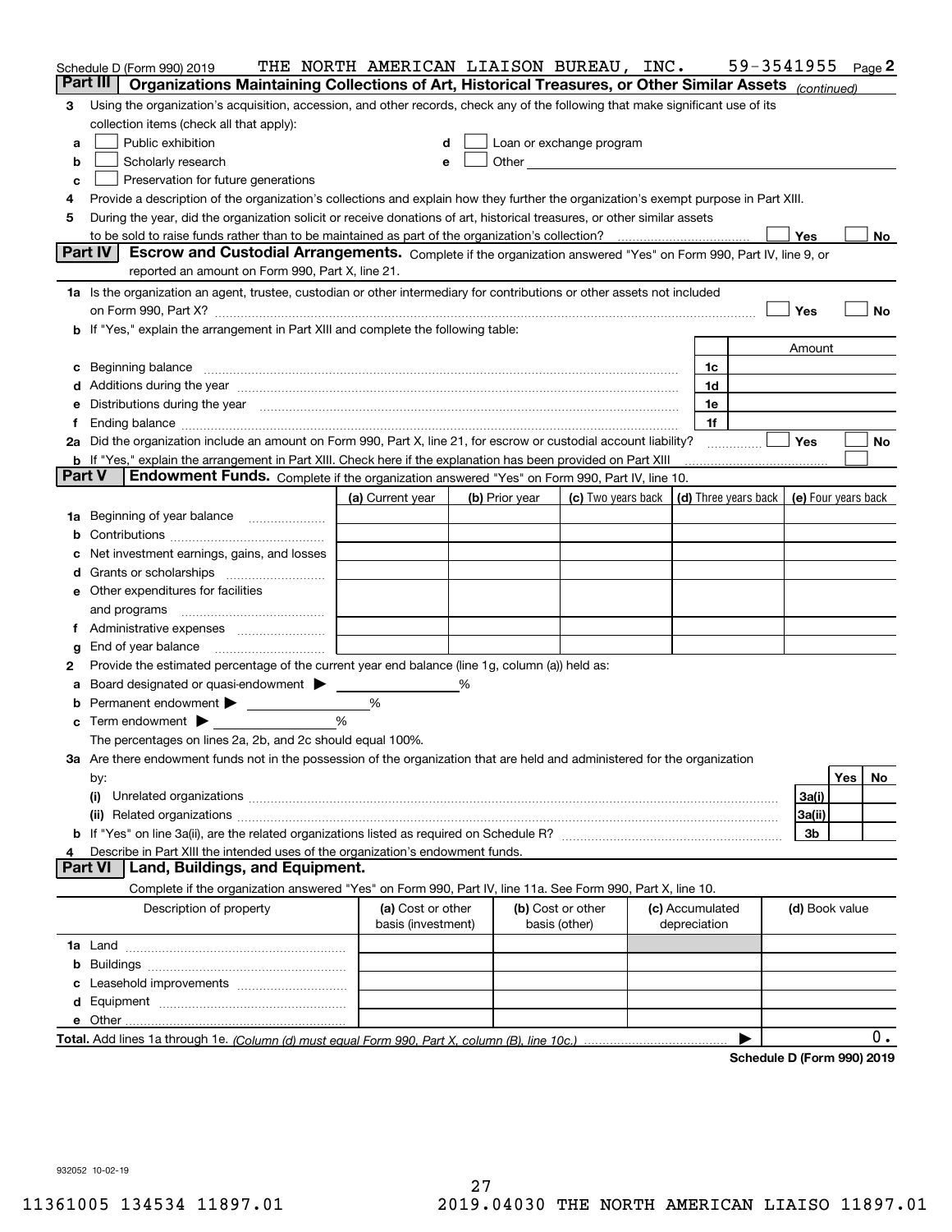Schedule D (Form 990) 2019 THE NORTH AMERICAN LIAISON BUREAU, INC. 59-3541955 Page 2

**Part III** **Organizations Maintaining Collections of Art, Historical Treasures, or Other Similar Assets** *(continued)*

3 Using the organization's acquisition, accession, and other records, check any of the following that make significant use of its collection items (check all that apply):

a ☐ Public exhibition
b ☐ Scholarly research
c ☐ Preservation for future generations
d ☐ Loan or exchange program
e ☐ Other

4 Provide a description of the organization's collections and explain how they further the organization's exempt purpose in Part XIII.

5 During the year, did the organization solicit or receive donations of art, historical treasures, or other similar assets to be sold to raise funds rather than to be maintained as part of the organization's collection? ☐ Yes ☐ No

**Part IV** **Escrow and Custodial Arrangements.** Complete if the organization answered "Yes" on Form 990, Part IV, line 9, or reported an amount on Form 990, Part X, line 21.

1a Is the organization an agent, trustee, custodian or other intermediary for contributions or other assets not included on Form 990, Part X? ☐ Yes ☐ No

b If "Yes," explain the arrangement in Part XIII and complete the following table:

| | | Amount |
|---|---|---|
| c Beginning balance | 1c | |
| d Additions during the year | 1d | |
| e Distributions during the year | 1e | |
| f Ending balance | 1f | |

2a Did the organization include an amount on Form 990, Part X, line 21, for escrow or custodial account liability? ☐ Yes ☐ No

b If "Yes," explain the arrangement in Part XIII. Check here if the explanation has been provided on Part XIII ☐

**Part V** **Endowment Funds.** Complete if the organization answered "Yes" on Form 990, Part IV, line 10.

| | (a) Current year | (b) Prior year | (c) Two years back | (d) Three years back | (e) Four years back |
|---|---|---|---|---|---|
| 1a Beginning of year balance | | | | | |
| b Contributions | | | | | |
| c Net investment earnings, gains, and losses | | | | | |
| d Grants or scholarships | | | | | |
| e Other expenditures for facilities and programs | | | | | |
| f Administrative expenses | | | | | |
| g End of year balance | | | | | |

2 Provide the estimated percentage of the current year end balance (line 1g, column (a)) held as:

a Board designated or quasi-endowment ▶ %
b Permanent endowment ▶ %
c Term endowment ▶ %

The percentages on lines 2a, 2b, and 2c should equal 100%.

3a Are there endowment funds not in the possession of the organization that are held and administered for the organization by:

| | | Yes | No |
|---|---|---|---|
| (i) Unrelated organizations | 3a(i) | | |
| (ii) Related organizations | 3a(ii) | | |
| b If "Yes" on line 3a(ii), are the related organizations listed as required on Schedule R? | 3b | | |

4 Describe in Part XIII the intended uses of the organization's endowment funds.

**Part VI** **Land, Buildings, and Equipment.**

Complete if the organization answered "Yes" on Form 990, Part IV, line 11a. See Form 990, Part X, line 10.

| Description of property | (a) Cost or other basis (investment) | (b) Cost or other basis (other) | (c) Accumulated depreciation | (d) Book value |
|---|---|---|---|---|
| 1a Land | | | | |
| b Buildings | | | | |
| c Leasehold improvements | | | | |
| d Equipment | | | | |
| e Other | | | | |
| **Total.** Add lines 1a through 1e. *(Column (d) must equal Form 990, Part X, column (B), line 10c.)* | | | ▶ | 0. |

**Schedule D (Form 990) 2019**

932052 10-02-19

11361005 134534 11897.01 2019.04030 THE NORTH AMERICAN LIAISO 11897.01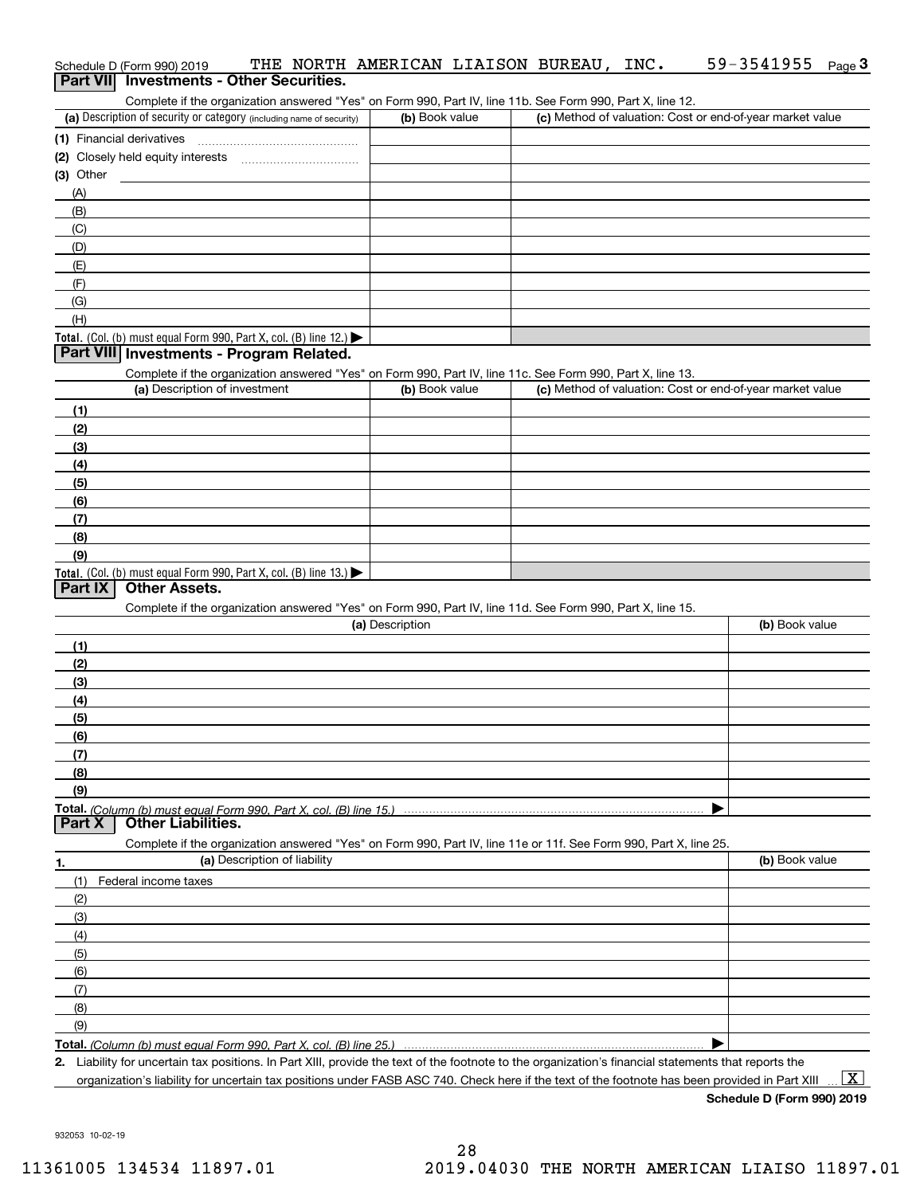Schedule D (Form 990) 2019 THE NORTH AMERICAN LIAISON BUREAU, INC. 59-3541955

## Part VII Investments - Other Securities.

Complete if the organization answered "Yes" on Form 990, Part IV, line 11b. See Form 990, Part X, line 12.

| (a) Description of security or category (including name of security) | (b) Book value | (c) Method of valuation: Cost or end-of-year market value |
|---|---|---|
| (1) Financial derivatives | | |
| (2) Closely held equity interests | | |
| (3) Other | | |
| (A) | | |
| (B) | | |
| (C) | | |
| (D) | | |
| (E) | | |
| (F) | | |
| (G) | | |
| (H) | | |
| **Total.** (Col. (b) must equal Form 990, Part X, col. (B) line 12.) ▶ | | |

## Part VIII Investments - Program Related.

Complete if the organization answered "Yes" on Form 990, Part IV, line 11c. See Form 990, Part X, line 13.

| (a) Description of investment | (b) Book value | (c) Method of valuation: Cost or end-of-year market value |
|---|---|---|
| (1) | | |
| (2) | | |
| (3) | | |
| (4) | | |
| (5) | | |
| (6) | | |
| (7) | | |
| (8) | | |
| (9) | | |
| **Total.** (Col. (b) must equal Form 990, Part X, col. (B) line 13.) ▶ | | |

## Part IX Other Assets.

Complete if the organization answered "Yes" on Form 990, Part IV, line 11d. See Form 990, Part X, line 15.

| (a) Description | (b) Book value |
|---|---|
| (1) | |
| (2) | |
| (3) | |
| (4) | |
| (5) | |
| (6) | |
| (7) | |
| (8) | |
| (9) | |
| **Total.** *(Column (b) must equal Form 990, Part X, col. (B) line 15.)* ▶ | |

## Part X Other Liabilities.

Complete if the organization answered "Yes" on Form 990, Part IV, line 11e or 11f. See Form 990, Part X, line 25.

| 1. (a) Description of liability | (b) Book value |
|---|---|
| (1) Federal income taxes | |
| (2) | |
| (3) | |
| (4) | |
| (5) | |
| (6) | |
| (7) | |
| (8) | |
| (9) | |
| **Total.** *(Column (b) must equal Form 990, Part X, col. (B) line 25.)* ▶ | |

**2.** Liability for uncertain tax positions. In Part XIII, provide the text of the footnote to the organization's financial statements that reports the organization's liability for uncertain tax positions under FASB ASC 740. Check here if the text of the footnote has been provided in Part XIII ... [X]

**Schedule D (Form 990) 2019**

932053 10-02-19

11361005 134534 11897.01 2019.04030 THE NORTH AMERICAN LIAISO 11897.01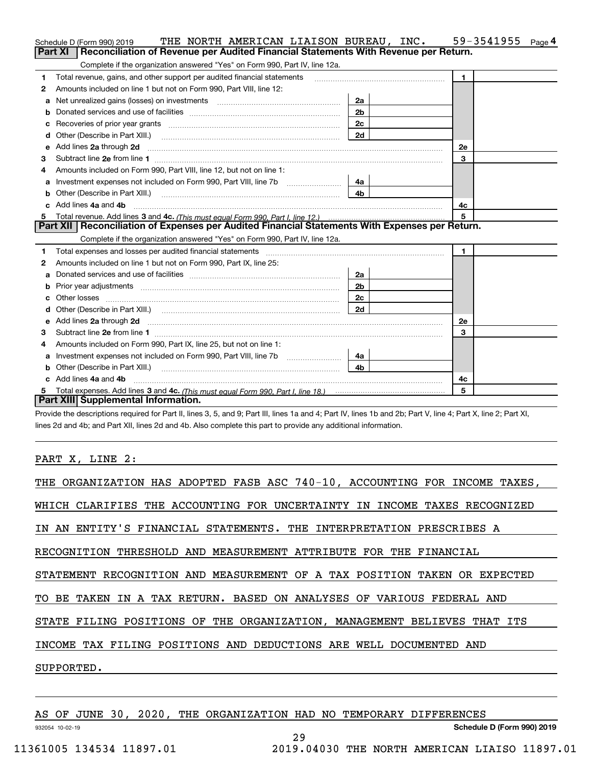Schedule D (Form 990) 2019 THE NORTH AMERICAN LIAISON BUREAU, INC. 59-3541955 Page 4

## Part XI Reconciliation of Revenue per Audited Financial Statements With Revenue per Return.

Complete if the organization answered "Yes" on Form 990, Part IV, line 12a.

| | | | | | |
|---|---|---|---|---|---|
| 1 | Total revenue, gains, and other support per audited financial statements | | | 1 | |
| 2 | Amounts included on line 1 but not on Form 990, Part VIII, line 12: | | | | |
| a | Net unrealized gains (losses) on investments | 2a | | | |
| b | Donated services and use of facilities | 2b | | | |
| c | Recoveries of prior year grants | 2c | | | |
| d | Other (Describe in Part XIII.) | 2d | | | |
| e | Add lines 2a through 2d | | | 2e | |
| 3 | Subtract line 2e from line 1 | | | 3 | |
| 4 | Amounts included on Form 990, Part VIII, line 12, but not on line 1: | | | | |
| a | Investment expenses not included on Form 990, Part VIII, line 7b | 4a | | | |
| b | Other (Describe in Part XIII.) | 4b | | | |
| c | Add lines 4a and 4b | | | 4c | |
| 5 | Total revenue. Add lines 3 and 4c. *(This must equal Form 990, Part I, line 12.)* | | | 5 | |

## Part XII Reconciliation of Expenses per Audited Financial Statements With Expenses per Return.

Complete if the organization answered "Yes" on Form 990, Part IV, line 12a.

| | | | | | |
|---|---|---|---|---|---|
| 1 | Total expenses and losses per audited financial statements | | | 1 | |
| 2 | Amounts included on line 1 but not on Form 990, Part IX, line 25: | | | | |
| a | Donated services and use of facilities | 2a | | | |
| b | Prior year adjustments | 2b | | | |
| c | Other losses | 2c | | | |
| d | Other (Describe in Part XIII.) | 2d | | | |
| e | Add lines 2a through 2d | | | 2e | |
| 3 | Subtract line 2e from line 1 | | | 3 | |
| 4 | Amounts included on Form 990, Part IX, line 25, but not on line 1: | | | | |
| a | Investment expenses not included on Form 990, Part VIII, line 7b | 4a | | | |
| b | Other (Describe in Part XIII.) | 4b | | | |
| c | Add lines 4a and 4b | | | 4c | |
| 5 | Total expenses. Add lines 3 and 4c. *(This must equal Form 990, Part I, line 18.)* | | | 5 | |

## Part XIII Supplemental Information.

Provide the descriptions required for Part II, lines 3, 5, and 9; Part III, lines 1a and 4; Part IV, lines 1b and 2b; Part V, line 4; Part X, line 2; Part XI, lines 2d and 4b; and Part XII, lines 2d and 4b. Also complete this part to provide any additional information.

PART X, LINE 2:

THE ORGANIZATION HAS ADOPTED FASB ASC 740-10, ACCOUNTING FOR INCOME TAXES, WHICH CLARIFIES THE ACCOUNTING FOR UNCERTAINTY IN INCOME TAXES RECOGNIZED IN AN ENTITY'S FINANCIAL STATEMENTS. THE INTERPRETATION PRESCRIBES A RECOGNITION THRESHOLD AND MEASUREMENT ATTRIBUTE FOR THE FINANCIAL STATEMENT RECOGNITION AND MEASUREMENT OF A TAX POSITION TAKEN OR EXPECTED TO BE TAKEN IN A TAX RETURN. BASED ON ANALYSES OF VARIOUS FEDERAL AND STATE FILING POSITIONS OF THE ORGANIZATION, MANAGEMENT BELIEVES THAT ITS INCOME TAX FILING POSITIONS AND DEDUCTIONS ARE WELL DOCUMENTED AND SUPPORTED.

AS OF JUNE 30, 2020, THE ORGANIZATION HAD NO TEMPORARY DIFFERENCES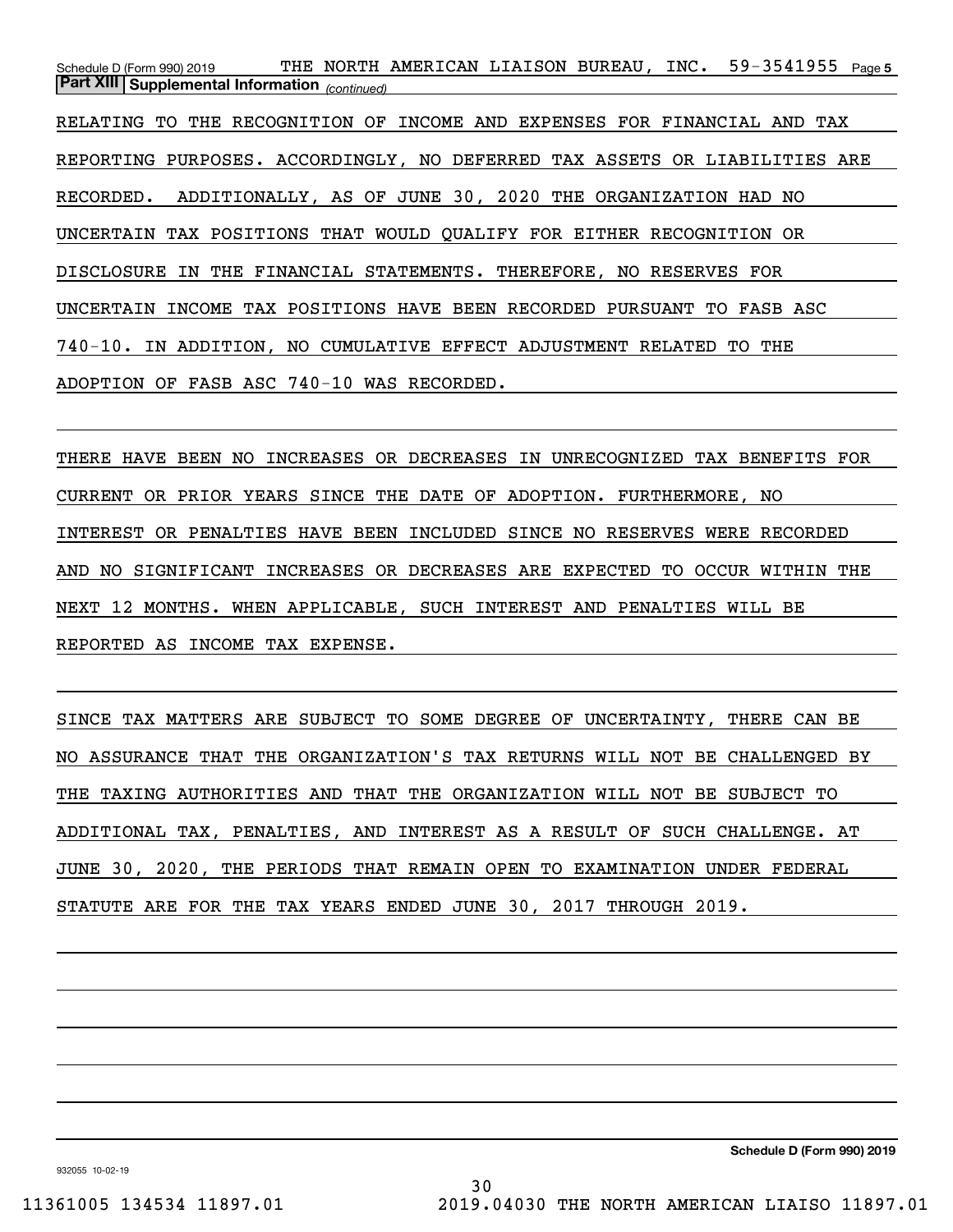**Part XIII | Supplemental Information** *(continued)*

RELATING TO THE RECOGNITION OF INCOME AND EXPENSES FOR FINANCIAL AND TAX REPORTING PURPOSES. ACCORDINGLY, NO DEFERRED TAX ASSETS OR LIABILITIES ARE RECORDED. ADDITIONALLY, AS OF JUNE 30, 2020 THE ORGANIZATION HAD NO UNCERTAIN TAX POSITIONS THAT WOULD QUALIFY FOR EITHER RECOGNITION OR DISCLOSURE IN THE FINANCIAL STATEMENTS. THEREFORE, NO RESERVES FOR UNCERTAIN INCOME TAX POSITIONS HAVE BEEN RECORDED PURSUANT TO FASB ASC 740-10. IN ADDITION, NO CUMULATIVE EFFECT ADJUSTMENT RELATED TO THE ADOPTION OF FASB ASC 740-10 WAS RECORDED.

THERE HAVE BEEN NO INCREASES OR DECREASES IN UNRECOGNIZED TAX BENEFITS FOR CURRENT OR PRIOR YEARS SINCE THE DATE OF ADOPTION. FURTHERMORE, NO INTEREST OR PENALTIES HAVE BEEN INCLUDED SINCE NO RESERVES WERE RECORDED AND NO SIGNIFICANT INCREASES OR DECREASES ARE EXPECTED TO OCCUR WITHIN THE NEXT 12 MONTHS. WHEN APPLICABLE, SUCH INTEREST AND PENALTIES WILL BE REPORTED AS INCOME TAX EXPENSE.

SINCE TAX MATTERS ARE SUBJECT TO SOME DEGREE OF UNCERTAINTY, THERE CAN BE NO ASSURANCE THAT THE ORGANIZATION'S TAX RETURNS WILL NOT BE CHALLENGED BY THE TAXING AUTHORITIES AND THAT THE ORGANIZATION WILL NOT BE SUBJECT TO ADDITIONAL TAX, PENALTIES, AND INTEREST AS A RESULT OF SUCH CHALLENGE. AT JUNE 30, 2020, THE PERIODS THAT REMAIN OPEN TO EXAMINATION UNDER FEDERAL STATUTE ARE FOR THE TAX YEARS ENDED JUNE 30, 2017 THROUGH 2019.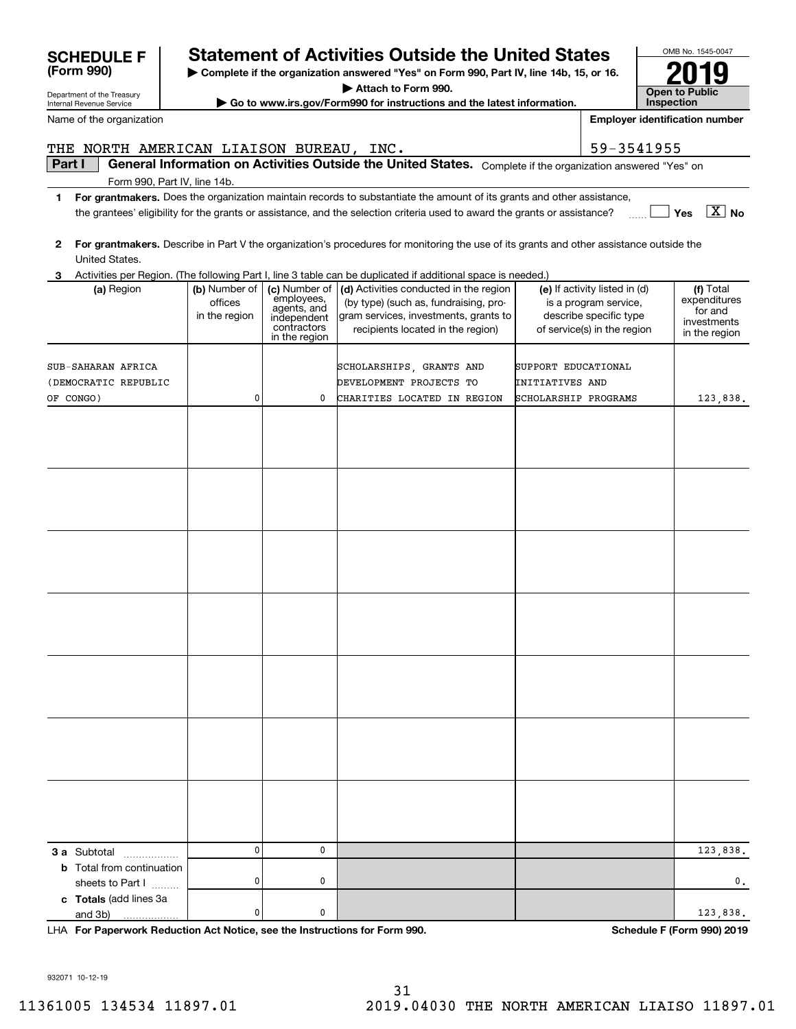**SCHEDULE F (Form 990)**

Department of the Treasury
Internal Revenue Service

# Statement of Activities Outside the United States

▶ Complete if the organization answered "Yes" on Form 990, Part IV, line 14b, 15, or 16.
▶ Attach to Form 990.
▶ Go to www.irs.gov/Form990 for instructions and the latest information.

OMB No. 1545-0047

**2019**

**Open to Public Inspection**

Name of the organization: THE NORTH AMERICAN LIAISON BUREAU, INC.

Employer identification number: 59-3541955

**Part I — General Information on Activities Outside the United States.** Complete if the organization answered "Yes" on Form 990, Part IV, line 14b.

**1** **For grantmakers.** Does the organization maintain records to substantiate the amount of its grants and other assistance, the grantees' eligibility for the grants or assistance, and the selection criteria used to award the grants or assistance? ☐ Yes ☒ No

**2** **For grantmakers.** Describe in Part V the organization's procedures for monitoring the use of its grants and other assistance outside the United States.

**3** Activities per Region. (The following Part I, line 3 table can be duplicated if additional space is needed.)

| (a) Region | (b) Number of offices in the region | (c) Number of employees, agents, and independent contractors in the region | (d) Activities conducted in the region (by type) (such as, fundraising, program services, investments, grants to recipients located in the region) | (e) If activity listed in (d) is a program service, describe specific type of service(s) in the region | (f) Total expenditures for and investments in the region |
|---|---|---|---|---|---|
| SUB-SAHARAN AFRICA (DEMOCRATIC REPUBLIC OF CONGO) | 0 | 0 | SCHOLARSHIPS, GRANTS AND DEVELOPMENT PROJECTS TO CHARITIES LOCATED IN REGION | SUPPORT EDUCATIONAL INITIATIVES AND SCHOLARSHIP PROGRAMS | 123,838. |
| | | | | | |
| | | | | | |
| | | | | | |
| | | | | | |
| | | | | | |
| | | | | | |
| | | | | | |
| **3 a** Subtotal | 0 | 0 | | | 123,838. |
| **b** Total from continuation sheets to Part I | 0 | 0 | | | 0. |
| **c Totals** (add lines 3a and 3b) | 0 | 0 | | | 123,838. |

LHA **For Paperwork Reduction Act Notice, see the Instructions for Form 990.** **Schedule F (Form 990) 2019**

932071 10-12-19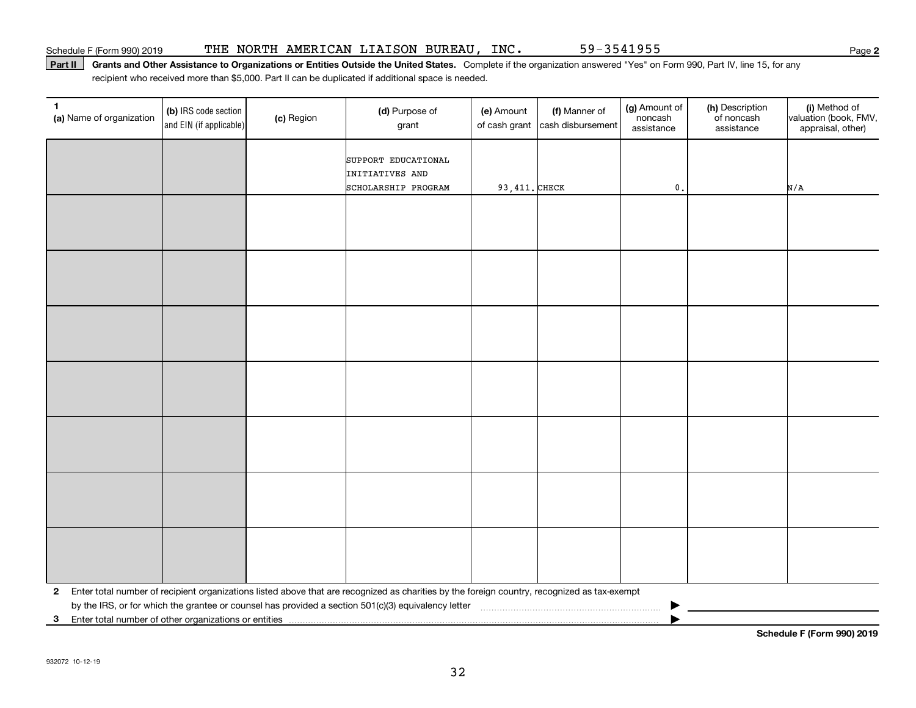Schedule F (Form 990) 2019 THE NORTH AMERICAN LIAISON BUREAU, INC. 59-3541955 Page **2**

**Part II** **Grants and Other Assistance to Organizations or Entities Outside the United States.** Complete if the organization answered "Yes" on Form 990, Part IV, line 15, for any recipient who received more than $5,000. Part II can be duplicated if additional space is needed.

| 1 (a) Name of organization | (b) IRS code section and EIN (if applicable) | (c) Region | (d) Purpose of grant | (e) Amount of cash grant | (f) Manner of cash disbursement | (g) Amount of noncash assistance | (h) Description of noncash assistance | (i) Method of valuation (book, FMV, appraisal, other) |
|---|---|---|---|---|---|---|---|---|
| | | | SUPPORT EDUCATIONAL INITIATIVES AND SCHOLARSHIP PROGRAM | 93,411. | CHECK | 0. | | N/A |
| | | | | | | | | |
| | | | | | | | | |
| | | | | | | | | |
| | | | | | | | | |
| | | | | | | | | |
| | | | | | | | | |
| | | | | | | | | |

**2** Enter total number of recipient organizations listed above that are recognized as charities by the foreign country, recognized as tax-exempt by the IRS, or for which the grantee or counsel has provided a section 501(c)(3) equivalency letter ▶

**3** Enter total number of other organizations or entities ▶

**Schedule F (Form 990) 2019**

932072 10-12-19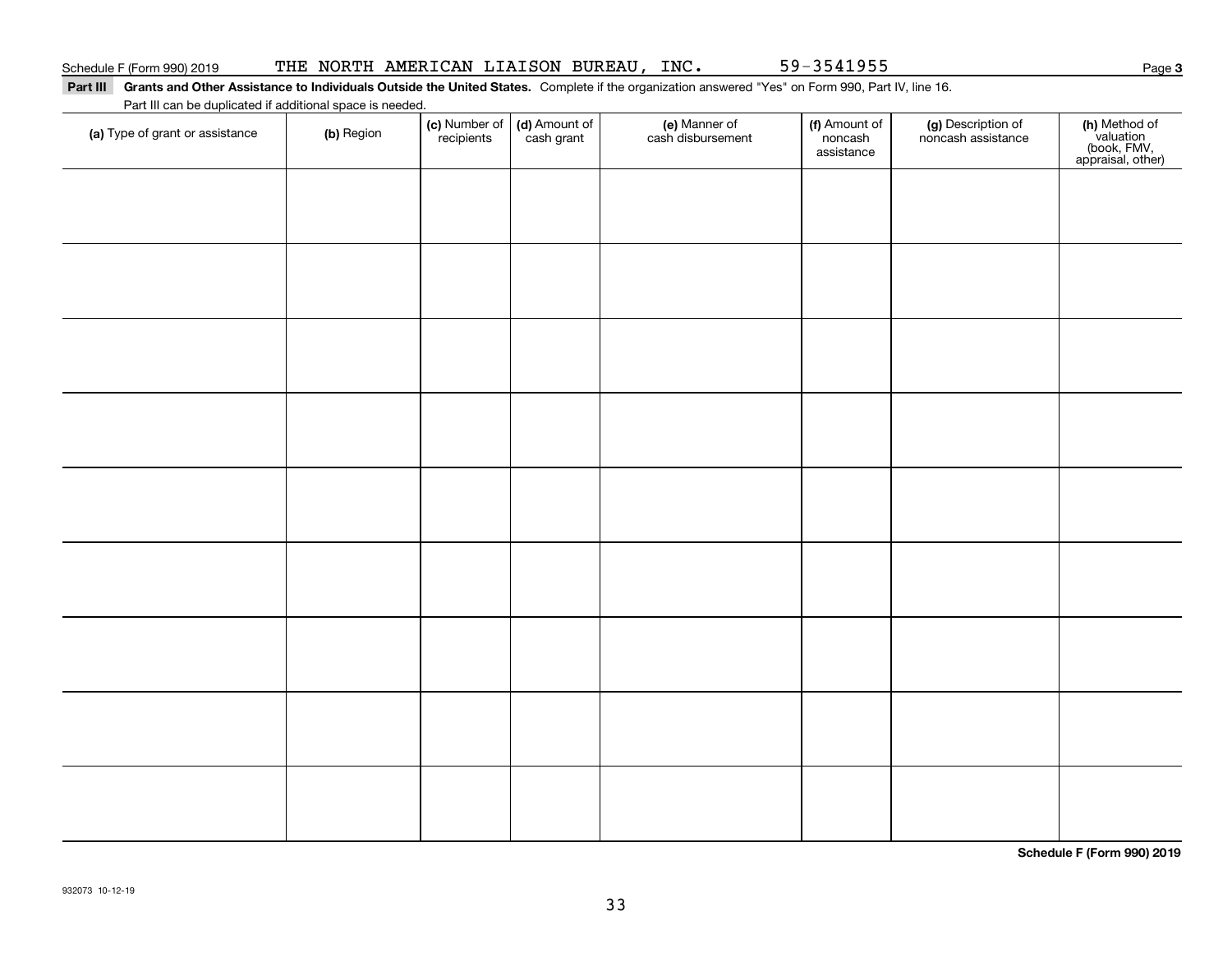Schedule F (Form 990) 2019 THE NORTH AMERICAN LIAISON BUREAU, INC. 59-3541955 Page **3**

**Part III Grants and Other Assistance to Individuals Outside the United States.** Complete if the organization answered "Yes" on Form 990, Part IV, line 16.

Part III can be duplicated if additional space is needed.

| **(a)** Type of grant or assistance | **(b)** Region | **(c)** Number of recipients | **(d)** Amount of cash grant | **(e)** Manner of cash disbursement | **(f)** Amount of noncash assistance | **(g)** Description of noncash assistance | **(h)** Method of valuation (book, FMV, appraisal, other) |
|---|---|---|---|---|---|---|---|
| | | | | | | | |
| | | | | | | | |
| | | | | | | | |
| | | | | | | | |
| | | | | | | | |
| | | | | | | | |
| | | | | | | | |
| | | | | | | | |
| | | | | | | | |

**Schedule F (Form 990) 2019**

932073 10-12-19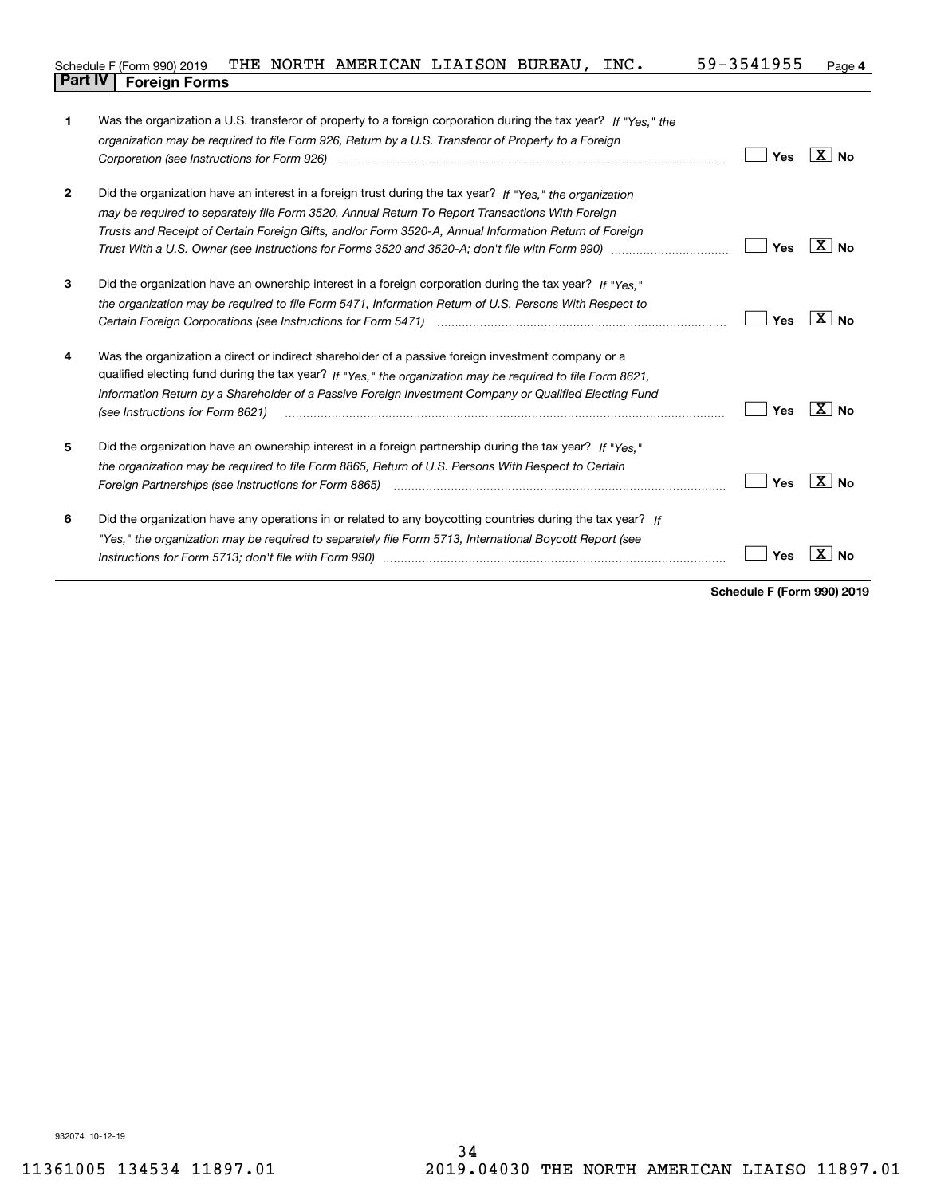Schedule F (Form 990) 2019 THE NORTH AMERICAN LIAISON BUREAU, INC. 59-3541955 Page 4

## Part IV Foreign Forms

| | | Yes | No |
|---|---|---|---|
| 1 | Was the organization a U.S. transferor of property to a foreign corporation during the tax year? *If "Yes," the organization may be required to file Form 926, Return by a U.S. Transferor of Property to a Foreign Corporation (see Instructions for Form 926)* | | X |
| 2 | Did the organization have an interest in a foreign trust during the tax year? *If "Yes," the organization may be required to separately file Form 3520, Annual Return To Report Transactions With Foreign Trusts and Receipt of Certain Foreign Gifts, and/or Form 3520-A, Annual Information Return of Foreign Trust With a U.S. Owner (see Instructions for Forms 3520 and 3520-A; don't file with Form 990)* | | X |
| 3 | Did the organization have an ownership interest in a foreign corporation during the tax year? *If "Yes," the organization may be required to file Form 5471, Information Return of U.S. Persons With Respect to Certain Foreign Corporations (see Instructions for Form 5471)* | | X |
| 4 | Was the organization a direct or indirect shareholder of a passive foreign investment company or a qualified electing fund during the tax year? *If "Yes," the organization may be required to file Form 8621, Information Return by a Shareholder of a Passive Foreign Investment Company or Qualified Electing Fund (see Instructions for Form 8621)* | | X |
| 5 | Did the organization have an ownership interest in a foreign partnership during the tax year? *If "Yes," the organization may be required to file Form 8865, Return of U.S. Persons With Respect to Certain Foreign Partnerships (see Instructions for Form 8865)* | | X |
| 6 | Did the organization have any operations in or related to any boycotting countries during the tax year? *If "Yes," the organization may be required to separately file Form 5713, International Boycott Report (see Instructions for Form 5713; don't file with Form 990)* | | X |

**Schedule F (Form 990) 2019**

932074 10-12-19

11361005 134534 11897.01 2019.04030 THE NORTH AMERICAN LIAISO 11897.01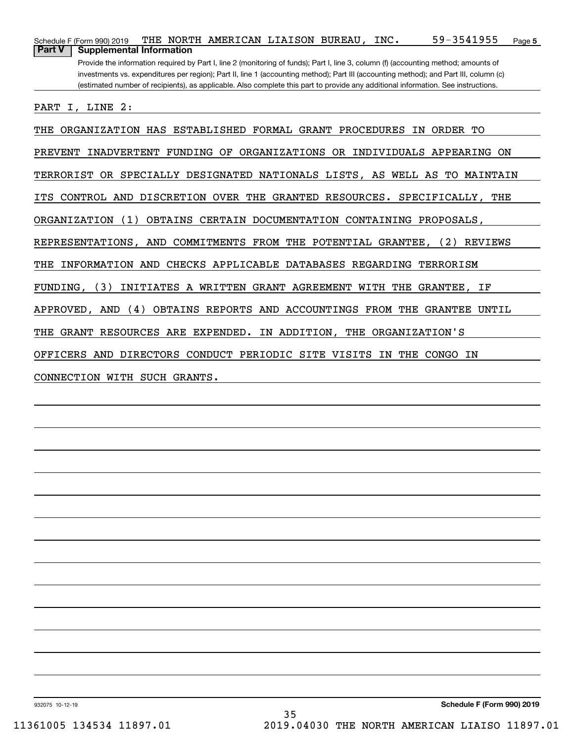Schedule F (Form 990) 2019 THE NORTH AMERICAN LIAISON BUREAU, INC. 59-3541955 Page 5

## Part V Supplemental Information

Provide the information required by Part I, line 2 (monitoring of funds); Part I, line 3, column (f) (accounting method; amounts of investments vs. expenditures per region); Part II, line 1 (accounting method); Part III (accounting method); and Part III, column (c) (estimated number of recipients), as applicable. Also complete this part to provide any additional information. See instructions.

PART I, LINE 2:

THE ORGANIZATION HAS ESTABLISHED FORMAL GRANT PROCEDURES IN ORDER TO PREVENT INADVERTENT FUNDING OF ORGANIZATIONS OR INDIVIDUALS APPEARING ON TERRORIST OR SPECIALLY DESIGNATED NATIONALS LISTS, AS WELL AS TO MAINTAIN ITS CONTROL AND DISCRETION OVER THE GRANTED RESOURCES. SPECIFICALLY, THE ORGANIZATION (1) OBTAINS CERTAIN DOCUMENTATION CONTAINING PROPOSALS, REPRESENTATIONS, AND COMMITMENTS FROM THE POTENTIAL GRANTEE, (2) REVIEWS THE INFORMATION AND CHECKS APPLICABLE DATABASES REGARDING TERRORISM FUNDING, (3) INITIATES A WRITTEN GRANT AGREEMENT WITH THE GRANTEE, IF APPROVED, AND (4) OBTAINS REPORTS AND ACCOUNTINGS FROM THE GRANTEE UNTIL THE GRANT RESOURCES ARE EXPENDED. IN ADDITION, THE ORGANIZATION'S OFFICERS AND DIRECTORS CONDUCT PERIODIC SITE VISITS IN THE CONGO IN CONNECTION WITH SUCH GRANTS.

932075 10-12-19 **Schedule F (Form 990) 2019**

11361005 134534 11897.01 2019.04030 THE NORTH AMERICAN LIAISO 11897.01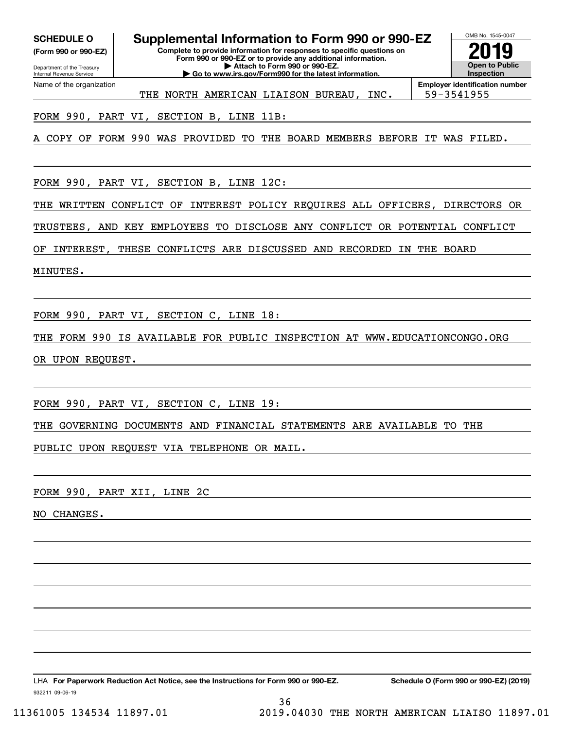**SCHEDULE O**
**(Form 990 or 990-EZ)**

Department of the Treasury
Internal Revenue Service

# Supplemental Information to Form 990 or 990-EZ

**Complete to provide information for responses to specific questions on Form 990 or 990-EZ or to provide any additional information.**
**▶ Attach to Form 990 or 990-EZ.**
**▶ Go to www.irs.gov/Form990 for the latest information.**

OMB No. 1545-0047

**2019**

**Open to Public Inspection**

Name of the organization: THE NORTH AMERICAN LIAISON BUREAU, INC.

**Employer identification number:** 59-3541955

FORM 990, PART VI, SECTION B, LINE 11B:

A COPY OF FORM 990 WAS PROVIDED TO THE BOARD MEMBERS BEFORE IT WAS FILED.

FORM 990, PART VI, SECTION B, LINE 12C:

THE WRITTEN CONFLICT OF INTEREST POLICY REQUIRES ALL OFFICERS, DIRECTORS OR TRUSTEES, AND KEY EMPLOYEES TO DISCLOSE ANY CONFLICT OR POTENTIAL CONFLICT OF INTEREST, THESE CONFLICTS ARE DISCUSSED AND RECORDED IN THE BOARD MINUTES.

FORM 990, PART VI, SECTION C, LINE 18:

THE FORM 990 IS AVAILABLE FOR PUBLIC INSPECTION AT WWW.EDUCATIONCONGO.ORG OR UPON REQUEST.

FORM 990, PART VI, SECTION C, LINE 19:

THE GOVERNING DOCUMENTS AND FINANCIAL STATEMENTS ARE AVAILABLE TO THE PUBLIC UPON REQUEST VIA TELEPHONE OR MAIL.

FORM 990, PART XII, LINE 2C

NO CHANGES.

LHA **For Paperwork Reduction Act Notice, see the Instructions for Form 990 or 990-EZ.** **Schedule O (Form 990 or 990-EZ) (2019)**

932211 09-06-19

11361005 134534 11897.01 2019.04030 THE NORTH AMERICAN LIAISO 11897.01